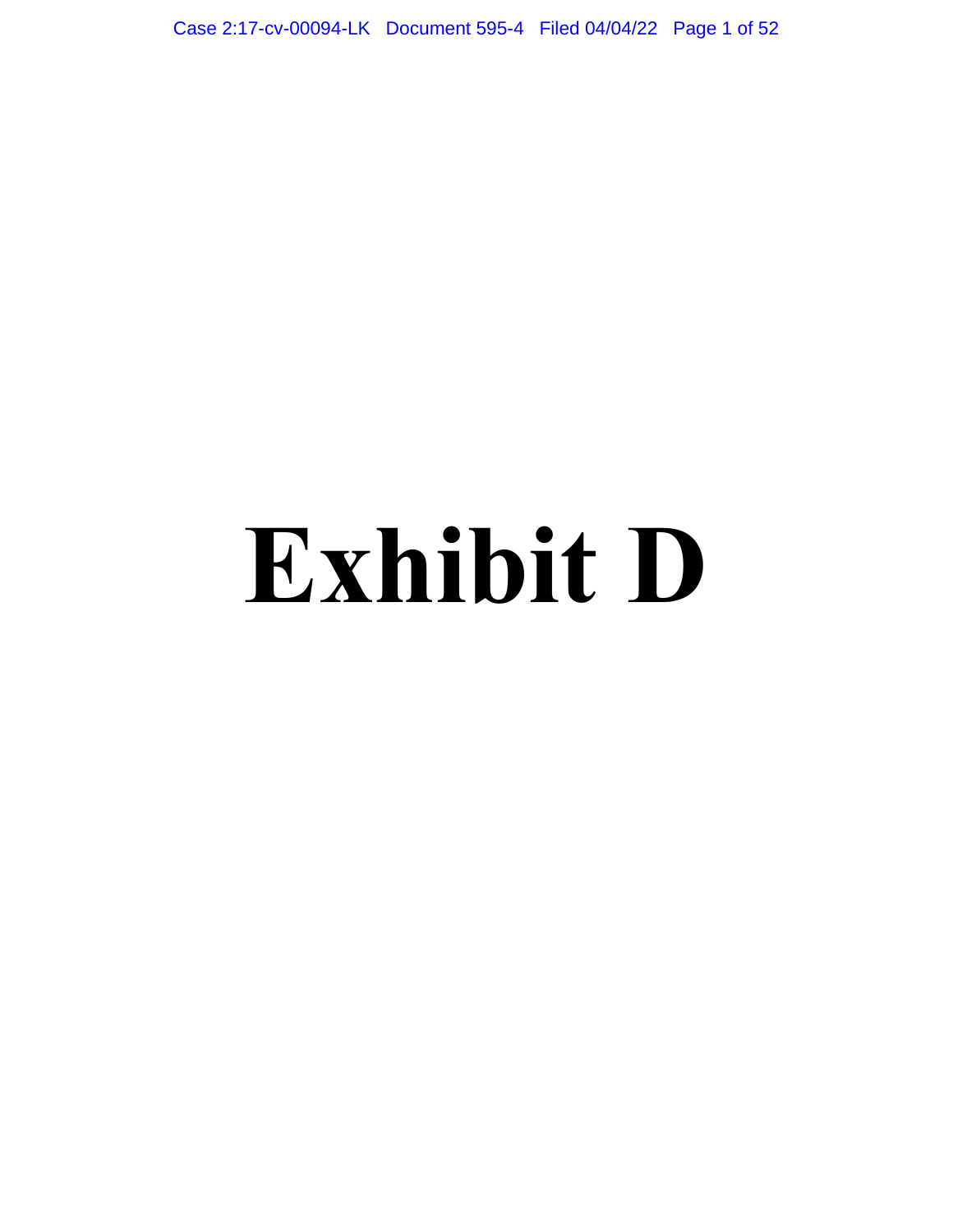# Exhibit D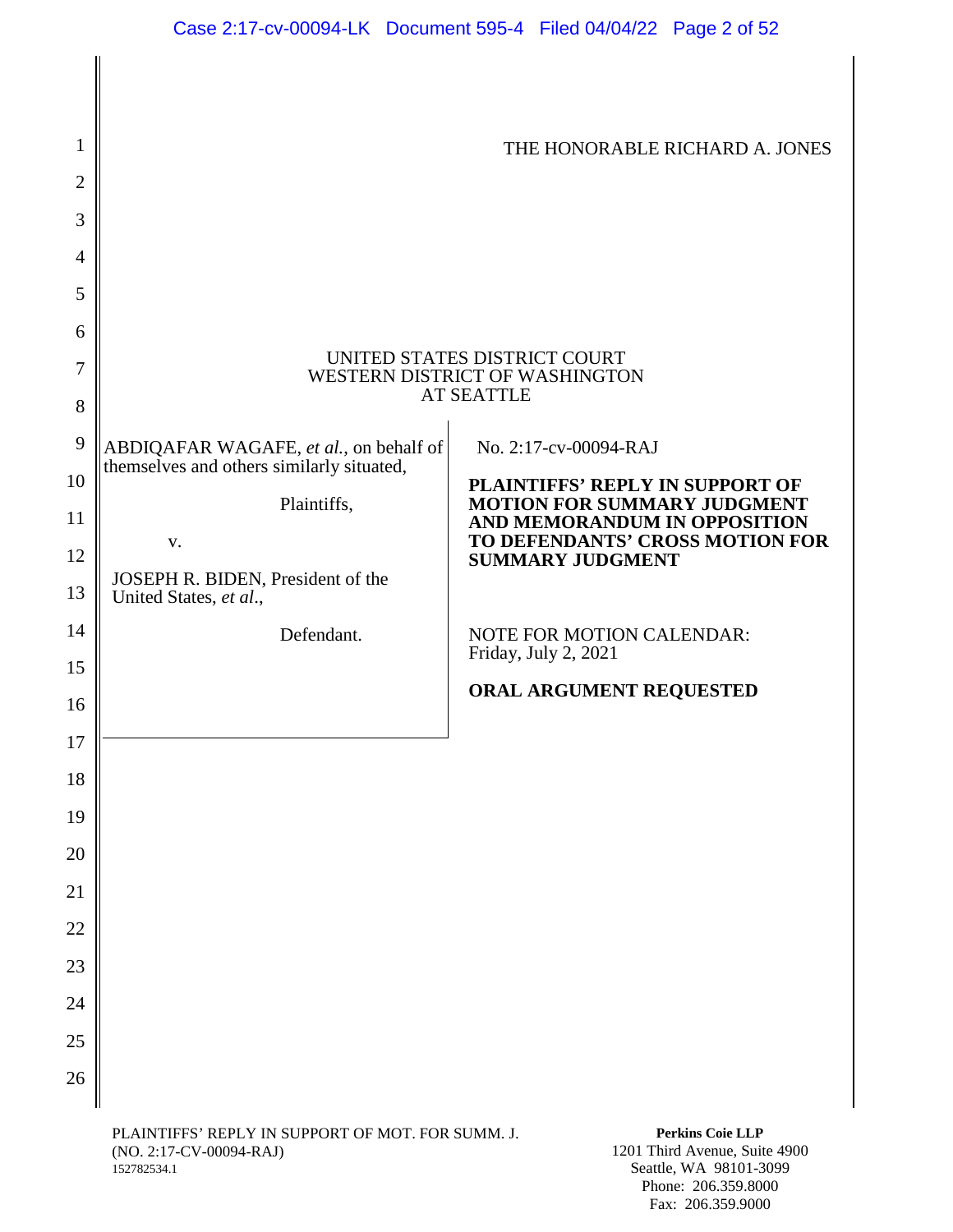THE HONORABLE RICHARD A. JONES

UNITED STATES DISTRICT COURT
WESTERN DISTRICT OF WASHINGTON
AT SEATTLE

| | |
|---|---|
| ABDIQAFAR WAGAFE, *et al.*, on behalf of themselves and others similarly situated,<br><br>Plaintiffs,<br><br>v.<br><br>JOSEPH R. BIDEN, President of the United States, *et al.*,<br><br>Defendant. | No. 2:17-cv-00094-RAJ<br><br>**PLAINTIFFS' REPLY IN SUPPORT OF MOTION FOR SUMMARY JUDGMENT AND MEMORANDUM IN OPPOSITION TO DEFENDANTS' CROSS MOTION FOR SUMMARY JUDGMENT**<br><br>NOTE FOR MOTION CALENDAR: Friday, July 2, 2021<br><br>**ORAL ARGUMENT REQUESTED** |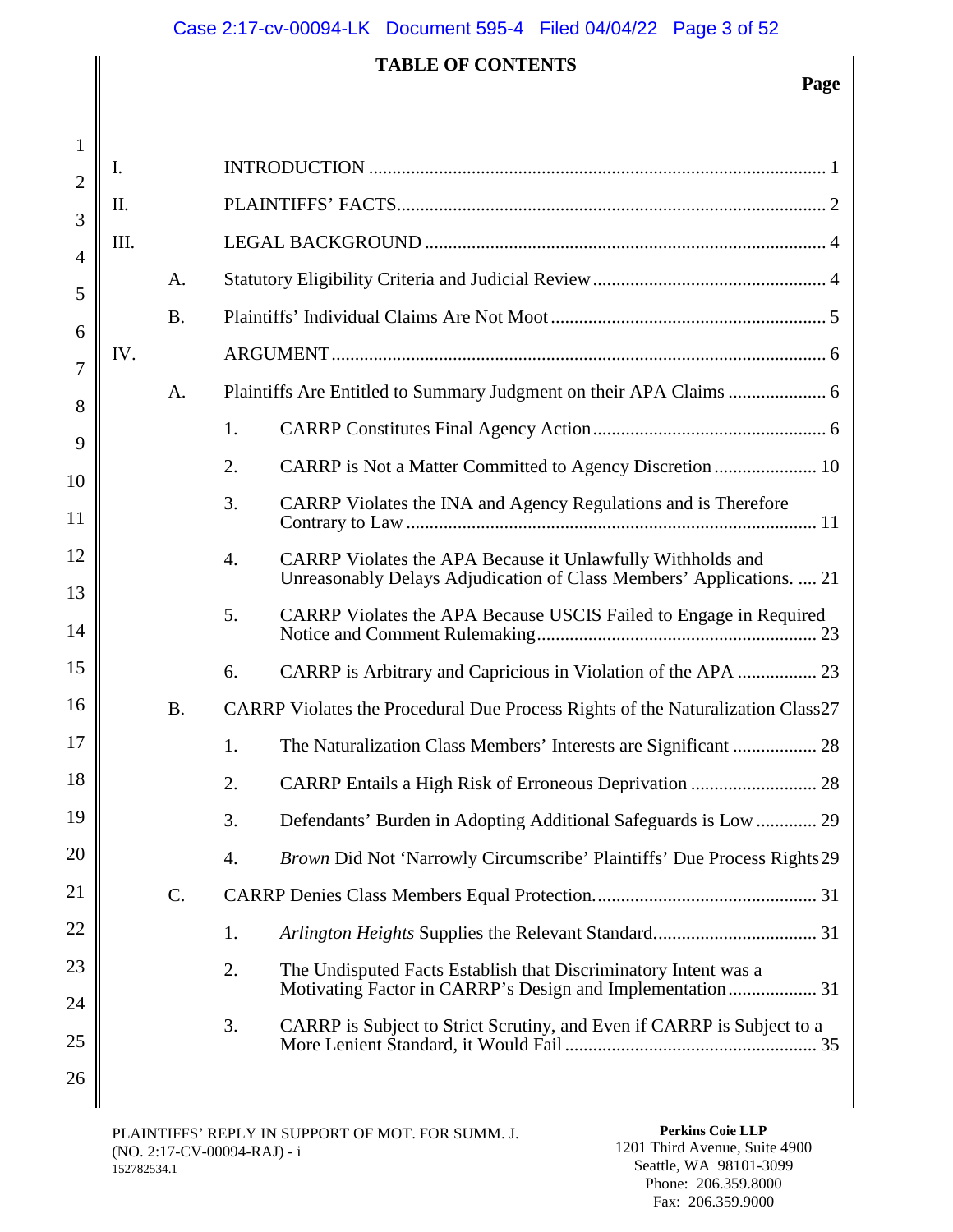# TABLE OF CONTENTS

**Page**

I. INTRODUCTION ..... 1

II. PLAINTIFFS' FACTS ..... 2

III. LEGAL BACKGROUND ..... 4

- A. Statutory Eligibility Criteria and Judicial Review ..... 4
- B. Plaintiffs' Individual Claims Are Not Moot ..... 5

IV. ARGUMENT ..... 6

- A. Plaintiffs Are Entitled to Summary Judgment on their APA Claims ..... 6
  - 1. CARRP Constitutes Final Agency Action ..... 6
  - 2. CARRP is Not a Matter Committed to Agency Discretion ..... 10
  - 3. CARRP Violates the INA and Agency Regulations and is Therefore Contrary to Law ..... 11
  - 4. CARRP Violates the APA Because it Unlawfully Withholds and Unreasonably Delays Adjudication of Class Members' Applications. ..... 21
  - 5. CARRP Violates the APA Because USCIS Failed to Engage in Required Notice and Comment Rulemaking ..... 23
  - 6. CARRP is Arbitrary and Capricious in Violation of the APA ..... 23
- B. CARRP Violates the Procedural Due Process Rights of the Naturalization Class ..... 27
  - 1. The Naturalization Class Members' Interests are Significant ..... 28
  - 2. CARRP Entails a High Risk of Erroneous Deprivation ..... 28
  - 3. Defendants' Burden in Adopting Additional Safeguards is Low ..... 29
  - 4. *Brown* Did Not 'Narrowly Circumscribe' Plaintiffs' Due Process Rights ..... 29
- C. CARRP Denies Class Members Equal Protection. ..... 31
  - 1. *Arlington Heights* Supplies the Relevant Standard. ..... 31
  - 2. The Undisputed Facts Establish that Discriminatory Intent was a Motivating Factor in CARRP's Design and Implementation ..... 31
  - 3. CARRP is Subject to Strict Scrutiny, and Even if CARRP is Subject to a More Lenient Standard, it Would Fail ..... 35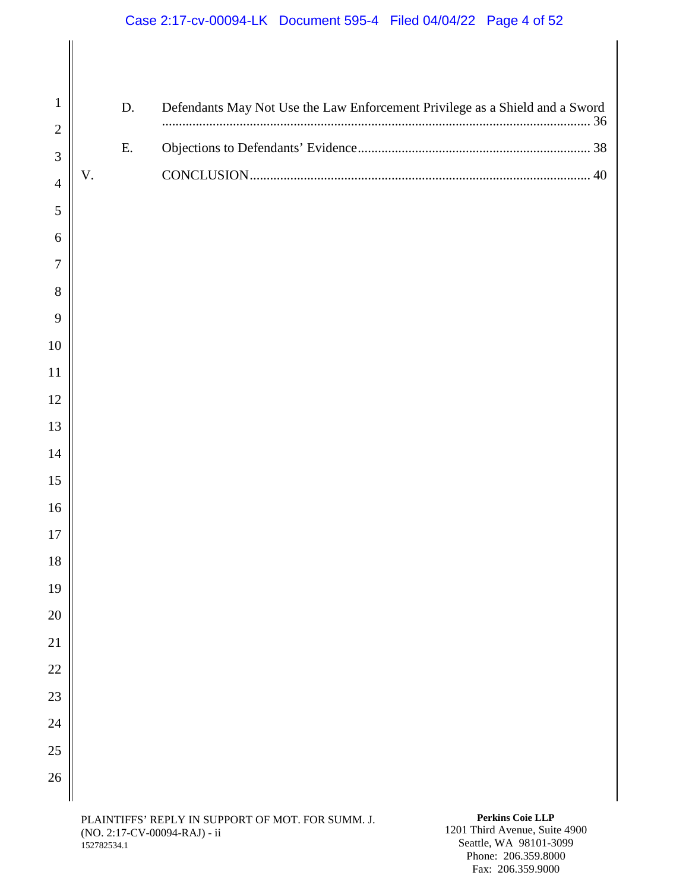- D. Defendants May Not Use the Law Enforcement Privilege as a Shield and a Sword ........ 36
- E. Objections to Defendants' Evidence ........ 38

V. CONCLUSION ........ 40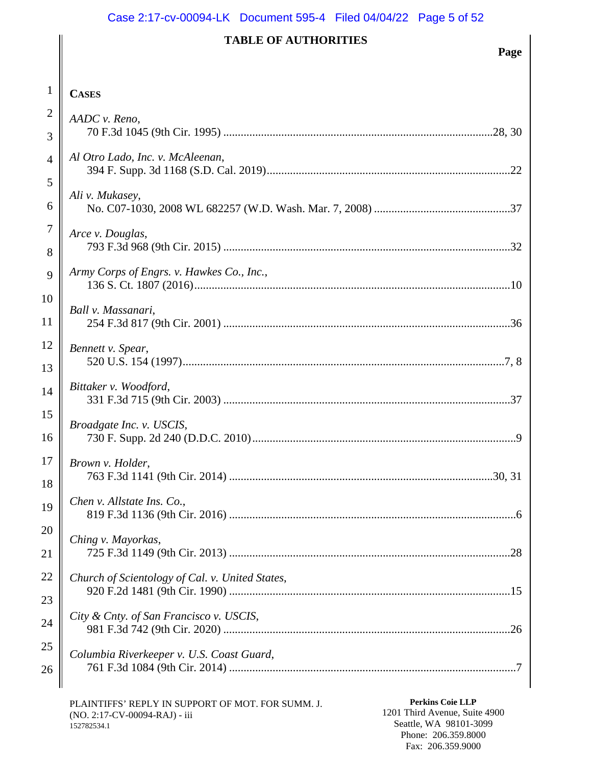## TABLE OF AUTHORITIES

**Page**

**CASES**

*AADC v. Reno*,
70 F.3d 1045 (9th Cir. 1995) ....................28, 30

*Al Otro Lado, Inc. v. McAleenan*,
394 F. Supp. 3d 1168 (S.D. Cal. 2019)....................22

*Ali v. Mukasey*,
No. C07-1030, 2008 WL 682257 (W.D. Wash. Mar. 7, 2008) ....................37

*Arce v. Douglas*,
793 F.3d 968 (9th Cir. 2015) ....................32

*Army Corps of Engrs. v. Hawkes Co., Inc.*,
136 S. Ct. 1807 (2016)....................10

*Ball v. Massanari*,
254 F.3d 817 (9th Cir. 2001) ....................36

*Bennett v. Spear*,
520 U.S. 154 (1997)....................7, 8

*Bittaker v. Woodford*,
331 F.3d 715 (9th Cir. 2003) ....................37

*Broadgate Inc. v. USCIS*,
730 F. Supp. 2d 240 (D.D.C. 2010)....................9

*Brown v. Holder*,
763 F.3d 1141 (9th Cir. 2014) ....................30, 31

*Chen v. Allstate Ins. Co.*,
819 F.3d 1136 (9th Cir. 2016) ....................6

*Ching v. Mayorkas*,
725 F.3d 1149 (9th Cir. 2013) ....................28

*Church of Scientology of Cal. v. United States*,
920 F.2d 1481 (9th Cir. 1990) ....................15

*City & Cnty. of San Francisco v. USCIS*,
981 F.3d 742 (9th Cir. 2020) ....................26

*Columbia Riverkeeper v. U.S. Coast Guard*,
761 F.3d 1084 (9th Cir. 2014) ....................7

PLAINTIFFS' REPLY IN SUPPORT OF MOT. FOR SUMM. J.
(NO. 2:17-CV-00094-RAJ) - iii
152782534.1

**Perkins Coie LLP**
1201 Third Avenue, Suite 4900
Seattle, WA 98101-3099
Phone: 206.359.8000
Fax: 206.359.9000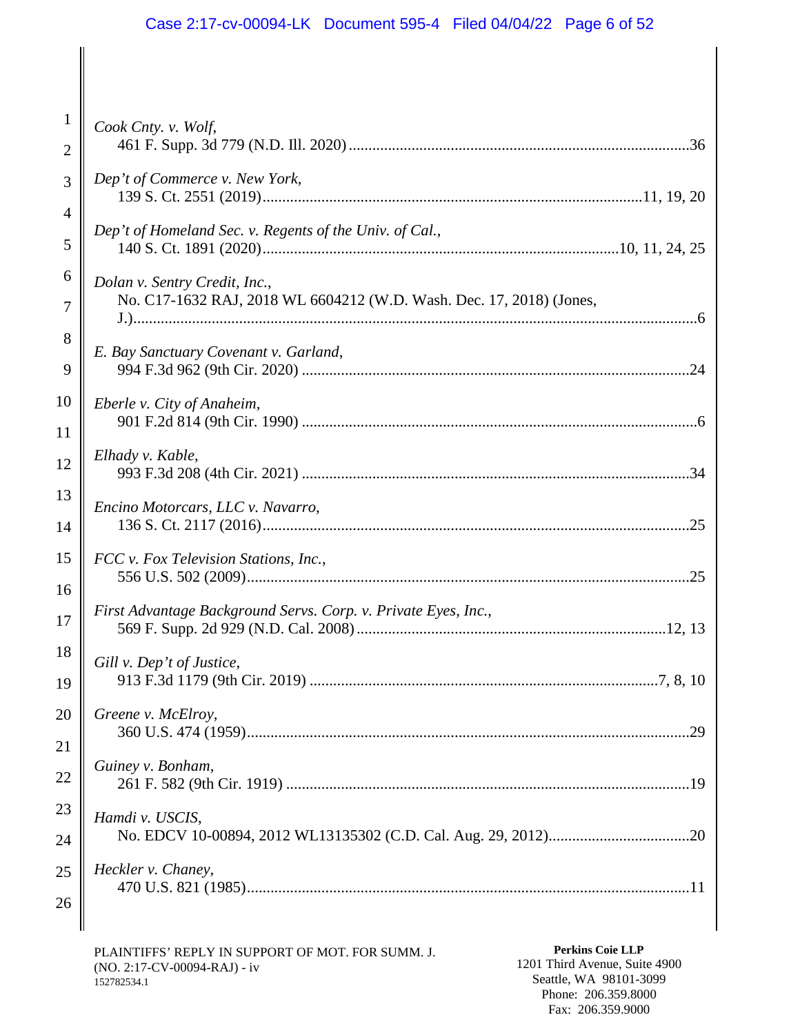*Cook Cnty. v. Wolf*,
461 F. Supp. 3d 779 (N.D. Ill. 2020) ....................................................................................36

*Dep't of Commerce v. New York*,
139 S. Ct. 2551 (2019)..........................................................................................11, 19, 20

*Dep't of Homeland Sec. v. Regents of the Univ. of Cal.*,
140 S. Ct. 1891 (2020)......................................................................................10, 11, 24, 25

*Dolan v. Sentry Credit, Inc.*,
No. C17-1632 RAJ, 2018 WL 6604212 (W.D. Wash. Dec. 17, 2018) (Jones, J.)........................................................................................................................6

*E. Bay Sanctuary Covenant v. Garland*,
994 F.3d 962 (9th Cir. 2020) ................................................................................................24

*Eberle v. City of Anaheim*,
901 F.2d 814 (9th Cir. 1990) ..................................................................................................6

*Elhady v. Kable*,
993 F.3d 208 (4th Cir. 2021) ................................................................................................34

*Encino Motorcars, LLC v. Navarro*,
136 S. Ct. 2117 (2016)..........................................................................................................25

*FCC v. Fox Television Stations, Inc.*,
556 U.S. 502 (2009)..............................................................................................................25

*First Advantage Background Servs. Corp. v. Private Eyes, Inc.*,
569 F. Supp. 2d 929 (N.D. Cal. 2008) ............................................................................12, 13

*Gill v. Dep't of Justice*,
913 F.3d 1179 (9th Cir. 2019) .......................................................................................7, 8, 10

*Greene v. McElroy*,
360 U.S. 474 (1959)..............................................................................................................29

*Guiney v. Bonham*,
261 F. 582 (9th Cir. 1919) ....................................................................................................19

*Hamdi v. USCIS*,
No. EDCV 10-00894, 2012 WL13135302 (C.D. Cal. Aug. 29, 2012)...................................20

*Heckler v. Chaney*,
470 U.S. 821 (1985)..............................................................................................................11

PLAINTIFFS' REPLY IN SUPPORT OF MOT. FOR SUMM. J.
(NO. 2:17-CV-00094-RAJ) - iv
152782534.1

**Perkins Coie LLP**
1201 Third Avenue, Suite 4900
Seattle, WA 98101-3099
Phone: 206.359.8000
Fax: 206.359.9000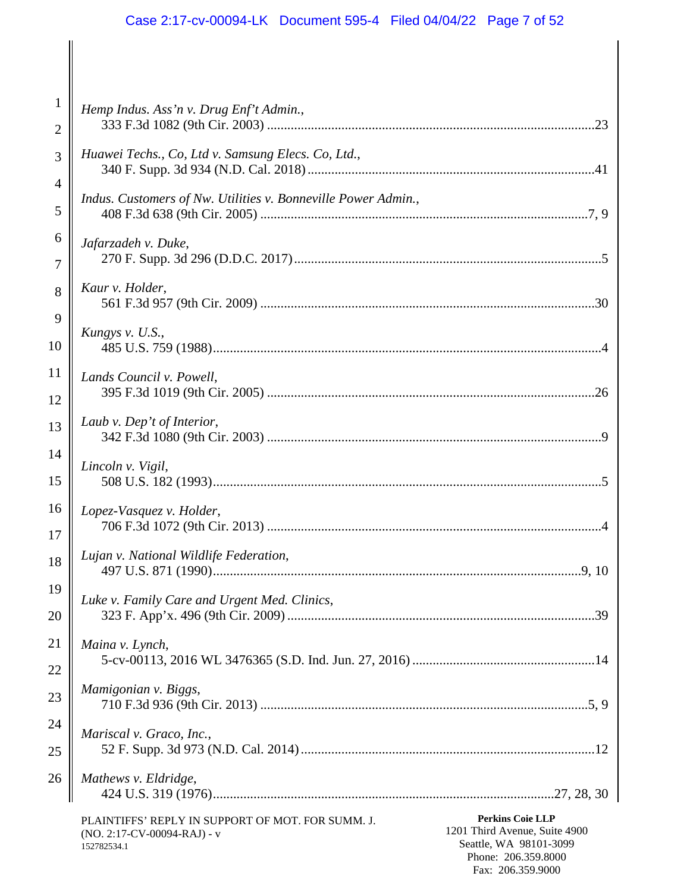*Hemp Indus. Ass'n v. Drug Enf't Admin.*,
333 F.3d 1082 (9th Cir. 2003) ....................................................................................23

*Huawei Techs., Co, Ltd v. Samsung Elecs. Co, Ltd.*,
340 F. Supp. 3d 934 (N.D. Cal. 2018) ........................................................................41

*Indus. Customers of Nw. Utilities v. Bonneville Power Admin.*,
408 F.3d 638 (9th Cir. 2005) ....................................................................................7, 9

*Jafarzadeh v. Duke*,
270 F. Supp. 3d 296 (D.D.C. 2017) ..............................................................................5

*Kaur v. Holder*,
561 F.3d 957 (9th Cir. 2009) ......................................................................................30

*Kungys v. U.S.*,
485 U.S. 759 (1988) ......................................................................................................4

*Lands Council v. Powell*,
395 F.3d 1019 (9th Cir. 2005) ....................................................................................26

*Laub v. Dep't of Interior*,
342 F.3d 1080 (9th Cir. 2003) ......................................................................................9

*Lincoln v. Vigil*,
508 U.S. 182 (1993) ......................................................................................................5

*Lopez-Vasquez v. Holder*,
706 F.3d 1072 (9th Cir. 2013) ......................................................................................4

*Lujan v. National Wildlife Federation*,
497 U.S. 871 (1990) ................................................................................................9, 10

*Luke v. Family Care and Urgent Med. Clinics*,
323 F. App'x. 496 (9th Cir. 2009) ...............................................................................39

*Maina v. Lynch*,
5-cv-00113, 2016 WL 3476365 (S.D. Ind. Jun. 27, 2016) ..........................................14

*Mamigonian v. Biggs*,
710 F.3d 936 (9th Cir. 2013) ....................................................................................5, 9

*Mariscal v. Graco, Inc.*,
52 F. Supp. 3d 973 (N.D. Cal. 2014) ..........................................................................12

*Mathews v. Eldridge*,
424 U.S. 319 (1976) .......................................................................................27, 28, 30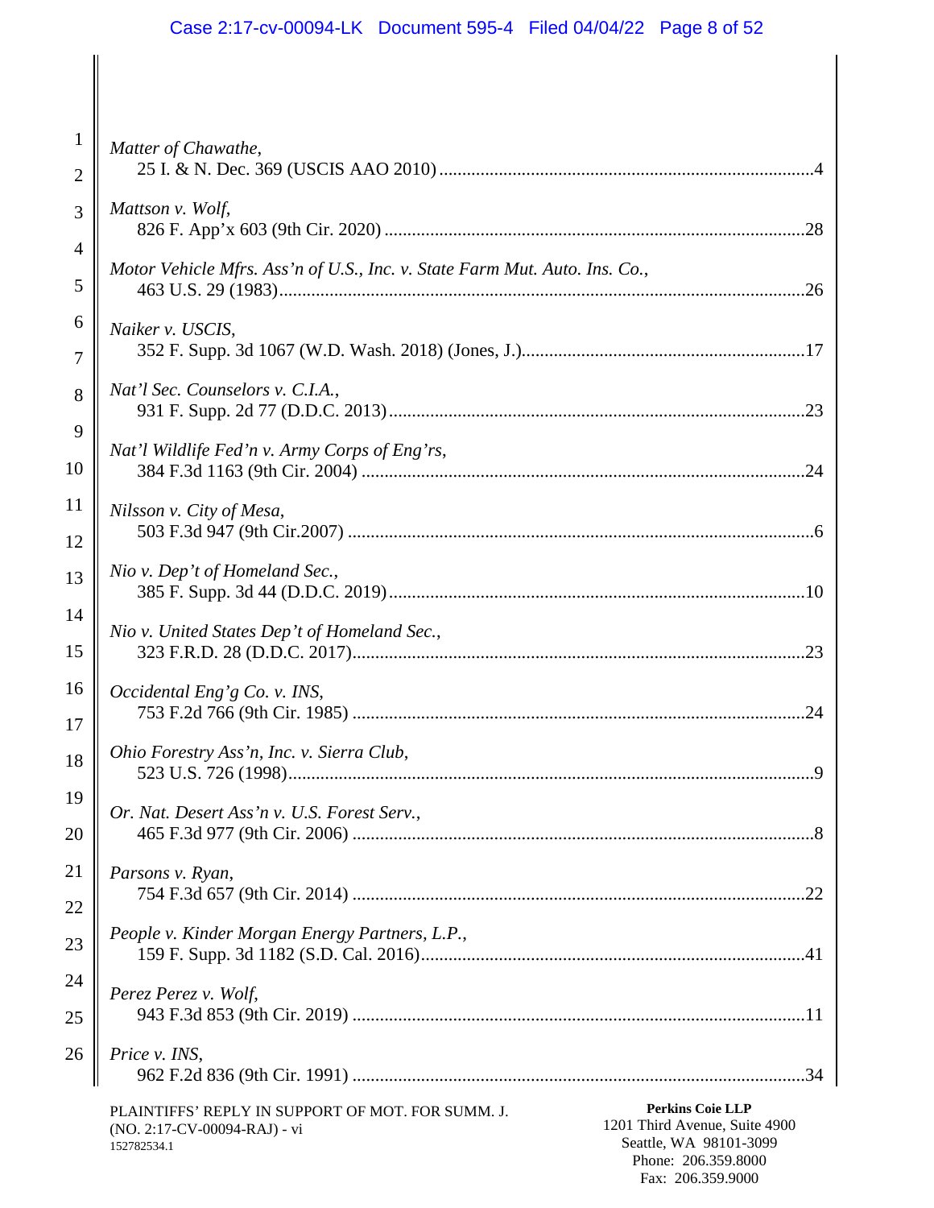*Matter of Chawathe*,
25 I. & N. Dec. 369 (USCIS AAO 2010) ....................................................................................4

*Mattson v. Wolf*,
826 F. App'x 603 (9th Cir. 2020) ............................................................................................28

*Motor Vehicle Mfrs. Ass'n of U.S., Inc. v. State Farm Mut. Auto. Ins. Co.*,
463 U.S. 29 (1983)....................................................................................................................26

*Naiker v. USCIS*,
352 F. Supp. 3d 1067 (W.D. Wash. 2018) (Jones, J.)...............................................................17

*Nat'l Sec. Counselors v. C.I.A.*,
931 F. Supp. 2d 77 (D.D.C. 2013)............................................................................................23

*Nat'l Wildlife Fed'n v. Army Corps of Eng'rs*,
384 F.3d 1163 (9th Cir. 2004) ..................................................................................................24

*Nilsson v. City of Mesa*,
503 F.3d 947 (9th Cir.2007) ......................................................................................................6

*Nio v. Dep't of Homeland Sec.*,
385 F. Supp. 3d 44 (D.D.C. 2019)............................................................................................10

*Nio v. United States Dep't of Homeland Sec.*,
323 F.R.D. 28 (D.D.C. 2017)....................................................................................................23

*Occidental Eng'g Co. v. INS*,
753 F.2d 766 (9th Cir. 1985) ....................................................................................................24

*Ohio Forestry Ass'n, Inc. v. Sierra Club*,
523 U.S. 726 (1998)....................................................................................................................9

*Or. Nat. Desert Ass'n v. U.S. Forest Serv.*,
465 F.3d 977 (9th Cir. 2006) ......................................................................................................8

*Parsons v. Ryan*,
754 F.3d 657 (9th Cir. 2014) ....................................................................................................22

*People v. Kinder Morgan Energy Partners, L.P.*,
159 F. Supp. 3d 1182 (S.D. Cal. 2016).....................................................................................41

*Perez Perez v. Wolf*,
943 F.3d 853 (9th Cir. 2019) ....................................................................................................11

*Price v. INS*,
962 F.2d 836 (9th Cir. 1991) ....................................................................................................34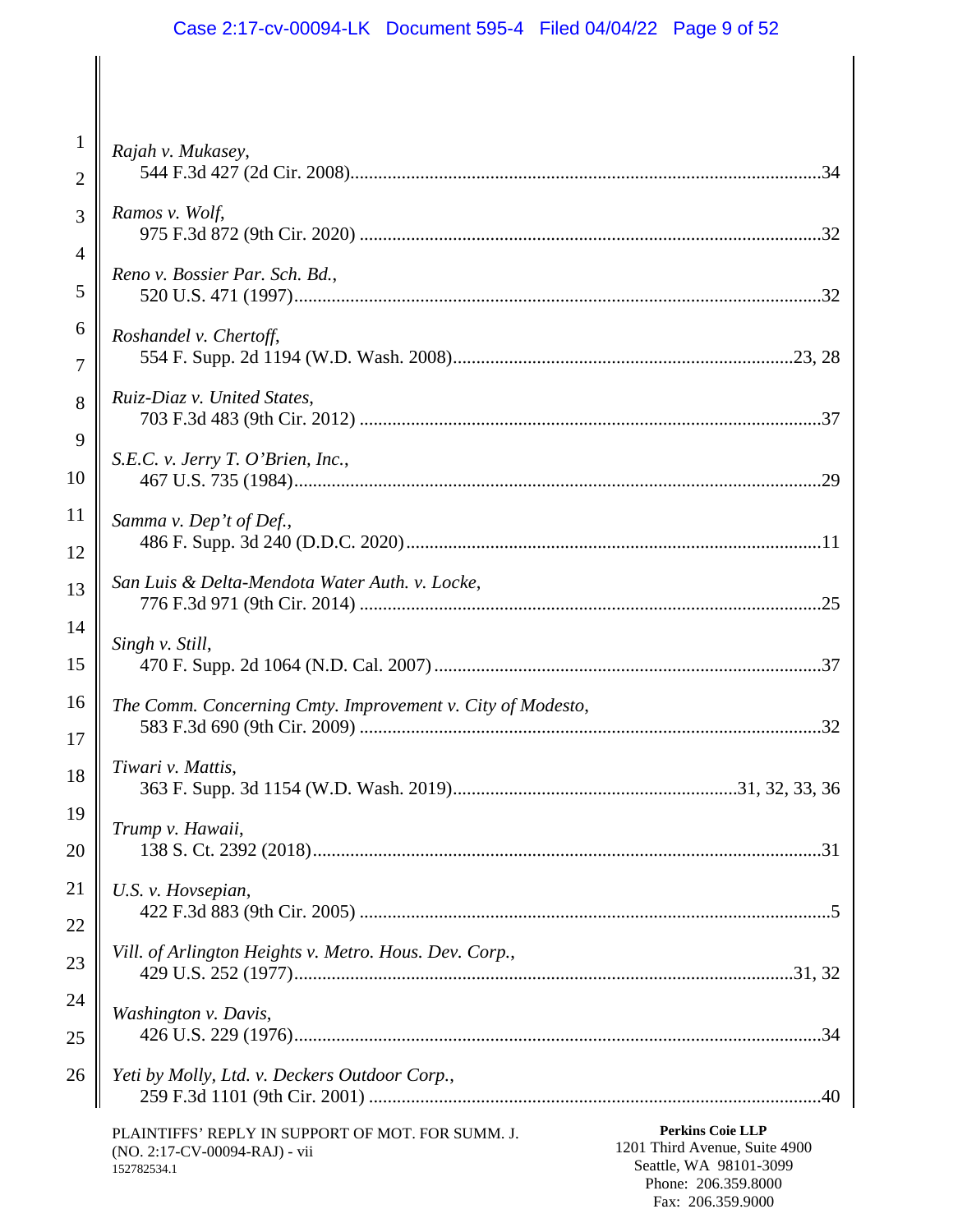*Rajah v. Mukasey*,
544 F.3d 427 (2d Cir. 2008)....................................................................................................34

*Ramos v. Wolf*,
975 F.3d 872 (9th Cir. 2020) ..................................................................................................32

*Reno v. Bossier Par. Sch. Bd.*,
520 U.S. 471 (1997)................................................................................................................32

*Roshandel v. Chertoff*,
554 F. Supp. 2d 1194 (W.D. Wash. 2008)........................................................................23, 28

*Ruiz-Diaz v. United States*,
703 F.3d 483 (9th Cir. 2012) ..................................................................................................37

*S.E.C. v. Jerry T. O'Brien, Inc.*,
467 U.S. 735 (1984)................................................................................................................29

*Samma v. Dep't of Def.*,
486 F. Supp. 3d 240 (D.D.C. 2020)........................................................................................11

*San Luis & Delta-Mendota Water Auth. v. Locke*,
776 F.3d 971 (9th Cir. 2014) ..................................................................................................25

*Singh v. Still*,
470 F. Supp. 2d 1064 (N.D. Cal. 2007) ..................................................................................37

*The Comm. Concerning Cmty. Improvement v. City of Modesto*,
583 F.3d 690 (9th Cir. 2009) ..................................................................................................32

*Tiwari v. Mattis*,
363 F. Supp. 3d 1154 (W.D. Wash. 2019).............................................................31, 32, 33, 36

*Trump v. Hawaii*,
138 S. Ct. 2392 (2018)............................................................................................................31

*U.S. v. Hovsepian*,
422 F.3d 883 (9th Cir. 2005) ....................................................................................................5

*Vill. of Arlington Heights v. Metro. Hous. Dev. Corp.*,
429 U.S. 252 (1977)..........................................................................................................31, 32

*Washington v. Davis*,
426 U.S. 229 (1976)................................................................................................................34

*Yeti by Molly, Ltd. v. Deckers Outdoor Corp.*,
259 F.3d 1101 (9th Cir. 2001) ................................................................................................40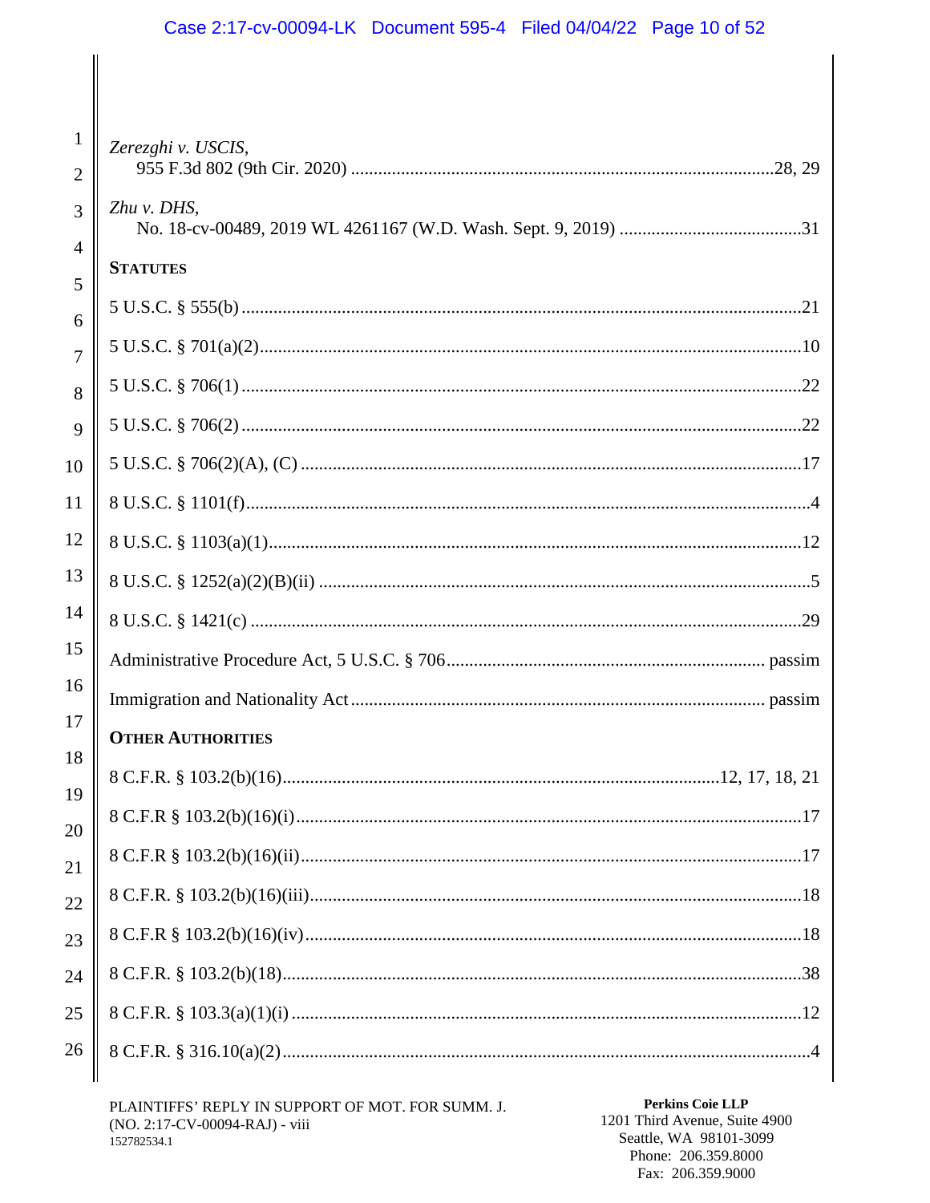*Zerezghi v. USCIS*,
955 F.3d 802 (9th Cir. 2020) ....................................................................................28, 29

*Zhu v. DHS*,
No. 18-cv-00489, 2019 WL 4261167 (W.D. Wash. Sept. 9, 2019) ........................................31

**STATUTES**

5 U.S.C. § 555(b) .........................................................................................................................21

5 U.S.C. § 701(a)(2).....................................................................................................................10

5 U.S.C. § 706(1) .........................................................................................................................22

5 U.S.C. § 706(2) .........................................................................................................................22

5 U.S.C. § 706(2)(A), (C) ............................................................................................................17

8 U.S.C. § 1101(f).........................................................................................................................4

8 U.S.C. § 1103(a)(1)...................................................................................................................12

8 U.S.C. § 1252(a)(2)(B)(ii) ..........................................................................................................5

8 U.S.C. § 1421(c) .......................................................................................................................29

Administrative Procedure Act, 5 U.S.C. § 706..................................................................... passim

Immigration and Nationality Act .......................................................................................... passim

**OTHER AUTHORITIES**

8 C.F.R. § 103.2(b)(16).............................................................................................12, 17, 18, 21

8 C.F.R § 103.2(b)(16)(i).............................................................................................................17

8 C.F.R § 103.2(b)(16)(ii)............................................................................................................17

8 C.F.R. § 103.2(b)(16)(iii)..........................................................................................................18

8 C.F.R § 103.2(b)(16)(iv)...........................................................................................................18

8 C.F.R. § 103.2(b)(18)................................................................................................................38

8 C.F.R. § 103.3(a)(1)(i) ..............................................................................................................12

8 C.F.R. § 316.10(a)(2)..................................................................................................................4

PLAINTIFFS' REPLY IN SUPPORT OF MOT. FOR SUMM. J.
(NO. 2:17-CV-00094-RAJ) - viii
152782534.1

**Perkins Coie LLP**
1201 Third Avenue, Suite 4900
Seattle, WA 98101-3099
Phone: 206.359.8000
Fax: 206.359.9000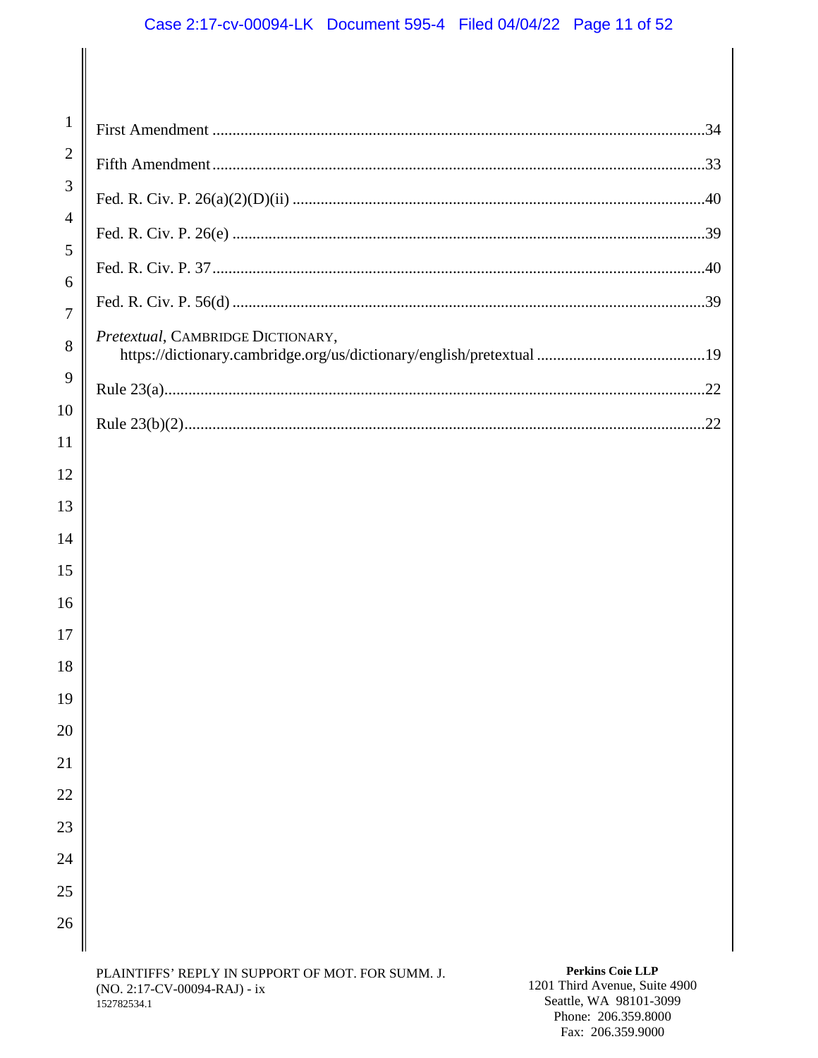First Amendment ....................................................................................................................34

Fifth Amendment ....................................................................................................................33

Fed. R. Civ. P. 26(a)(2)(D)(ii) ......................................................................................................40

Fed. R. Civ. P. 26(e) ....................................................................................................................39

Fed. R. Civ. P. 37 ........................................................................................................................40

Fed. R. Civ. P. 56(d) ....................................................................................................................39

*Pretextual*, CAMBRIDGE DICTIONARY,
https://dictionary.cambridge.org/us/dictionary/english/pretextual ..........................................19

Rule 23(a) ......................................................................................................................................22

Rule 23(b)(2) .................................................................................................................................22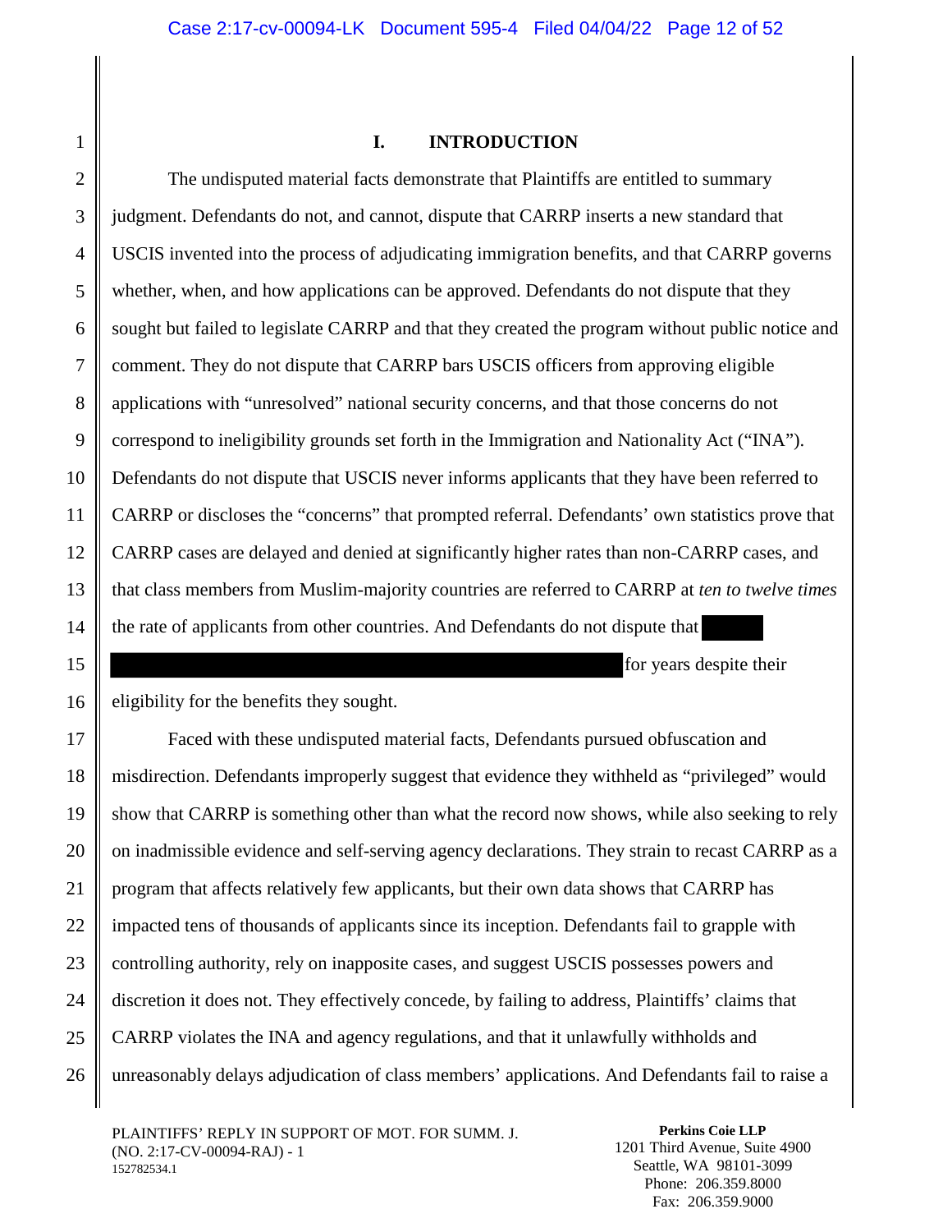## I. INTRODUCTION

The undisputed material facts demonstrate that Plaintiffs are entitled to summary judgment. Defendants do not, and cannot, dispute that CARRP inserts a new standard that USCIS invented into the process of adjudicating immigration benefits, and that CARRP governs whether, when, and how applications can be approved. Defendants do not dispute that they sought but failed to legislate CARRP and that they created the program without public notice and comment. They do not dispute that CARRP bars USCIS officers from approving eligible applications with "unresolved" national security concerns, and that those concerns do not correspond to ineligibility grounds set forth in the Immigration and Nationality Act ("INA"). Defendants do not dispute that USCIS never informs applicants that they have been referred to CARRP or discloses the "concerns" that prompted referral. Defendants' own statistics prove that CARRP cases are delayed and denied at significantly higher rates than non-CARRP cases, and that class members from Muslim-majority countries are referred to CARRP at *ten to twelve times* the rate of applicants from other countries. And Defendants do not dispute that [REDACTED] for years despite their eligibility for the benefits they sought.

Faced with these undisputed material facts, Defendants pursued obfuscation and misdirection. Defendants improperly suggest that evidence they withheld as "privileged" would show that CARRP is something other than what the record now shows, while also seeking to rely on inadmissible evidence and self-serving agency declarations. They strain to recast CARRP as a program that affects relatively few applicants, but their own data shows that CARRP has impacted tens of thousands of applicants since its inception. Defendants fail to grapple with controlling authority, rely on inapposite cases, and suggest USCIS possesses powers and discretion it does not. They effectively concede, by failing to address, Plaintiffs' claims that CARRP violates the INA and agency regulations, and that it unlawfully withholds and unreasonably delays adjudication of class members' applications. And Defendants fail to raise a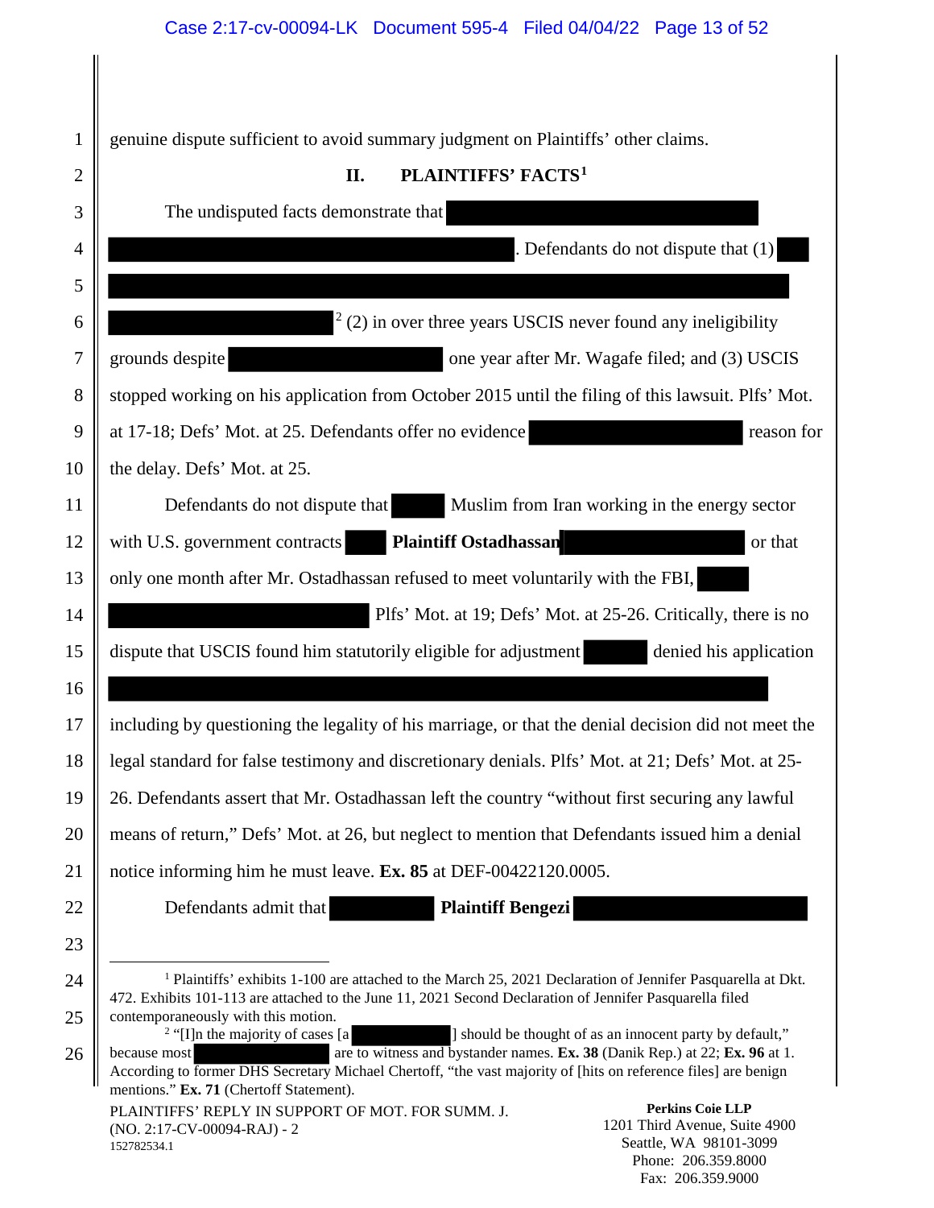genuine dispute sufficient to avoid summary judgment on Plaintiffs' other claims.

## II. PLAINTIFFS' FACTS[1]

The undisputed facts demonstrate that ████████████████████ ████████████████████. Defendants do not dispute that (1) ███ ████████████████████████████████████ ████████████████[2] (2) in over three years USCIS never found any ineligibility grounds despite ████████████ one year after Mr. Wagafe filed; and (3) USCIS stopped working on his application from October 2015 until the filing of this lawsuit. Plfs' Mot. at 17-18; Defs' Mot. at 25. Defendants offer no evidence ████████████ reason for the delay. Defs' Mot. at 25.

Defendants do not dispute that ███ Muslim from Iran working in the energy sector with U.S. government contracts ██ **Plaintiff Ostadhassan** ████████ or that only one month after Mr. Ostadhassan refused to meet voluntarily with the FBI, ███ ████████████ Plfs' Mot. at 19; Defs' Mot. at 25-26. Critically, there is no dispute that USCIS found him statutorily eligible for adjustment ███ denied his application ████████████████████████████████████ including by questioning the legality of his marriage, or that the denial decision did not meet the legal standard for false testimony and discretionary denials. Plfs' Mot. at 21; Defs' Mot. at 25-26. Defendants assert that Mr. Ostadhassan left the country "without first securing any lawful means of return," Defs' Mot. at 26, but neglect to mention that Defendants issued him a denial notice informing him he must leave. **Ex. 85** at DEF-00422120.0005.

Defendants admit that █████ **Plaintiff Bengezi** ████████████

---

[1] Plaintiffs' exhibits 1-100 are attached to the March 25, 2021 Declaration of Jennifer Pasquarella at Dkt. 472. Exhibits 101-113 are attached to the June 11, 2021 Second Declaration of Jennifer Pasquarella filed contemporaneously with this motion.

[2] "[I]n the majority of cases [a █████] should be thought of as an innocent party by default," because most ████████ are to witness and bystander names. **Ex. 38** (Danik Rep.) at 22; **Ex. 96** at 1. According to former DHS Secretary Michael Chertoff, "the vast majority of [hits on reference files] are benign mentions." **Ex. 71** (Chertoff Statement).

PLAINTIFFS' REPLY IN SUPPORT OF MOT. FOR SUMM. J. (NO. 2:17-CV-00094-RAJ) - 2
152782534.1

**Perkins Coie LLP**
1201 Third Avenue, Suite 4900
Seattle, WA 98101-3099
Phone: 206.359.8000
Fax: 206.359.9000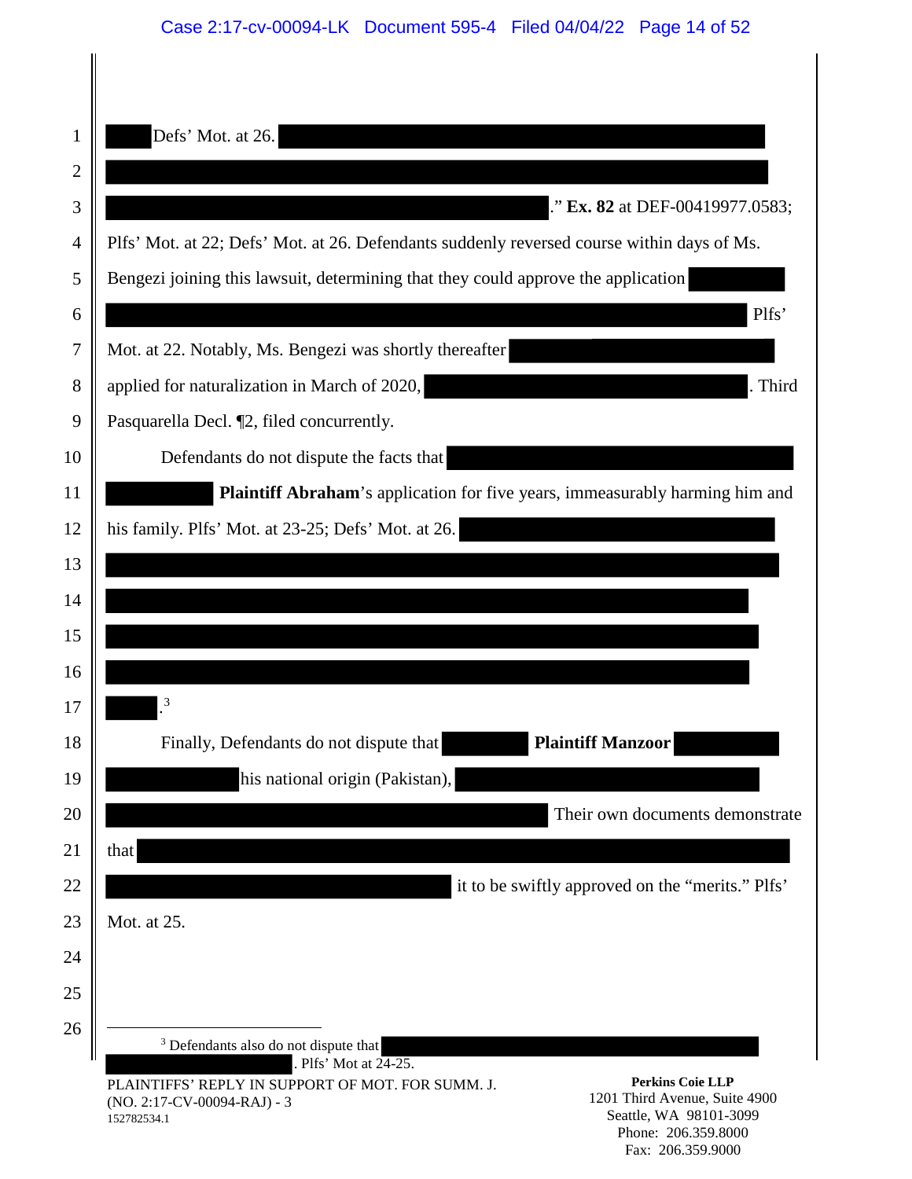Defs' Mot. at 26. ." **Ex. 82** at DEF-00419977.0583; Plfs' Mot. at 22; Defs' Mot. at 26. Defendants suddenly reversed course within days of Ms. Bengezi joining this lawsuit, determining that they could approve the application Plfs' Mot. at 22. Notably, Ms. Bengezi was shortly thereafter applied for naturalization in March of 2020, . Third Pasquarella Decl. ¶2, filed concurrently.

Defendants do not dispute the facts that **Plaintiff Abraham**'s application for five years, immeasurably harming him and his family. Plfs' Mot. at 23-25; Defs' Mot. at 26. .[3]

Finally, Defendants do not dispute that **Plaintiff Manzoor** his national origin (Pakistan), Their own documents demonstrate that it to be swiftly approved on the "merits." Plfs' Mot. at 25.

---

[3] Defendants also do not dispute that . Plfs' Mot at 24-25.

PLAINTIFFS' REPLY IN SUPPORT OF MOT. FOR SUMM. J. (NO. 2:17-CV-00094-RAJ) - 3
152782534.1

**Perkins Coie LLP**
1201 Third Avenue, Suite 4900
Seattle, WA 98101-3099
Phone: 206.359.8000
Fax: 206.359.9000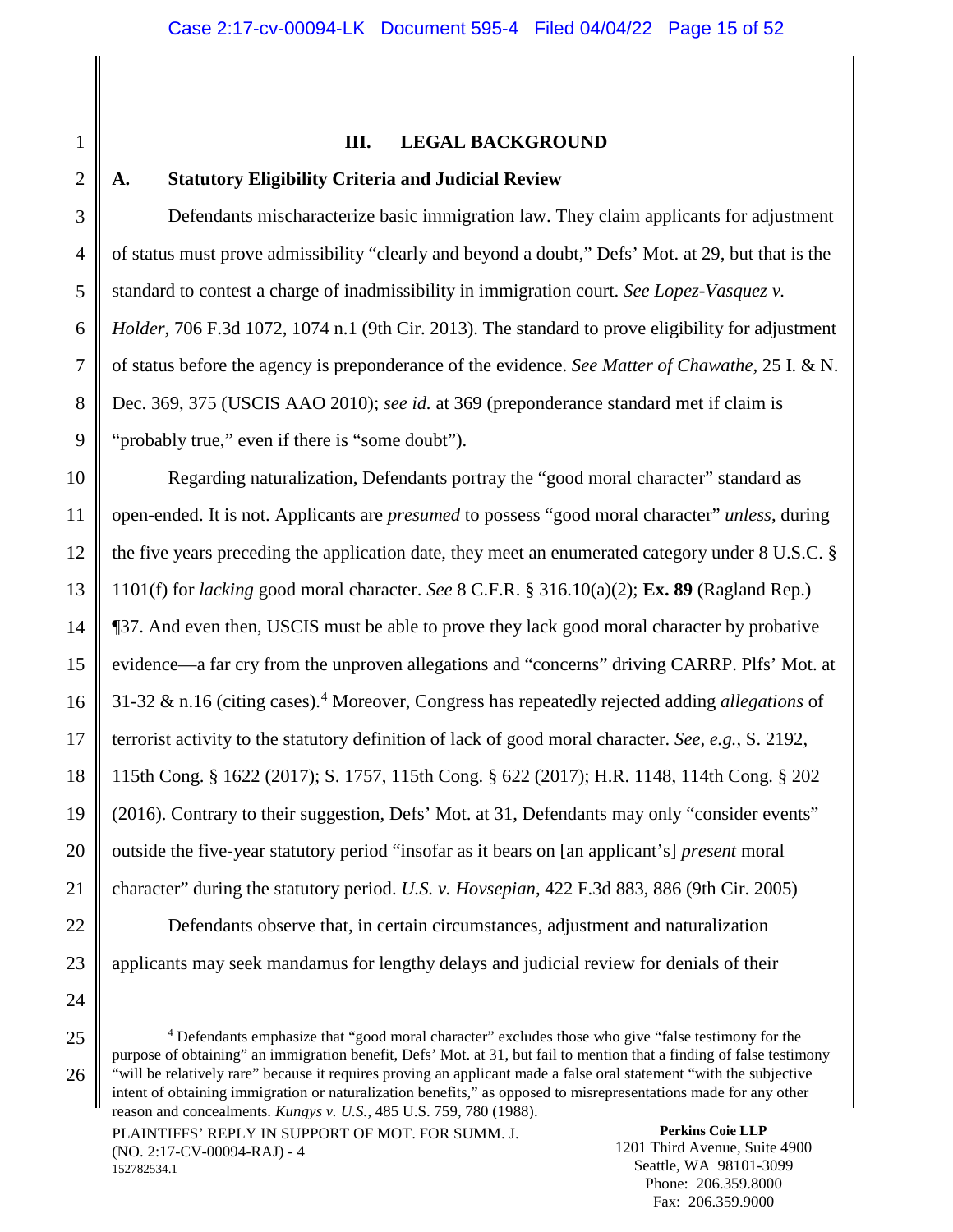## III. LEGAL BACKGROUND

### A. Statutory Eligibility Criteria and Judicial Review

Defendants mischaracterize basic immigration law. They claim applicants for adjustment of status must prove admissibility "clearly and beyond a doubt," Defs' Mot. at 29, but that is the standard to contest a charge of inadmissibility in immigration court. *See Lopez-Vasquez v. Holder*, 706 F.3d 1072, 1074 n.1 (9th Cir. 2013). The standard to prove eligibility for adjustment of status before the agency is preponderance of the evidence. *See Matter of Chawathe*, 25 I. & N. Dec. 369, 375 (USCIS AAO 2010); *see id.* at 369 (preponderance standard met if claim is "probably true," even if there is "some doubt").

Regarding naturalization, Defendants portray the "good moral character" standard as open-ended. It is not. Applicants are *presumed* to possess "good moral character" *unless*, during the five years preceding the application date, they meet an enumerated category under 8 U.S.C. § 1101(f) for *lacking* good moral character. *See* 8 C.F.R. § 316.10(a)(2); **Ex. 89** (Ragland Rep.) ¶37. And even then, USCIS must be able to prove they lack good moral character by probative evidence—a far cry from the unproven allegations and "concerns" driving CARRP. Plfs' Mot. at 31-32 & n.16 (citing cases).[4] Moreover, Congress has repeatedly rejected adding *allegations* of terrorist activity to the statutory definition of lack of good moral character. *See, e.g.*, S. 2192, 115th Cong. § 1622 (2017); S. 1757, 115th Cong. § 622 (2017); H.R. 1148, 114th Cong. § 202 (2016). Contrary to their suggestion, Defs' Mot. at 31, Defendants may only "consider events" outside the five-year statutory period "insofar as it bears on [an applicant's] *present* moral character" during the statutory period. *U.S. v. Hovsepian*, 422 F.3d 883, 886 (9th Cir. 2005)

Defendants observe that, in certain circumstances, adjustment and naturalization applicants may seek mandamus for lengthy delays and judicial review for denials of their

---

[4] Defendants emphasize that "good moral character" excludes those who give "false testimony for the purpose of obtaining" an immigration benefit, Defs' Mot. at 31, but fail to mention that a finding of false testimony "will be relatively rare" because it requires proving an applicant made a false oral statement "with the subjective intent of obtaining immigration or naturalization benefits," as opposed to misrepresentations made for any other reason and concealments. *Kungys v. U.S.*, 485 U.S. 759, 780 (1988).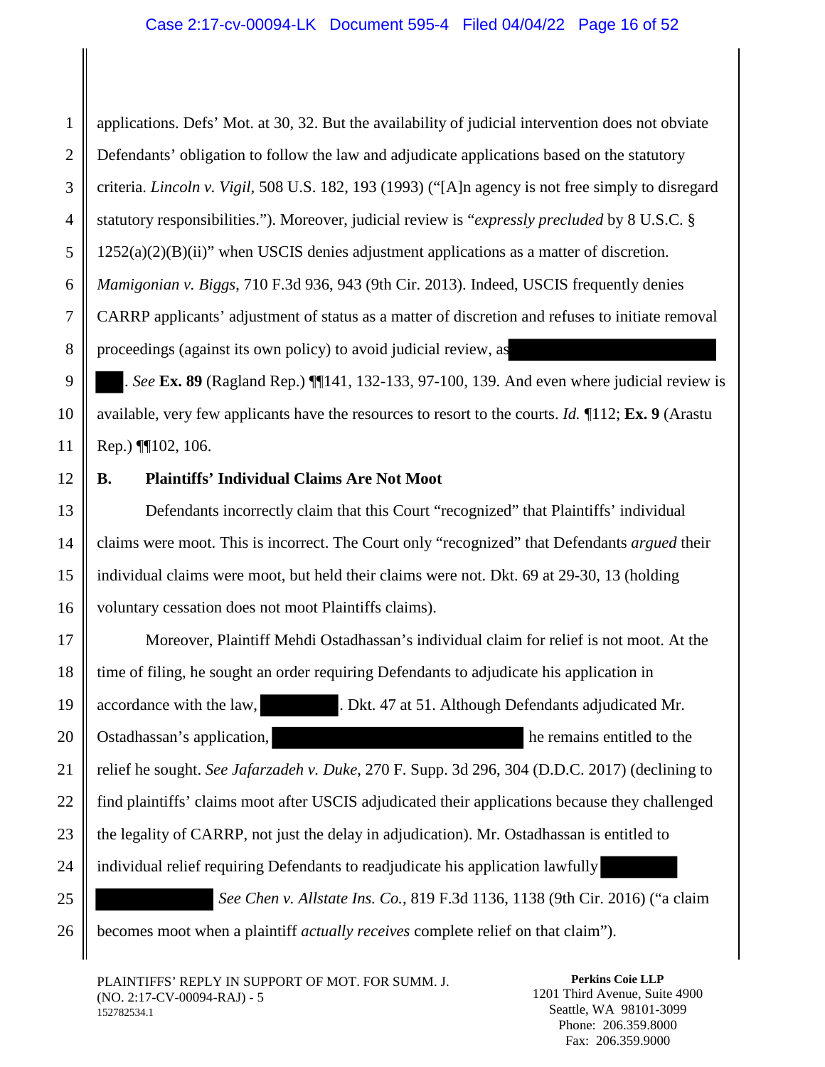applications. Defs' Mot. at 30, 32. But the availability of judicial intervention does not obviate Defendants' obligation to follow the law and adjudicate applications based on the statutory criteria. *Lincoln v. Vigil*, 508 U.S. 182, 193 (1993) ("[A]n agency is not free simply to disregard statutory responsibilities."). Moreover, judicial review is "*expressly precluded* by 8 U.S.C. § 1252(a)(2)(B)(ii)" when USCIS denies adjustment applications as a matter of discretion. *Mamigonian v. Biggs*, 710 F.3d 936, 943 (9th Cir. 2013). Indeed, USCIS frequently denies CARRP applicants' adjustment of status as a matter of discretion and refuses to initiate removal proceedings (against its own policy) to avoid judicial review, as [REDACTED] [REDACTED]. *See* **Ex. 89** (Ragland Rep.) ¶¶141, 132-133, 97-100, 139. And even where judicial review is available, very few applicants have the resources to resort to the courts. *Id.* ¶112; **Ex. 9** (Arastu Rep.) ¶¶102, 106.

### B. Plaintiffs' Individual Claims Are Not Moot

Defendants incorrectly claim that this Court "recognized" that Plaintiffs' individual claims were moot. This is incorrect. The Court only "recognized" that Defendants *argued* their individual claims were moot, but held their claims were not. Dkt. 69 at 29-30, 13 (holding voluntary cessation does not moot Plaintiffs claims).

Moreover, Plaintiff Mehdi Ostadhassan's individual claim for relief is not moot. At the time of filing, he sought an order requiring Defendants to adjudicate his application in accordance with the law, [REDACTED]. Dkt. 47 at 51. Although Defendants adjudicated Mr. Ostadhassan's application, [REDACTED] he remains entitled to the relief he sought. *See Jafarzadeh v. Duke*, 270 F. Supp. 3d 296, 304 (D.D.C. 2017) (declining to find plaintiffs' claims moot after USCIS adjudicated their applications because they challenged the legality of CARRP, not just the delay in adjudication). Mr. Ostadhassan is entitled to individual relief requiring Defendants to readjudicate his application lawfully [REDACTED] [REDACTED] *See Chen v. Allstate Ins. Co.*, 819 F.3d 1136, 1138 (9th Cir. 2016) ("a claim becomes moot when a plaintiff *actually receives* complete relief on that claim").

PLAINTIFFS' REPLY IN SUPPORT OF MOT. FOR SUMM. J. (NO. 2:17-CV-00094-RAJ) - 5
152782534.1

**Perkins Coie LLP**
1201 Third Avenue, Suite 4900
Seattle, WA 98101-3099
Phone: 206.359.8000
Fax: 206.359.9000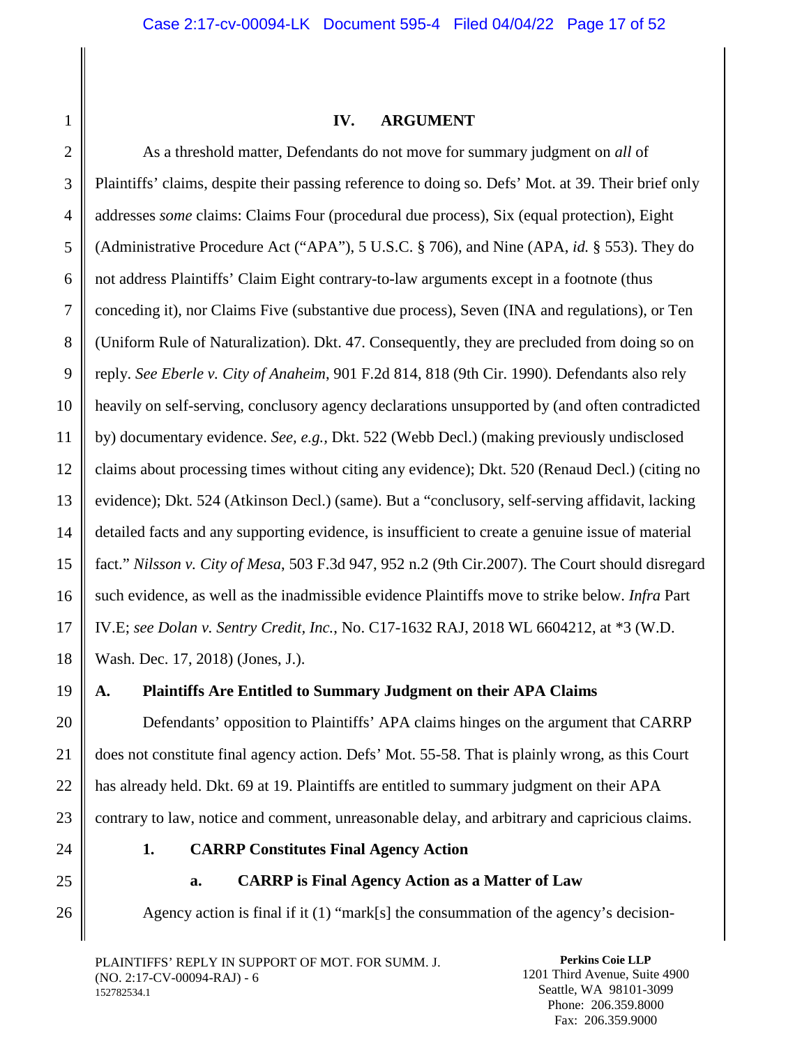## IV. ARGUMENT

As a threshold matter, Defendants do not move for summary judgment on *all* of Plaintiffs' claims, despite their passing reference to doing so. Defs' Mot. at 39. Their brief only addresses *some* claims: Claims Four (procedural due process), Six (equal protection), Eight (Administrative Procedure Act ("APA"), 5 U.S.C. § 706), and Nine (APA, *id.* § 553). They do not address Plaintiffs' Claim Eight contrary-to-law arguments except in a footnote (thus conceding it), nor Claims Five (substantive due process), Seven (INA and regulations), or Ten (Uniform Rule of Naturalization). Dkt. 47. Consequently, they are precluded from doing so on reply. *See Eberle v. City of Anaheim*, 901 F.2d 814, 818 (9th Cir. 1990). Defendants also rely heavily on self-serving, conclusory agency declarations unsupported by (and often contradicted by) documentary evidence. *See, e.g.*, Dkt. 522 (Webb Decl.) (making previously undisclosed claims about processing times without citing any evidence); Dkt. 520 (Renaud Decl.) (citing no evidence); Dkt. 524 (Atkinson Decl.) (same). But a "conclusory, self-serving affidavit, lacking detailed facts and any supporting evidence, is insufficient to create a genuine issue of material fact." *Nilsson v. City of Mesa*, 503 F.3d 947, 952 n.2 (9th Cir.2007). The Court should disregard such evidence, as well as the inadmissible evidence Plaintiffs move to strike below. *Infra* Part IV.E; *see Dolan v. Sentry Credit, Inc.*, No. C17-1632 RAJ, 2018 WL 6604212, at *3 (W.D. Wash. Dec. 17, 2018) (Jones, J.).

### A. Plaintiffs Are Entitled to Summary Judgment on their APA Claims

Defendants' opposition to Plaintiffs' APA claims hinges on the argument that CARRP does not constitute final agency action. Defs' Mot. 55-58. That is plainly wrong, as this Court has already held. Dkt. 69 at 19. Plaintiffs are entitled to summary judgment on their APA contrary to law, notice and comment, unreasonable delay, and arbitrary and capricious claims.

#### 1. CARRP Constitutes Final Agency Action

##### a. CARRP is Final Agency Action as a Matter of Law

Agency action is final if it (1) "mark[s] the consummation of the agency's decision-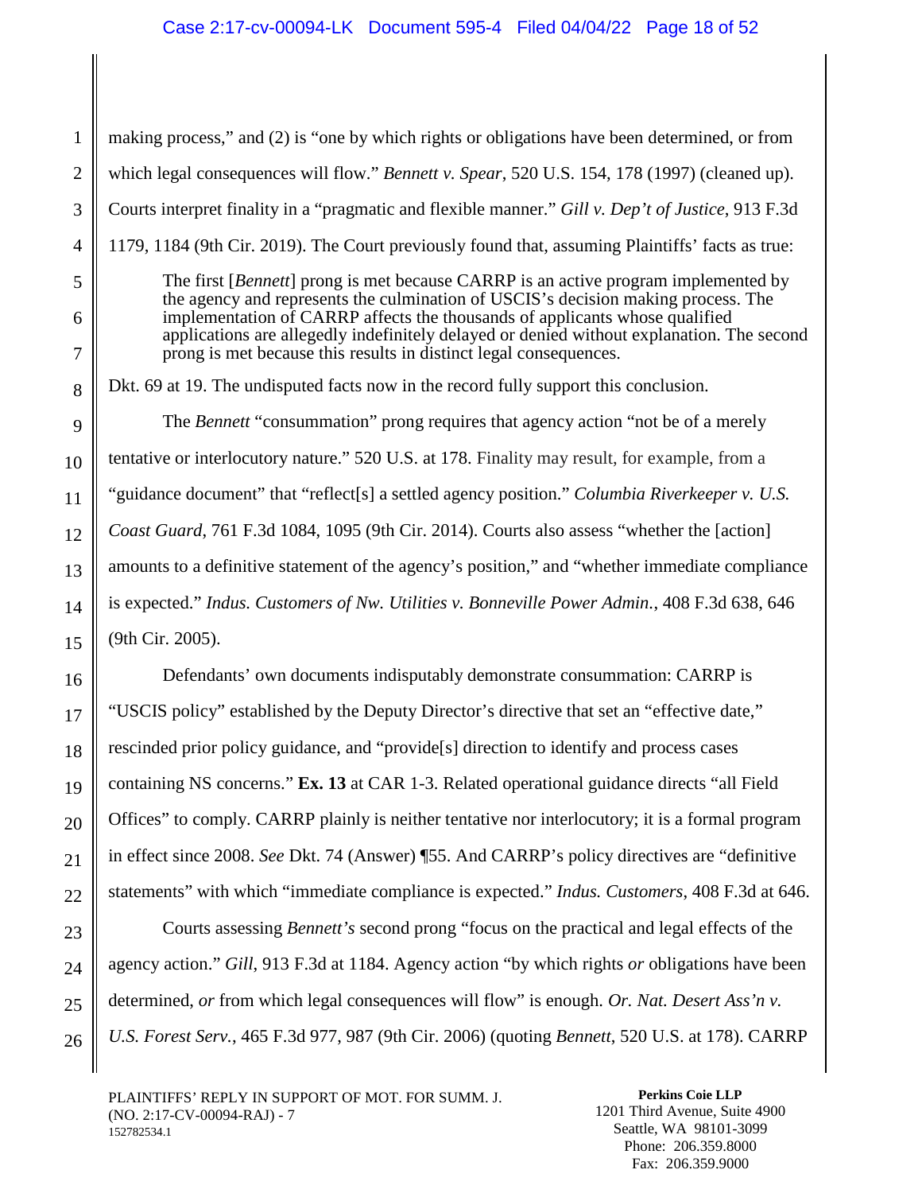making process," and (2) is "one by which rights or obligations have been determined, or from which legal consequences will flow." *Bennett v. Spear*, 520 U.S. 154, 178 (1997) (cleaned up). Courts interpret finality in a "pragmatic and flexible manner." *Gill v. Dep't of Justice*, 913 F.3d 1179, 1184 (9th Cir. 2019). The Court previously found that, assuming Plaintiffs' facts as true:

> The first [*Bennett*] prong is met because CARRP is an active program implemented by the agency and represents the culmination of USCIS's decision making process. The implementation of CARRP affects the thousands of applicants whose qualified applications are allegedly indefinitely delayed or denied without explanation. The second prong is met because this results in distinct legal consequences.

Dkt. 69 at 19. The undisputed facts now in the record fully support this conclusion.

The *Bennett* "consummation" prong requires that agency action "not be of a merely tentative or interlocutory nature." 520 U.S. at 178. Finality may result, for example, from a "guidance document" that "reflect[s] a settled agency position." *Columbia Riverkeeper v. U.S. Coast Guard*, 761 F.3d 1084, 1095 (9th Cir. 2014). Courts also assess "whether the [action] amounts to a definitive statement of the agency's position," and "whether immediate compliance is expected." *Indus. Customers of Nw. Utilities v. Bonneville Power Admin.*, 408 F.3d 638, 646 (9th Cir. 2005).

Defendants' own documents indisputably demonstrate consummation: CARRP is "USCIS policy" established by the Deputy Director's directive that set an "effective date," rescinded prior policy guidance, and "provide[s] direction to identify and process cases containing NS concerns." **Ex. 13** at CAR 1-3. Related operational guidance directs "all Field Offices" to comply. CARRP plainly is neither tentative nor interlocutory; it is a formal program in effect since 2008. *See* Dkt. 74 (Answer) ¶55. And CARRP's policy directives are "definitive statements" with which "immediate compliance is expected." *Indus. Customers*, 408 F.3d at 646.

Courts assessing *Bennett's* second prong "focus on the practical and legal effects of the agency action." *Gill*, 913 F.3d at 1184. Agency action "by which rights *or* obligations have been determined, *or* from which legal consequences will flow" is enough. *Or. Nat. Desert Ass'n v. U.S. Forest Serv.*, 465 F.3d 977, 987 (9th Cir. 2006) (quoting *Bennett*, 520 U.S. at 178). CARRP

PLAINTIFFS' REPLY IN SUPPORT OF MOT. FOR SUMM. J. (NO. 2:17-CV-00094-RAJ) - 7
152782534.1

**Perkins Coie LLP**
1201 Third Avenue, Suite 4900
Seattle, WA 98101-3099
Phone: 206.359.8000
Fax: 206.359.9000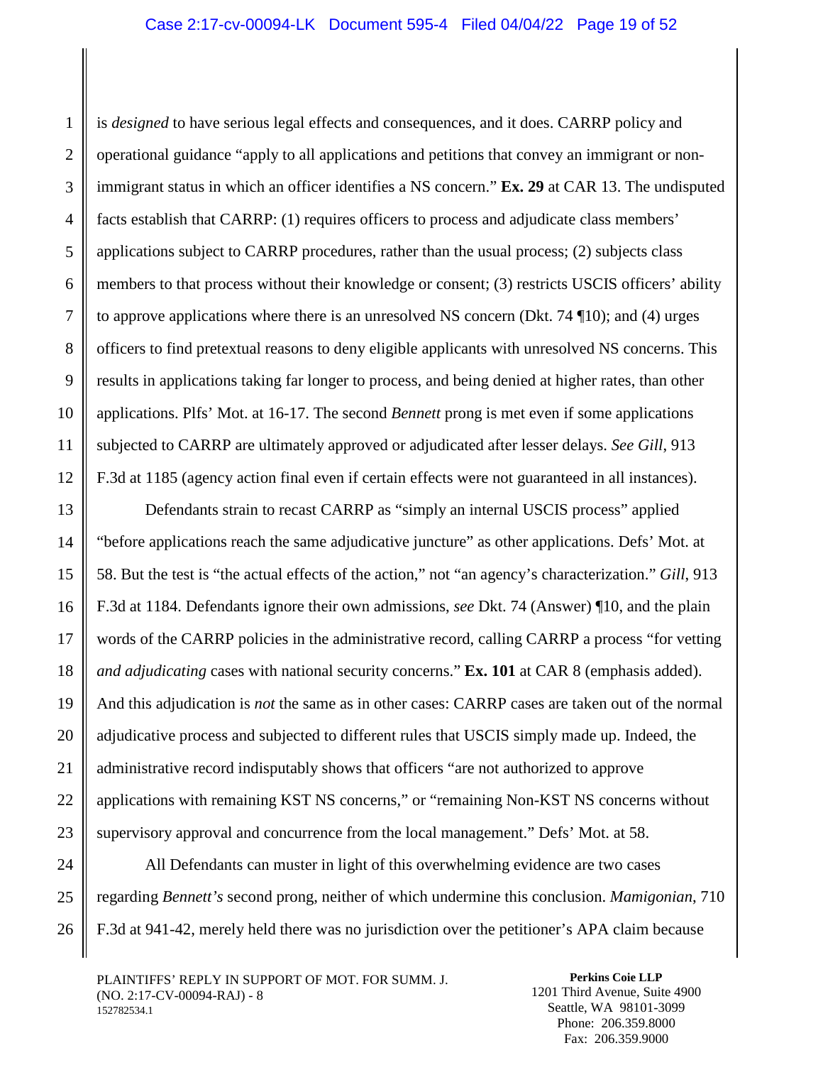is *designed* to have serious legal effects and consequences, and it does. CARRP policy and operational guidance "apply to all applications and petitions that convey an immigrant or non-immigrant status in which an officer identifies a NS concern." **Ex. 29** at CAR 13. The undisputed facts establish that CARRP: (1) requires officers to process and adjudicate class members' applications subject to CARRP procedures, rather than the usual process; (2) subjects class members to that process without their knowledge or consent; (3) restricts USCIS officers' ability to approve applications where there is an unresolved NS concern (Dkt. 74 ¶10); and (4) urges officers to find pretextual reasons to deny eligible applicants with unresolved NS concerns. This results in applications taking far longer to process, and being denied at higher rates, than other applications. Plfs' Mot. at 16-17. The second *Bennett* prong is met even if some applications subjected to CARRP are ultimately approved or adjudicated after lesser delays. *See Gill*, 913 F.3d at 1185 (agency action final even if certain effects were not guaranteed in all instances).

Defendants strain to recast CARRP as "simply an internal USCIS process" applied "before applications reach the same adjudicative juncture" as other applications. Defs' Mot. at 58. But the test is "the actual effects of the action," not "an agency's characterization." *Gill*, 913 F.3d at 1184. Defendants ignore their own admissions, *see* Dkt. 74 (Answer) ¶10, and the plain words of the CARRP policies in the administrative record, calling CARRP a process "for vetting *and adjudicating* cases with national security concerns." **Ex. 101** at CAR 8 (emphasis added). And this adjudication is *not* the same as in other cases: CARRP cases are taken out of the normal adjudicative process and subjected to different rules that USCIS simply made up. Indeed, the administrative record indisputably shows that officers "are not authorized to approve applications with remaining KST NS concerns," or "remaining Non-KST NS concerns without supervisory approval and concurrence from the local management." Defs' Mot. at 58.

All Defendants can muster in light of this overwhelming evidence are two cases regarding *Bennett's* second prong, neither of which undermine this conclusion. *Mamigonian*, 710 F.3d at 941-42, merely held there was no jurisdiction over the petitioner's APA claim because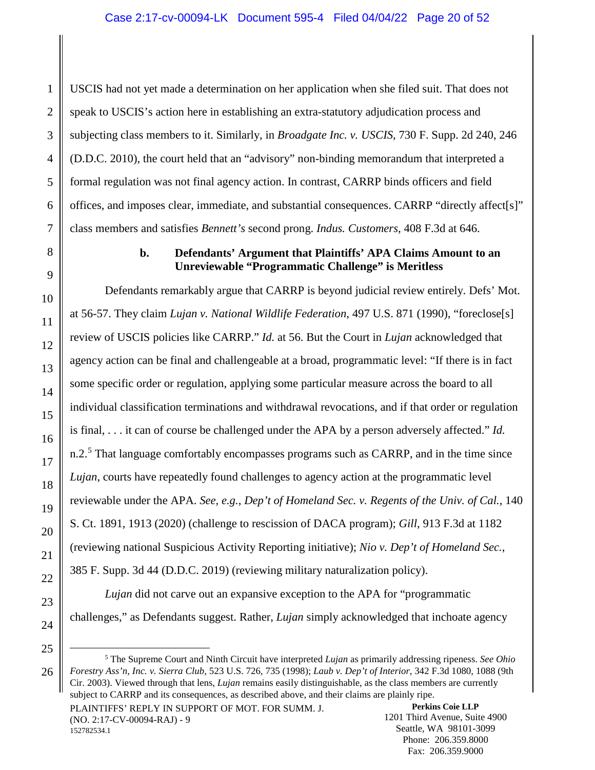USCIS had not yet made a determination on her application when she filed suit. That does not speak to USCIS's action here in establishing an extra-statutory adjudication process and subjecting class members to it. Similarly, in *Broadgate Inc. v. USCIS*, 730 F. Supp. 2d 240, 246 (D.D.C. 2010), the court held that an "advisory" non-binding memorandum that interpreted a formal regulation was not final agency action. In contrast, CARRP binds officers and field offices, and imposes clear, immediate, and substantial consequences. CARRP "directly affect[s]" class members and satisfies *Bennett's* second prong. *Indus. Customers*, 408 F.3d at 646.

#### b. Defendants' Argument that Plaintiffs' APA Claims Amount to an Unreviewable "Programmatic Challenge" is Meritless

Defendants remarkably argue that CARRP is beyond judicial review entirely. Defs' Mot. at 56-57. They claim *Lujan v. National Wildlife Federation*, 497 U.S. 871 (1990), "foreclose[s] review of USCIS policies like CARRP." *Id.* at 56. But the Court in *Lujan* acknowledged that agency action can be final and challengeable at a broad, programmatic level: "If there is in fact some specific order or regulation, applying some particular measure across the board to all individual classification terminations and withdrawal revocations, and if that order or regulation is final, . . . it can of course be challenged under the APA by a person adversely affected." *Id.* n.2.[5] That language comfortably encompasses programs such as CARRP, and in the time since *Lujan*, courts have repeatedly found challenges to agency action at the programmatic level reviewable under the APA. *See, e.g.*, *Dep't of Homeland Sec. v. Regents of the Univ. of Cal.*, 140 S. Ct. 1891, 1913 (2020) (challenge to rescission of DACA program); *Gill*, 913 F.3d at 1182 (reviewing national Suspicious Activity Reporting initiative); *Nio v. Dep't of Homeland Sec.*, 385 F. Supp. 3d 44 (D.D.C. 2019) (reviewing military naturalization policy).

*Lujan* did not carve out an expansive exception to the APA for "programmatic challenges," as Defendants suggest. Rather, *Lujan* simply acknowledged that inchoate agency

[5] The Supreme Court and Ninth Circuit have interpreted *Lujan* as primarily addressing ripeness. *See Ohio Forestry Ass'n, Inc. v. Sierra Club*, 523 U.S. 726, 735 (1998); *Laub v. Dep't of Interior*, 342 F.3d 1080, 1088 (9th Cir. 2003). Viewed through that lens, *Lujan* remains easily distinguishable, as the class members are currently subject to CARRP and its consequences, as described above, and their claims are plainly ripe.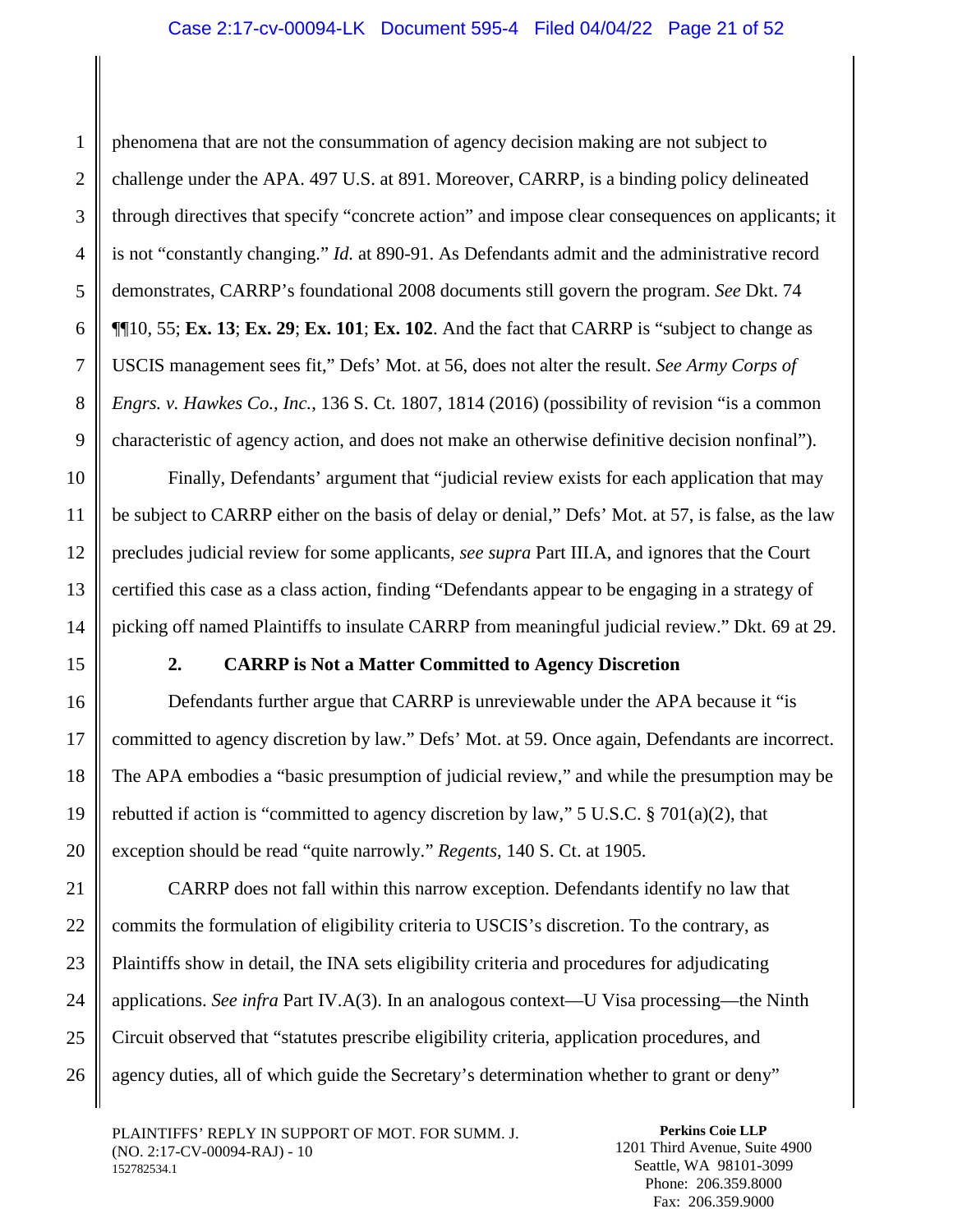phenomena that are not the consummation of agency decision making are not subject to challenge under the APA. 497 U.S. at 891. Moreover, CARRP, is a binding policy delineated through directives that specify "concrete action" and impose clear consequences on applicants; it is not "constantly changing." *Id.* at 890-91. As Defendants admit and the administrative record demonstrates, CARRP's foundational 2008 documents still govern the program. *See* Dkt. 74 **¶¶**10, 55; **Ex. 13**; **Ex. 29**; **Ex. 101**; **Ex. 102**. And the fact that CARRP is "subject to change as USCIS management sees fit," Defs' Mot. at 56, does not alter the result. *See Army Corps of Engrs. v. Hawkes Co., Inc.*, 136 S. Ct. 1807, 1814 (2016) (possibility of revision "is a common characteristic of agency action, and does not make an otherwise definitive decision nonfinal").

Finally, Defendants' argument that "judicial review exists for each application that may be subject to CARRP either on the basis of delay or denial," Defs' Mot. at 57, is false, as the law precludes judicial review for some applicants, *see supra* Part III.A, and ignores that the Court certified this case as a class action, finding "Defendants appear to be engaging in a strategy of picking off named Plaintiffs to insulate CARRP from meaningful judicial review." Dkt. 69 at 29.

### 2. CARRP is Not a Matter Committed to Agency Discretion

Defendants further argue that CARRP is unreviewable under the APA because it "is committed to agency discretion by law." Defs' Mot. at 59. Once again, Defendants are incorrect. The APA embodies a "basic presumption of judicial review," and while the presumption may be rebutted if action is "committed to agency discretion by law," 5 U.S.C. § 701(a)(2), that exception should be read "quite narrowly." *Regents*, 140 S. Ct. at 1905.

CARRP does not fall within this narrow exception. Defendants identify no law that commits the formulation of eligibility criteria to USCIS's discretion. To the contrary, as Plaintiffs show in detail, the INA sets eligibility criteria and procedures for adjudicating applications. *See infra* Part IV.A(3). In an analogous context—U Visa processing—the Ninth Circuit observed that "statutes prescribe eligibility criteria, application procedures, and agency duties, all of which guide the Secretary's determination whether to grant or deny"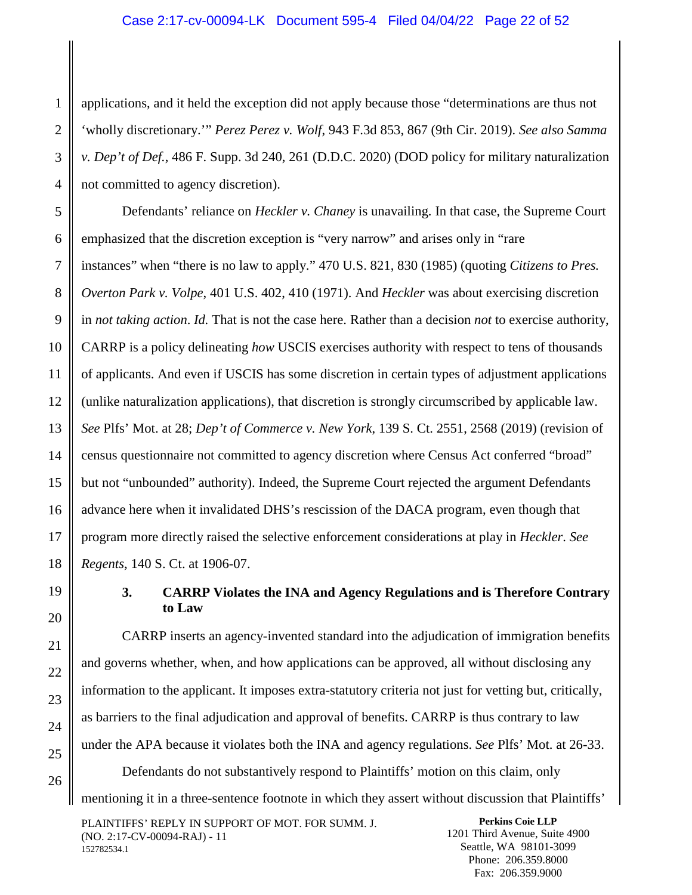applications, and it held the exception did not apply because those "determinations are thus not 'wholly discretionary.'" *Perez Perez v. Wolf*, 943 F.3d 853, 867 (9th Cir. 2019). *See also Samma v. Dep't of Def.*, 486 F. Supp. 3d 240, 261 (D.D.C. 2020) (DOD policy for military naturalization not committed to agency discretion).

Defendants' reliance on *Heckler v. Chaney* is unavailing. In that case, the Supreme Court emphasized that the discretion exception is "very narrow" and arises only in "rare instances" when "there is no law to apply." 470 U.S. 821, 830 (1985) (quoting *Citizens to Pres. Overton Park v. Volpe*, 401 U.S. 402, 410 (1971). And *Heckler* was about exercising discretion in *not taking action*. *Id.* That is not the case here. Rather than a decision *not* to exercise authority, CARRP is a policy delineating *how* USCIS exercises authority with respect to tens of thousands of applicants. And even if USCIS has some discretion in certain types of adjustment applications (unlike naturalization applications), that discretion is strongly circumscribed by applicable law. *See* Plfs' Mot. at 28; *Dep't of Commerce v. New York*, 139 S. Ct. 2551, 2568 (2019) (revision of census questionnaire not committed to agency discretion where Census Act conferred "broad" but not "unbounded" authority). Indeed, the Supreme Court rejected the argument Defendants advance here when it invalidated DHS's rescission of the DACA program, even though that program more directly raised the selective enforcement considerations at play in *Heckler*. *See Regents*, 140 S. Ct. at 1906-07.

### 3. CARRP Violates the INA and Agency Regulations and is Therefore Contrary to Law

CARRP inserts an agency-invented standard into the adjudication of immigration benefits and governs whether, when, and how applications can be approved, all without disclosing any information to the applicant. It imposes extra-statutory criteria not just for vetting but, critically, as barriers to the final adjudication and approval of benefits. CARRP is thus contrary to law under the APA because it violates both the INA and agency regulations. *See* Plfs' Mot. at 26-33.

Defendants do not substantively respond to Plaintiffs' motion on this claim, only mentioning it in a three-sentence footnote in which they assert without discussion that Plaintiffs'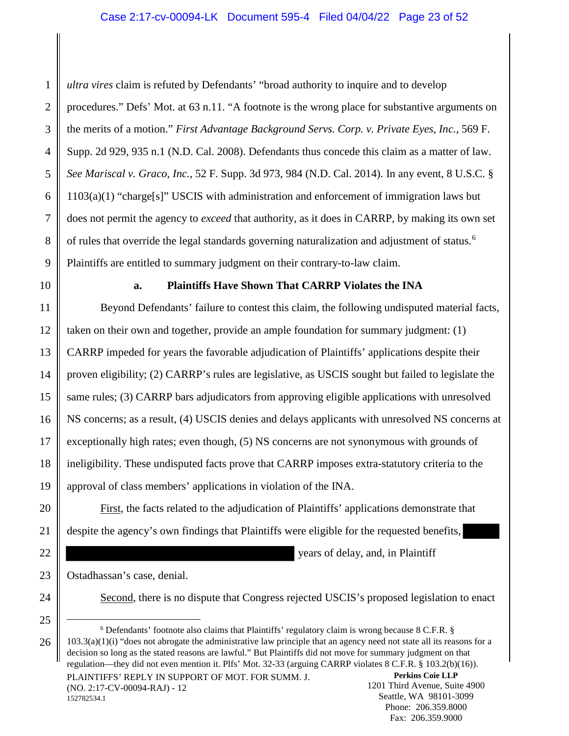*ultra vires* claim is refuted by Defendants' "broad authority to inquire and to develop procedures." Defs' Mot. at 63 n.11. "A footnote is the wrong place for substantive arguments on the merits of a motion." *First Advantage Background Servs. Corp. v. Private Eyes, Inc.*, 569 F. Supp. 2d 929, 935 n.1 (N.D. Cal. 2008). Defendants thus concede this claim as a matter of law. *See Mariscal v. Graco, Inc.*, 52 F. Supp. 3d 973, 984 (N.D. Cal. 2014). In any event, 8 U.S.C. § 1103(a)(1) "charge[s]" USCIS with administration and enforcement of immigration laws but does not permit the agency to *exceed* that authority, as it does in CARRP, by making its own set of rules that override the legal standards governing naturalization and adjustment of status.[6] Plaintiffs are entitled to summary judgment on their contrary-to-law claim.

### a. Plaintiffs Have Shown That CARRP Violates the INA

Beyond Defendants' failure to contest this claim, the following undisputed material facts, taken on their own and together, provide an ample foundation for summary judgment: (1) CARRP impeded for years the favorable adjudication of Plaintiffs' applications despite their proven eligibility; (2) CARRP's rules are legislative, as USCIS sought but failed to legislate the same rules; (3) CARRP bars adjudicators from approving eligible applications with unresolved NS concerns; as a result, (4) USCIS denies and delays applicants with unresolved NS concerns at exceptionally high rates; even though, (5) NS concerns are not synonymous with grounds of ineligibility. These undisputed facts prove that CARRP imposes extra-statutory criteria to the approval of class members' applications in violation of the INA.

First, the facts related to the adjudication of Plaintiffs' applications demonstrate that despite the agency's own findings that Plaintiffs were eligible for the requested benefits, [REDACTED] years of delay, and, in Plaintiff Ostadhassan's case, denial.

Second, there is no dispute that Congress rejected USCIS's proposed legislation to enact

---

[6] Defendants' footnote also claims that Plaintiffs' regulatory claim is wrong because 8 C.F.R. § 103.3(a)(1)(i) "does not abrogate the administrative law principle that an agency need not state all its reasons for a decision so long as the stated reasons are lawful." But Plaintiffs did not move for summary judgment on that regulation—they did not even mention it. Plfs' Mot. 32-33 (arguing CARRP violates 8 C.F.R. § 103.2(b)(16)).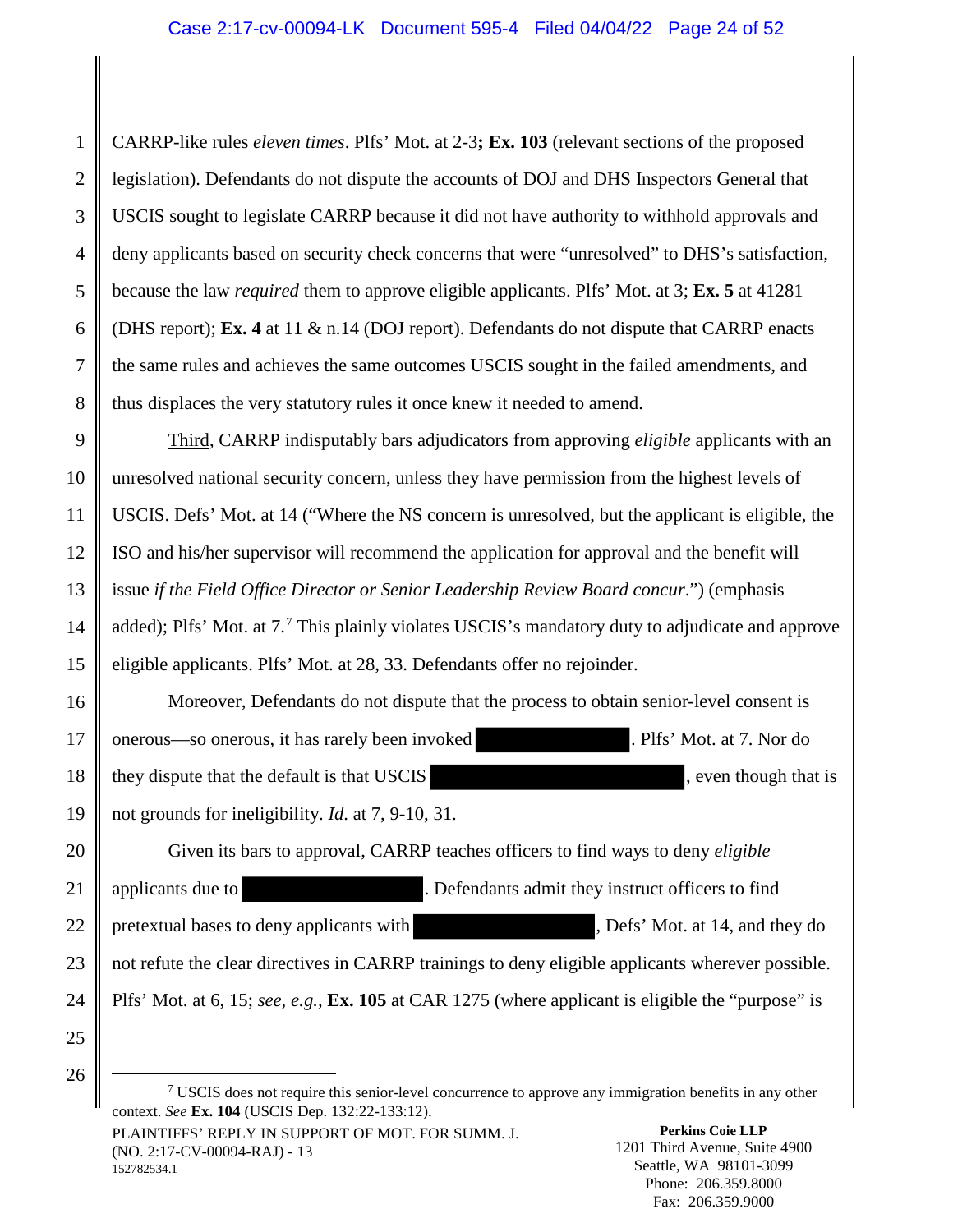CARRP-like rules *eleven times*. Plfs' Mot. at 2-3**; Ex. 103** (relevant sections of the proposed legislation). Defendants do not dispute the accounts of DOJ and DHS Inspectors General that USCIS sought to legislate CARRP because it did not have authority to withhold approvals and deny applicants based on security check concerns that were "unresolved" to DHS's satisfaction, because the law *required* them to approve eligible applicants. Plfs' Mot. at 3; **Ex. 5** at 41281 (DHS report); **Ex. 4** at 11 & n.14 (DOJ report). Defendants do not dispute that CARRP enacts the same rules and achieves the same outcomes USCIS sought in the failed amendments, and thus displaces the very statutory rules it once knew it needed to amend.

Third, CARRP indisputably bars adjudicators from approving *eligible* applicants with an unresolved national security concern, unless they have permission from the highest levels of USCIS. Defs' Mot. at 14 ("Where the NS concern is unresolved, but the applicant is eligible, the ISO and his/her supervisor will recommend the application for approval and the benefit will issue *if the Field Office Director or Senior Leadership Review Board concur*.") (emphasis added); Plfs' Mot. at 7.[7] This plainly violates USCIS's mandatory duty to adjudicate and approve eligible applicants. Plfs' Mot. at 28, 33. Defendants offer no rejoinder.

Moreover, Defendants do not dispute that the process to obtain senior-level consent is onerous—so onerous, it has rarely been invoked [REDACTED]. Plfs' Mot. at 7. Nor do they dispute that the default is that USCIS [REDACTED], even though that is not grounds for ineligibility. *Id.* at 7, 9-10, 31.

Given its bars to approval, CARRP teaches officers to find ways to deny *eligible* applicants due to [REDACTED]. Defendants admit they instruct officers to find pretextual bases to deny applicants with [REDACTED], Defs' Mot. at 14, and they do not refute the clear directives in CARRP trainings to deny eligible applicants wherever possible. Plfs' Mot. at 6, 15; *see, e.g.*, **Ex. 105** at CAR 1275 (where applicant is eligible the "purpose" is

[7] USCIS does not require this senior-level concurrence to approve any immigration benefits in any other context. *See* **Ex. 104** (USCIS Dep. 132:22-133:12).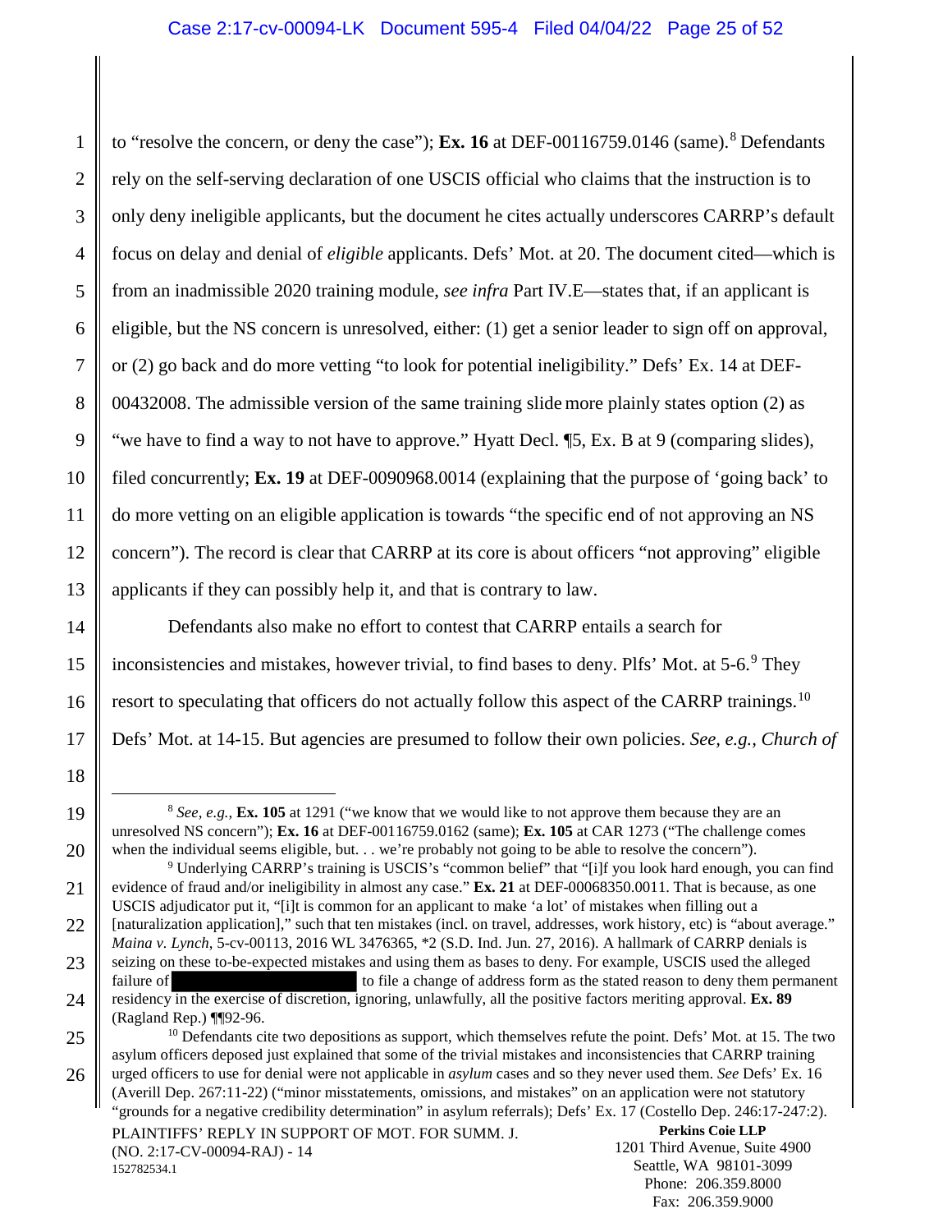to "resolve the concern, or deny the case"); **Ex. 16** at DEF-00116759.0146 (same).[8] Defendants rely on the self-serving declaration of one USCIS official who claims that the instruction is to only deny ineligible applicants, but the document he cites actually underscores CARRP's default focus on delay and denial of *eligible* applicants. Defs' Mot. at 20. The document cited—which is from an inadmissible 2020 training module, *see infra* Part IV.E—states that, if an applicant is eligible, but the NS concern is unresolved, either: (1) get a senior leader to sign off on approval, or (2) go back and do more vetting "to look for potential ineligibility." Defs' Ex. 14 at DEF-00432008. The admissible version of the same training slide more plainly states option (2) as "we have to find a way to not have to approve." Hyatt Decl. ¶5, Ex. B at 9 (comparing slides), filed concurrently; **Ex. 19** at DEF-0090968.0014 (explaining that the purpose of 'going back' to do more vetting on an eligible application is towards "the specific end of not approving an NS concern"). The record is clear that CARRP at its core is about officers "not approving" eligible applicants if they can possibly help it, and that is contrary to law.

Defendants also make no effort to contest that CARRP entails a search for inconsistencies and mistakes, however trivial, to find bases to deny. Plfs' Mot. at 5-6.[9] They resort to speculating that officers do not actually follow this aspect of the CARRP trainings.[10] Defs' Mot. at 14-15. But agencies are presumed to follow their own policies. *See, e.g.*, *Church of*

---

[8] *See, e.g.*, **Ex. 105** at 1291 ("we know that we would like to not approve them because they are an unresolved NS concern"); **Ex. 16** at DEF-00116759.0162 (same); **Ex. 105** at CAR 1273 ("The challenge comes when the individual seems eligible, but. . . we're probably not going to be able to resolve the concern").

[9] Underlying CARRP's training is USCIS's "common belief" that "[i]f you look hard enough, you can find evidence of fraud and/or ineligibility in almost any case." **Ex. 21** at DEF-00068350.0011. That is because, as one USCIS adjudicator put it, "[i]t is common for an applicant to make 'a lot' of mistakes when filling out a [naturalization application]," such that ten mistakes (incl. on travel, addresses, work history, etc) is "about average." *Maina v. Lynch*, 5-cv-00113, 2016 WL 3476365, \*2 (S.D. Ind. Jun. 27, 2016). A hallmark of CARRP denials is seizing on these to-be-expected mistakes and using them as bases to deny. For example, USCIS used the alleged failure of [REDACTED] to file a change of address form as the stated reason to deny them permanent residency in the exercise of discretion, ignoring, unlawfully, all the positive factors meriting approval. **Ex. 89** (Ragland Rep.) ¶¶92-96.

[10] Defendants cite two depositions as support, which themselves refute the point. Defs' Mot. at 15. The two asylum officers deposed just explained that some of the trivial mistakes and inconsistencies that CARRP training urged officers to use for denial were not applicable in *asylum* cases and so they never used them. *See* Defs' Ex. 16 (Averill Dep. 267:11-22) ("minor misstatements, omissions, and mistakes" on an application were not statutory "grounds for a negative credibility determination" in asylum referrals); Defs' Ex. 17 (Costello Dep. 246:17-247:2).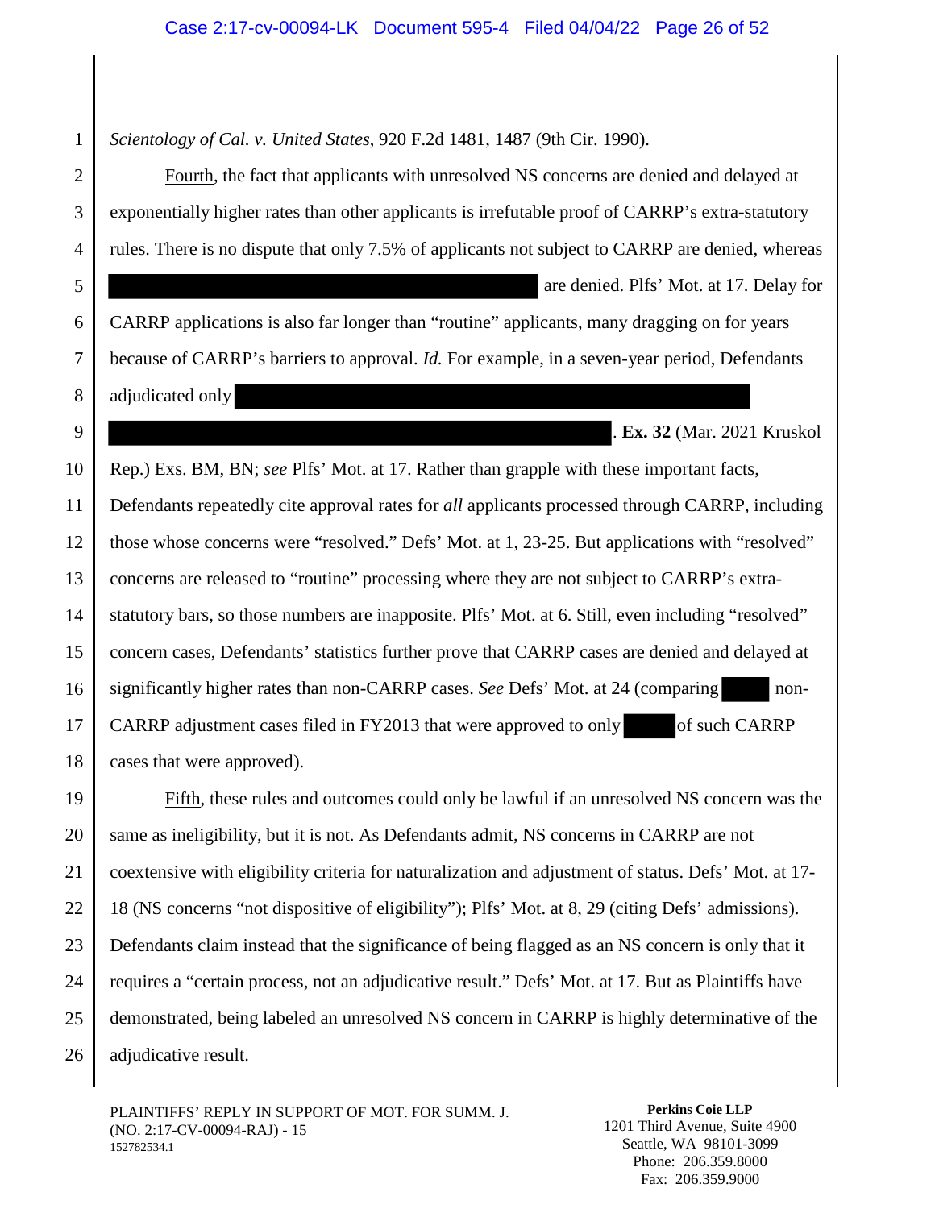*Scientology of Cal. v. United States*, 920 F.2d 1481, 1487 (9th Cir. 1990).

Fourth, the fact that applicants with unresolved NS concerns are denied and delayed at exponentially higher rates than other applicants is irrefutable proof of CARRP's extra-statutory rules. There is no dispute that only 7.5% of applicants not subject to CARRP are denied, whereas ██████████████████████████ are denied. Plfs' Mot. at 17. Delay for CARRP applications is also far longer than "routine" applicants, many dragging on for years because of CARRP's barriers to approval. *Id.* For example, in a seven-year period, Defendants adjudicated only ██████████████████████████████████████ ██████████████████████████████████████. **Ex. 32** (Mar. 2021 Kruskol Rep.) Exs. BM, BN; *see* Plfs' Mot. at 17. Rather than grapple with these important facts, Defendants repeatedly cite approval rates for *all* applicants processed through CARRP, including those whose concerns were "resolved." Defs' Mot. at 1, 23-25. But applications with "resolved" concerns are released to "routine" processing where they are not subject to CARRP's extra-statutory bars, so those numbers are inapposite. Plfs' Mot. at 6. Still, even including "resolved" concern cases, Defendants' statistics further prove that CARRP cases are denied and delayed at significantly higher rates than non-CARRP cases. *See* Defs' Mot. at 24 (comparing █████ non-CARRP adjustment cases filed in FY2013 that were approved to only █████ of such CARRP cases that were approved).

Fifth, these rules and outcomes could only be lawful if an unresolved NS concern was the same as ineligibility, but it is not. As Defendants admit, NS concerns in CARRP are not coextensive with eligibility criteria for naturalization and adjustment of status. Defs' Mot. at 17-18 (NS concerns "not dispositive of eligibility"); Plfs' Mot. at 8, 29 (citing Defs' admissions). Defendants claim instead that the significance of being flagged as an NS concern is only that it requires a "certain process, not an adjudicative result." Defs' Mot. at 17. But as Plaintiffs have demonstrated, being labeled an unresolved NS concern in CARRP is highly determinative of the adjudicative result.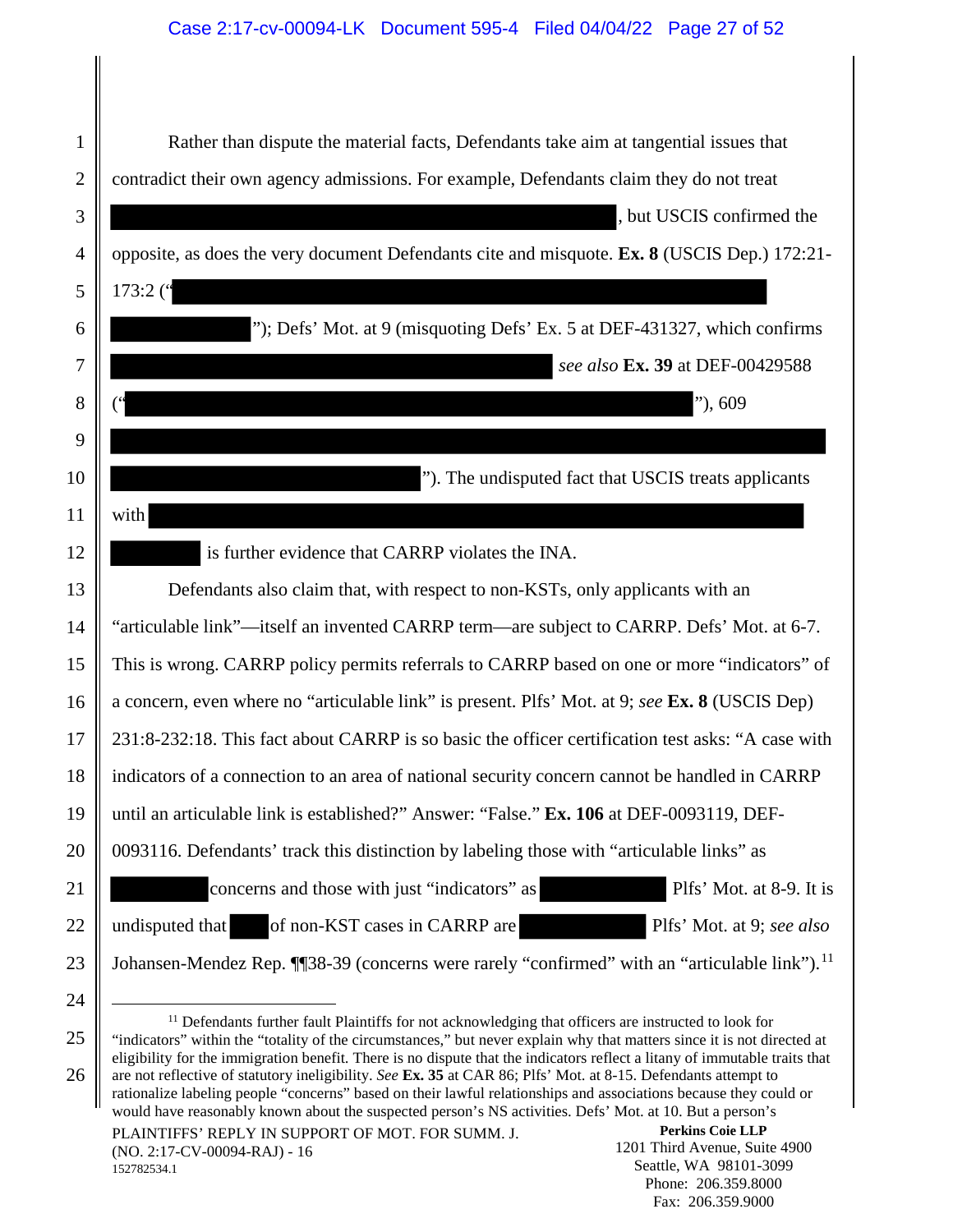Rather than dispute the material facts, Defendants take aim at tangential issues that contradict their own agency admissions. For example, Defendants claim they do not treat [REDACTED], but USCIS confirmed the opposite, as does the very document Defendants cite and misquote. **Ex. 8** (USCIS Dep.) 172:21-173:2 ("[REDACTED]"); Defs' Mot. at 9 (misquoting Defs' Ex. 5 at DEF-431327, which confirms [REDACTED] *see also* **Ex. 39** at DEF-00429588 ("[REDACTED]"), 609 [REDACTED]"). The undisputed fact that USCIS treats applicants with [REDACTED] is further evidence that CARRP violates the INA.

Defendants also claim that, with respect to non-KSTs, only applicants with an "articulable link"—itself an invented CARRP term—are subject to CARRP. Defs' Mot. at 6-7. This is wrong. CARRP policy permits referrals to CARRP based on one or more "indicators" of a concern, even where no "articulable link" is present. Plfs' Mot. at 9; *see* **Ex. 8** (USCIS Dep) 231:8-232:18. This fact about CARRP is so basic the officer certification test asks: "A case with indicators of a connection to an area of national security concern cannot be handled in CARRP until an articulable link is established?" Answer: "False." **Ex. 106** at DEF-0093119, DEF-0093116. Defendants' track this distinction by labeling those with "articulable links" as [REDACTED] concerns and those with just "indicators" as [REDACTED] Plfs' Mot. at 8-9. It is undisputed that [REDACTED] of non-KST cases in CARRP are [REDACTED] Plfs' Mot. at 9; *see also* Johansen-Mendez Rep. ¶¶38-39 (concerns were rarely "confirmed" with an "articulable link").[11]

[11] Defendants further fault Plaintiffs for not acknowledging that officers are instructed to look for "indicators" within the "totality of the circumstances," but never explain why that matters since it is not directed at eligibility for the immigration benefit. There is no dispute that the indicators reflect a litany of immutable traits that are not reflective of statutory ineligibility. *See* **Ex. 35** at CAR 86; Plfs' Mot. at 8-15. Defendants attempt to rationalize labeling people "concerns" based on their lawful relationships and associations because they could or would have reasonably known about the suspected person's NS activities. Defs' Mot. at 10. But a person's

PLAINTIFFS' REPLY IN SUPPORT OF MOT. FOR SUMM. J.
(NO. 2:17-CV-00094-RAJ) - 16
152782534.1

**Perkins Coie LLP**
1201 Third Avenue, Suite 4900
Seattle, WA 98101-3099
Phone: 206.359.8000
Fax: 206.359.9000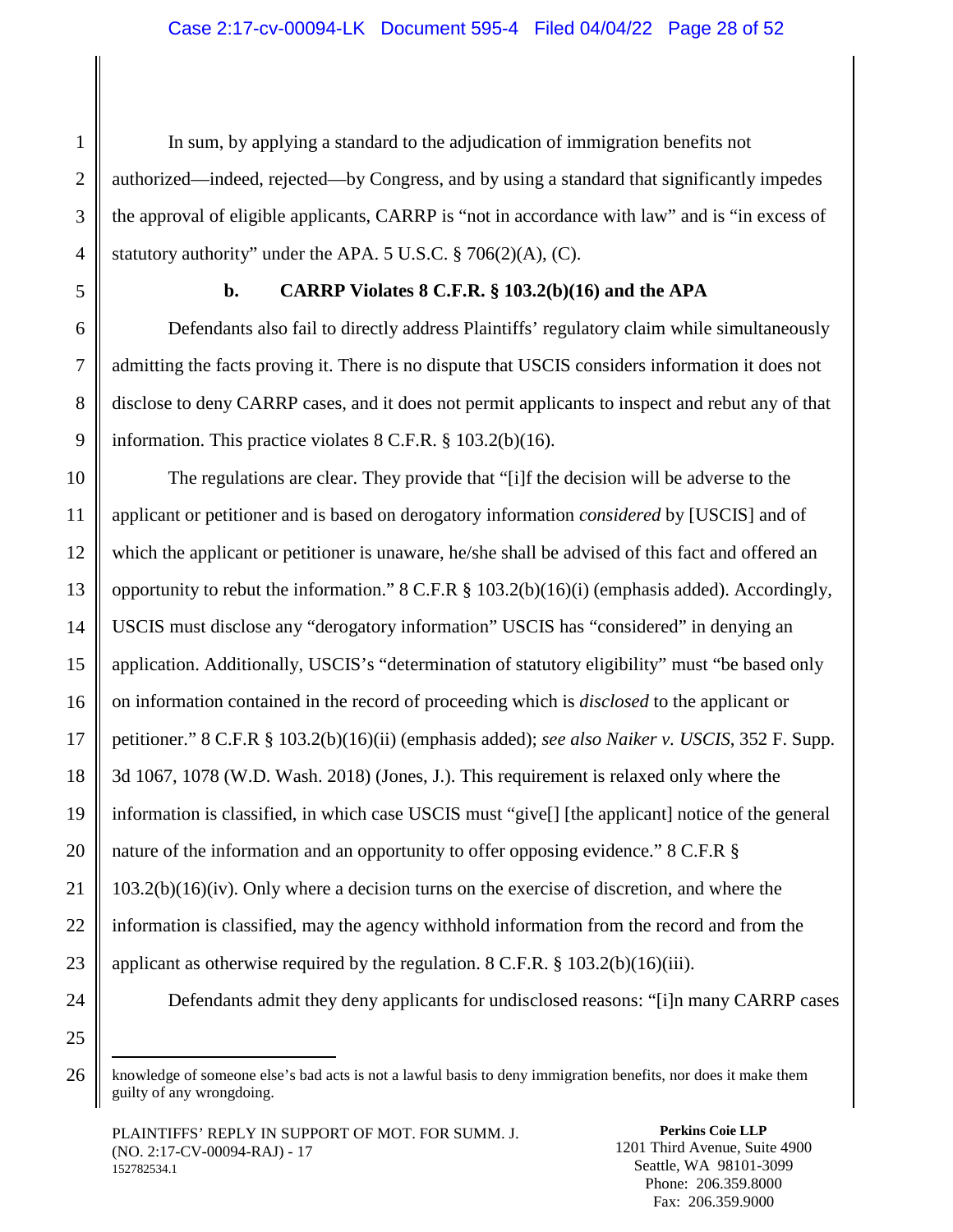In sum, by applying a standard to the adjudication of immigration benefits not authorized—indeed, rejected—by Congress, and by using a standard that significantly impedes the approval of eligible applicants, CARRP is "not in accordance with law" and is "in excess of statutory authority" under the APA. 5 U.S.C. § 706(2)(A), (C).

**b. CARRP Violates 8 C.F.R. § 103.2(b)(16) and the APA**

Defendants also fail to directly address Plaintiffs' regulatory claim while simultaneously admitting the facts proving it. There is no dispute that USCIS considers information it does not disclose to deny CARRP cases, and it does not permit applicants to inspect and rebut any of that information. This practice violates 8 C.F.R. § 103.2(b)(16).

The regulations are clear. They provide that "[i]f the decision will be adverse to the applicant or petitioner and is based on derogatory information *considered* by [USCIS] and of which the applicant or petitioner is unaware, he/she shall be advised of this fact and offered an opportunity to rebut the information." 8 C.F.R § 103.2(b)(16)(i) (emphasis added). Accordingly, USCIS must disclose any "derogatory information" USCIS has "considered" in denying an application. Additionally, USCIS's "determination of statutory eligibility" must "be based only on information contained in the record of proceeding which is *disclosed* to the applicant or petitioner." 8 C.F.R § 103.2(b)(16)(ii) (emphasis added); *see also Naiker v. USCIS*, 352 F. Supp. 3d 1067, 1078 (W.D. Wash. 2018) (Jones, J.). This requirement is relaxed only where the information is classified, in which case USCIS must "give[] [the applicant] notice of the general nature of the information and an opportunity to offer opposing evidence." 8 C.F.R § 103.2(b)(16)(iv). Only where a decision turns on the exercise of discretion, and where the information is classified, may the agency withhold information from the record and from the applicant as otherwise required by the regulation. 8 C.F.R. § 103.2(b)(16)(iii).

Defendants admit they deny applicants for undisclosed reasons: "[i]n many CARRP cases

---

knowledge of someone else's bad acts is not a lawful basis to deny immigration benefits, nor does it make them guilty of any wrongdoing.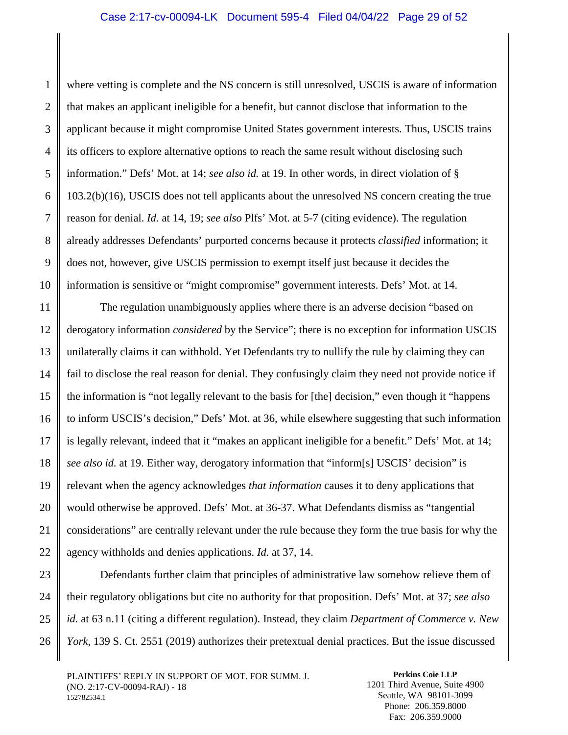where vetting is complete and the NS concern is still unresolved, USCIS is aware of information that makes an applicant ineligible for a benefit, but cannot disclose that information to the applicant because it might compromise United States government interests. Thus, USCIS trains its officers to explore alternative options to reach the same result without disclosing such information." Defs' Mot. at 14; *see also id.* at 19. In other words, in direct violation of § 103.2(b)(16), USCIS does not tell applicants about the unresolved NS concern creating the true reason for denial. *Id.* at 14, 19; *see also* Plfs' Mot. at 5-7 (citing evidence). The regulation already addresses Defendants' purported concerns because it protects *classified* information; it does not, however, give USCIS permission to exempt itself just because it decides the information is sensitive or "might compromise" government interests. Defs' Mot. at 14.

The regulation unambiguously applies where there is an adverse decision "based on derogatory information *considered* by the Service"; there is no exception for information USCIS unilaterally claims it can withhold. Yet Defendants try to nullify the rule by claiming they can fail to disclose the real reason for denial. They confusingly claim they need not provide notice if the information is "not legally relevant to the basis for [the] decision," even though it "happens to inform USCIS's decision," Defs' Mot. at 36, while elsewhere suggesting that such information is legally relevant, indeed that it "makes an applicant ineligible for a benefit." Defs' Mot. at 14; *see also id.* at 19. Either way, derogatory information that "inform[s] USCIS' decision" is relevant when the agency acknowledges *that information* causes it to deny applications that would otherwise be approved. Defs' Mot. at 36-37. What Defendants dismiss as "tangential considerations" are centrally relevant under the rule because they form the true basis for why the agency withholds and denies applications. *Id.* at 37, 14.

Defendants further claim that principles of administrative law somehow relieve them of their regulatory obligations but cite no authority for that proposition. Defs' Mot. at 37; *see also id.* at 63 n.11 (citing a different regulation). Instead, they claim *Department of Commerce v. New York*, 139 S. Ct. 2551 (2019) authorizes their pretextual denial practices. But the issue discussed

PLAINTIFFS' REPLY IN SUPPORT OF MOT. FOR SUMM. J. (NO. 2:17-CV-00094-RAJ) - 18
152782534.1

**Perkins Coie LLP**
1201 Third Avenue, Suite 4900
Seattle, WA 98101-3099
Phone: 206.359.8000
Fax: 206.359.9000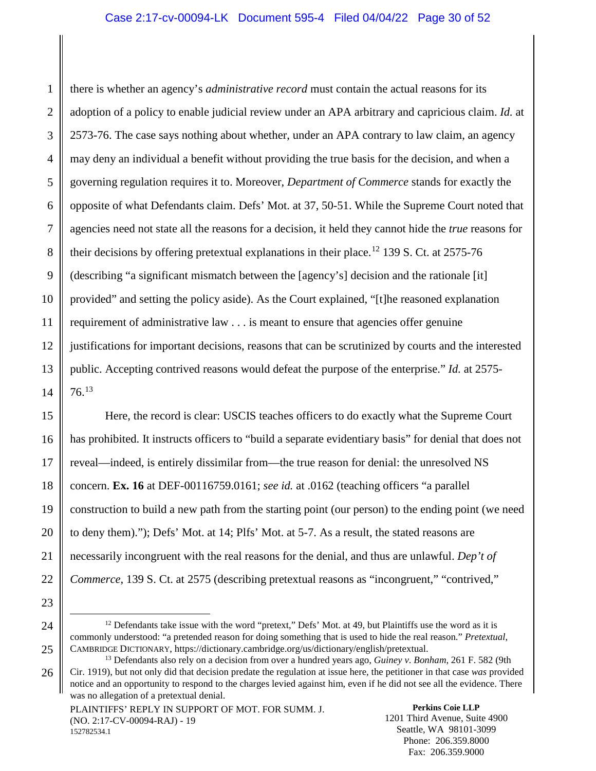there is whether an agency's *administrative record* must contain the actual reasons for its adoption of a policy to enable judicial review under an APA arbitrary and capricious claim. *Id.* at 2573-76. The case says nothing about whether, under an APA contrary to law claim, an agency may deny an individual a benefit without providing the true basis for the decision, and when a governing regulation requires it to. Moreover, *Department of Commerce* stands for exactly the opposite of what Defendants claim. Defs' Mot. at 37, 50-51. While the Supreme Court noted that agencies need not state all the reasons for a decision, it held they cannot hide the *true* reasons for their decisions by offering pretextual explanations in their place.[12] 139 S. Ct. at 2575-76 (describing "a significant mismatch between the [agency's] decision and the rationale [it] provided" and setting the policy aside). As the Court explained, "[t]he reasoned explanation requirement of administrative law . . . is meant to ensure that agencies offer genuine justifications for important decisions, reasons that can be scrutinized by courts and the interested public. Accepting contrived reasons would defeat the purpose of the enterprise." *Id.* at 2575-76.[13]

Here, the record is clear: USCIS teaches officers to do exactly what the Supreme Court has prohibited. It instructs officers to "build a separate evidentiary basis" for denial that does not reveal—indeed, is entirely dissimilar from—the true reason for denial: the unresolved NS concern. **Ex. 16** at DEF-00116759.0161; *see id.* at .0162 (teaching officers "a parallel construction to build a new path from the starting point (our person) to the ending point (we need to deny them)."); Defs' Mot. at 14; Plfs' Mot. at 5-7. As a result, the stated reasons are necessarily incongruent with the real reasons for the denial, and thus are unlawful. *Dep't of Commerce*, 139 S. Ct. at 2575 (describing pretextual reasons as "incongruent," "contrived,"

---

[12] Defendants take issue with the word "pretext," Defs' Mot. at 49, but Plaintiffs use the word as it is commonly understood: "a pretended reason for doing something that is used to hide the real reason." *Pretextual*, CAMBRIDGE DICTIONARY, https://dictionary.cambridge.org/us/dictionary/english/pretextual.

[13] Defendants also rely on a decision from over a hundred years ago, *Guiney v. Bonham*, 261 F. 582 (9th Cir. 1919), but not only did that decision predate the regulation at issue here, the petitioner in that case *was* provided notice and an opportunity to respond to the charges levied against him, even if he did not see all the evidence. There was no allegation of a pretextual denial.

PLAINTIFFS' REPLY IN SUPPORT OF MOT. FOR SUMM. J. (NO. 2:17-CV-00094-RAJ) - 19
152782534.1

**Perkins Coie LLP**
1201 Third Avenue, Suite 4900
Seattle, WA 98101-3099
Phone: 206.359.8000
Fax: 206.359.9000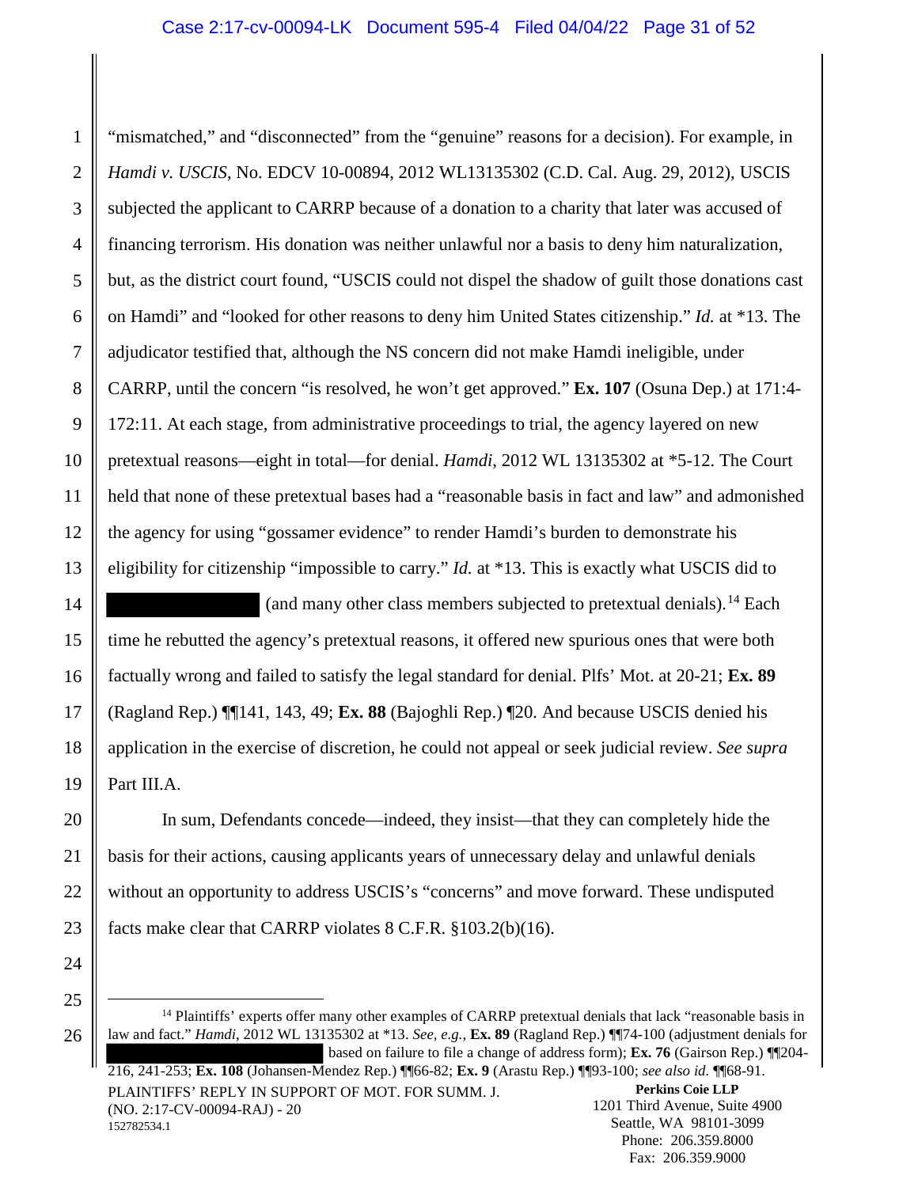"mismatched," and "disconnected" from the "genuine" reasons for a decision). For example, in *Hamdi v. USCIS*, No. EDCV 10-00894, 2012 WL13135302 (C.D. Cal. Aug. 29, 2012), USCIS subjected the applicant to CARRP because of a donation to a charity that later was accused of financing terrorism. His donation was neither unlawful nor a basis to deny him naturalization, but, as the district court found, "USCIS could not dispel the shadow of guilt those donations cast on Hamdi" and "looked for other reasons to deny him United States citizenship." *Id.* at *13. The adjudicator testified that, although the NS concern did not make Hamdi ineligible, under CARRP, until the concern "is resolved, he won't get approved." **Ex. 107** (Osuna Dep.) at 171:4-172:11. At each stage, from administrative proceedings to trial, the agency layered on new pretextual reasons—eight in total—for denial. *Hamdi*, 2012 WL 13135302 at *5-12. The Court held that none of these pretextual bases had a "reasonable basis in fact and law" and admonished the agency for using "gossamer evidence" to render Hamdi's burden to demonstrate his eligibility for citizenship "impossible to carry." *Id.* at *13. This is exactly what USCIS did to [REDACTED] (and many other class members subjected to pretextual denials).[14] Each time he rebutted the agency's pretextual reasons, it offered new spurious ones that were both factually wrong and failed to satisfy the legal standard for denial. Plfs' Mot. at 20-21; **Ex. 89** (Ragland Rep.) ¶¶141, 143, 49; **Ex. 88** (Bajoghli Rep.) ¶20. And because USCIS denied his application in the exercise of discretion, he could not appeal or seek judicial review. *See supra* Part III.A.

In sum, Defendants concede—indeed, they insist—that they can completely hide the basis for their actions, causing applicants years of unnecessary delay and unlawful denials without an opportunity to address USCIS's "concerns" and move forward. These undisputed facts make clear that CARRP violates 8 C.F.R. §103.2(b)(16).

---

[14] Plaintiffs' experts offer many other examples of CARRP pretextual denials that lack "reasonable basis in law and fact." *Hamdi*, 2012 WL 13135302 at *13. *See, e.g.,* **Ex. 89** (Ragland Rep.) ¶¶74-100 (adjustment denials for [REDACTED] based on failure to file a change of address form); **Ex. 76** (Gairson Rep.) ¶¶204-216, 241-253; **Ex. 108** (Johansen-Mendez Rep.) ¶¶66-82; **Ex. 9** (Arastu Rep.) ¶¶93-100; *see also id.* ¶¶68-91.

PLAINTIFFS' REPLY IN SUPPORT OF MOT. FOR SUMM. J.
(NO. 2:17-CV-00094-RAJ) - 20
152782534.1

**Perkins Coie LLP**
1201 Third Avenue, Suite 4900
Seattle, WA 98101-3099
Phone: 206.359.8000
Fax: 206.359.9000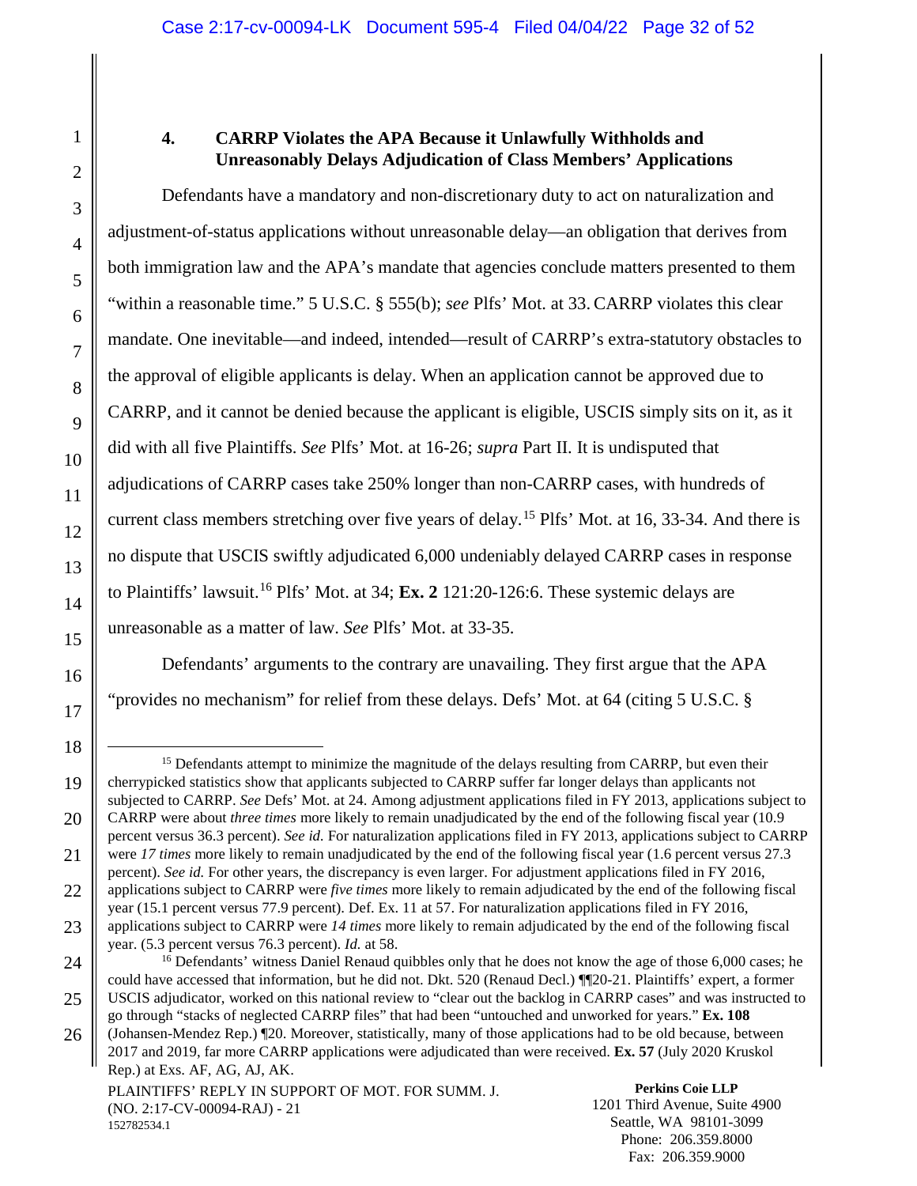### 4. CARRP Violates the APA Because it Unlawfully Withholds and Unreasonably Delays Adjudication of Class Members' Applications

Defendants have a mandatory and non-discretionary duty to act on naturalization and adjustment-of-status applications without unreasonable delay—an obligation that derives from both immigration law and the APA's mandate that agencies conclude matters presented to them "within a reasonable time." 5 U.S.C. § 555(b); *see* Plfs' Mot. at 33. CARRP violates this clear mandate. One inevitable—and indeed, intended—result of CARRP's extra-statutory obstacles to the approval of eligible applicants is delay. When an application cannot be approved due to CARRP, and it cannot be denied because the applicant is eligible, USCIS simply sits on it, as it did with all five Plaintiffs. *See* Plfs' Mot. at 16-26; *supra* Part II. It is undisputed that adjudications of CARRP cases take 250% longer than non-CARRP cases, with hundreds of current class members stretching over five years of delay.[15] Plfs' Mot. at 16, 33-34. And there is no dispute that USCIS swiftly adjudicated 6,000 undeniably delayed CARRP cases in response to Plaintiffs' lawsuit.[16] Plfs' Mot. at 34; **Ex. 2** 121:20-126:6. These systemic delays are unreasonable as a matter of law. *See* Plfs' Mot. at 33-35.

Defendants' arguments to the contrary are unavailing. They first argue that the APA "provides no mechanism" for relief from these delays. Defs' Mot. at 64 (citing 5 U.S.C. §

---

[15] Defendants attempt to minimize the magnitude of the delays resulting from CARRP, but even their cherrypicked statistics show that applicants subjected to CARRP suffer far longer delays than applicants not subjected to CARRP. *See* Defs' Mot. at 24. Among adjustment applications filed in FY 2013, applications subject to CARRP were about *three times* more likely to remain unadjudicated by the end of the following fiscal year (10.9 percent versus 36.3 percent). *See id.* For naturalization applications filed in FY 2013, applications subject to CARRP were *17 times* more likely to remain unadjudicated by the end of the following fiscal year (1.6 percent versus 27.3 percent). *See id.* For other years, the discrepancy is even larger. For adjustment applications filed in FY 2016, applications subject to CARRP were *five times* more likely to remain adjudicated by the end of the following fiscal year (15.1 percent versus 77.9 percent). Def. Ex. 11 at 57. For naturalization applications filed in FY 2016, applications subject to CARRP were *14 times* more likely to remain adjudicated by the end of the following fiscal year. (5.3 percent versus 76.3 percent). *Id.* at 58.

[16] Defendants' witness Daniel Renaud quibbles only that he does not know the age of those 6,000 cases; he could have accessed that information, but he did not. Dkt. 520 (Renaud Decl.) ¶¶20-21. Plaintiffs' expert, a former USCIS adjudicator, worked on this national review to "clear out the backlog in CARRP cases" and was instructed to go through "stacks of neglected CARRP files" that had been "untouched and unworked for years." **Ex. 108** (Johansen-Mendez Rep.) ¶20. Moreover, statistically, many of those applications had to be old because, between 2017 and 2019, far more CARRP applications were adjudicated than were received. **Ex. 57** (July 2020 Kruskol Rep.) at Exs. AF, AG, AJ, AK.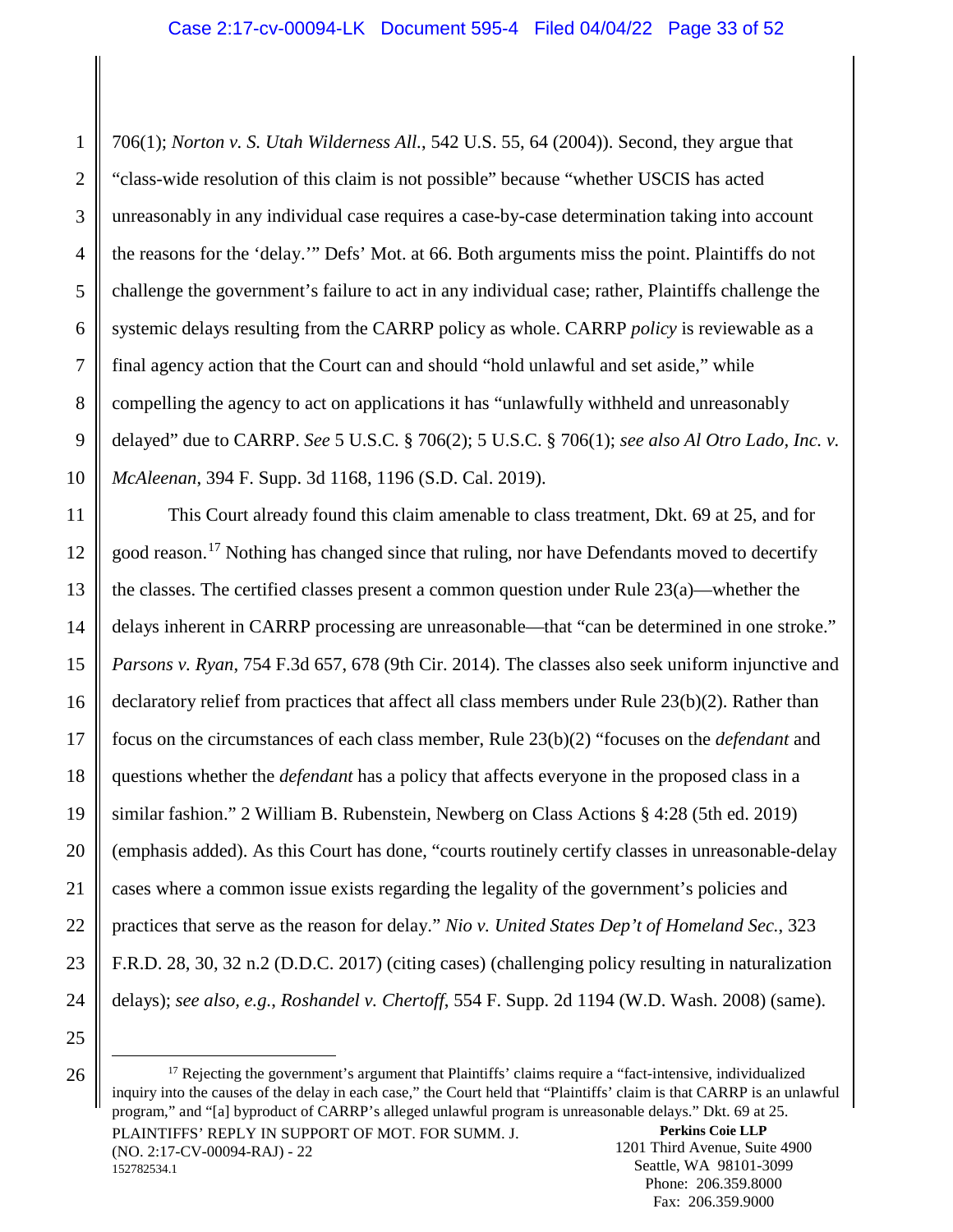706(1); *Norton v. S. Utah Wilderness All.*, 542 U.S. 55, 64 (2004)). Second, they argue that "class-wide resolution of this claim is not possible" because "whether USCIS has acted unreasonably in any individual case requires a case-by-case determination taking into account the reasons for the 'delay.'" Defs' Mot. at 66. Both arguments miss the point. Plaintiffs do not challenge the government's failure to act in any individual case; rather, Plaintiffs challenge the systemic delays resulting from the CARRP policy as whole. CARRP *policy* is reviewable as a final agency action that the Court can and should "hold unlawful and set aside," while compelling the agency to act on applications it has "unlawfully withheld and unreasonably delayed" due to CARRP. *See* 5 U.S.C. § 706(2); 5 U.S.C. § 706(1); *see also Al Otro Lado, Inc. v. McAleenan*, 394 F. Supp. 3d 1168, 1196 (S.D. Cal. 2019).

This Court already found this claim amenable to class treatment, Dkt. 69 at 25, and for good reason.[17] Nothing has changed since that ruling, nor have Defendants moved to decertify the classes. The certified classes present a common question under Rule 23(a)—whether the delays inherent in CARRP processing are unreasonable—that "can be determined in one stroke." *Parsons v. Ryan*, 754 F.3d 657, 678 (9th Cir. 2014). The classes also seek uniform injunctive and declaratory relief from practices that affect all class members under Rule 23(b)(2). Rather than focus on the circumstances of each class member, Rule 23(b)(2) "focuses on the *defendant* and questions whether the *defendant* has a policy that affects everyone in the proposed class in a similar fashion." 2 William B. Rubenstein, Newberg on Class Actions § 4:28 (5th ed. 2019) (emphasis added). As this Court has done, "courts routinely certify classes in unreasonable-delay cases where a common issue exists regarding the legality of the government's policies and practices that serve as the reason for delay." *Nio v. United States Dep't of Homeland Sec.*, 323 F.R.D. 28, 30, 32 n.2 (D.D.C. 2017) (citing cases) (challenging policy resulting in naturalization delays); *see also, e.g., Roshandel v. Chertoff*, 554 F. Supp. 2d 1194 (W.D. Wash. 2008) (same).

---

[17] Rejecting the government's argument that Plaintiffs' claims require a "fact-intensive, individualized inquiry into the causes of the delay in each case," the Court held that "Plaintiffs' claim is that CARRP is an unlawful program," and "[a] byproduct of CARRP's alleged unlawful program is unreasonable delays." Dkt. 69 at 25.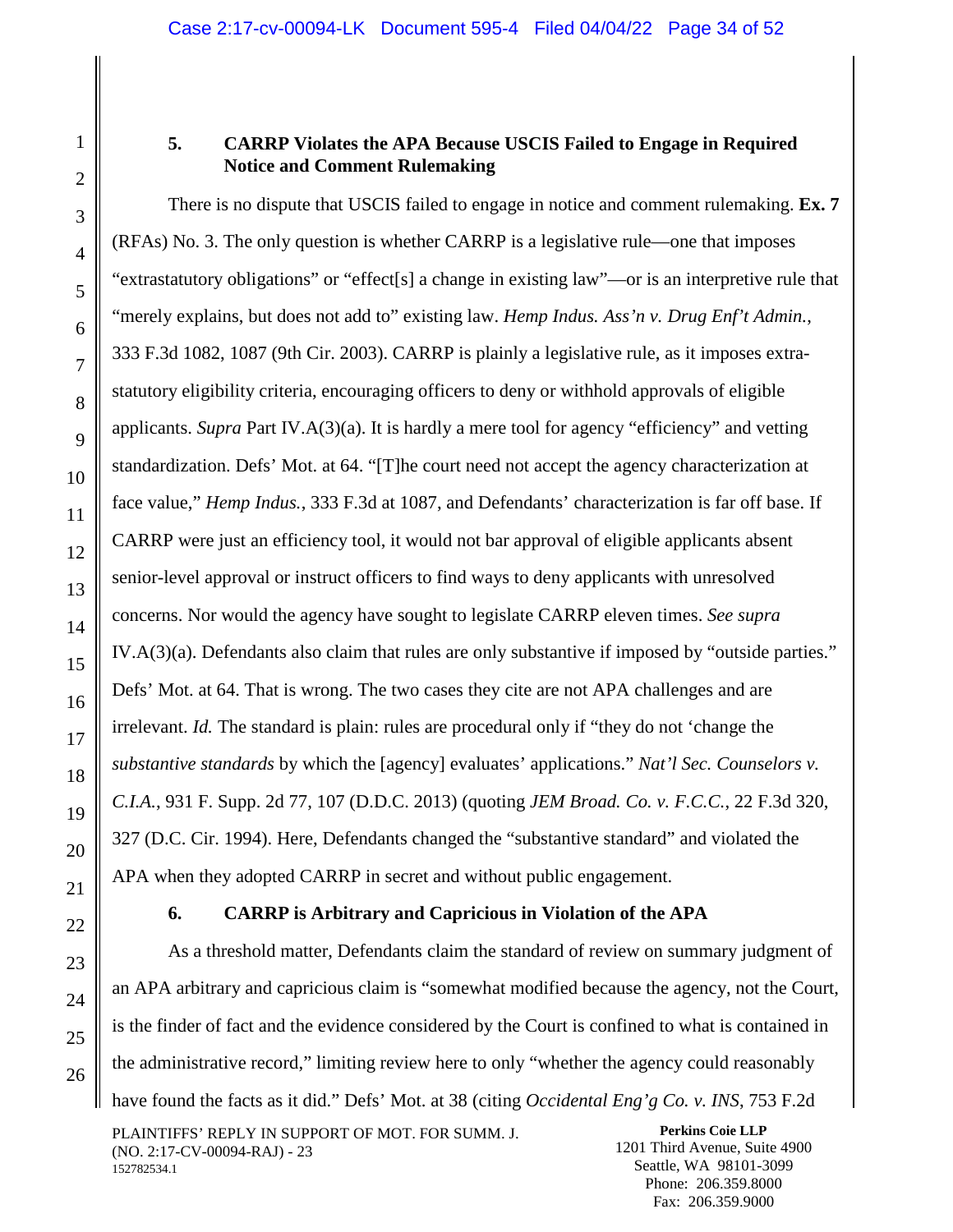### 5. CARRP Violates the APA Because USCIS Failed to Engage in Required Notice and Comment Rulemaking

There is no dispute that USCIS failed to engage in notice and comment rulemaking. **Ex. 7** (RFAs) No. 3. The only question is whether CARRP is a legislative rule—one that imposes "extrastatutory obligations" or "effect[s] a change in existing law"—or is an interpretive rule that "merely explains, but does not add to" existing law. *Hemp Indus. Ass'n v. Drug Enf't Admin.*, 333 F.3d 1082, 1087 (9th Cir. 2003). CARRP is plainly a legislative rule, as it imposes extra-statutory eligibility criteria, encouraging officers to deny or withhold approvals of eligible applicants. *Supra* Part IV.A(3)(a). It is hardly a mere tool for agency "efficiency" and vetting standardization. Defs' Mot. at 64. "[T]he court need not accept the agency characterization at face value," *Hemp Indus.*, 333 F.3d at 1087, and Defendants' characterization is far off base. If CARRP were just an efficiency tool, it would not bar approval of eligible applicants absent senior-level approval or instruct officers to find ways to deny applicants with unresolved concerns. Nor would the agency have sought to legislate CARRP eleven times. *See supra* IV.A(3)(a). Defendants also claim that rules are only substantive if imposed by "outside parties." Defs' Mot. at 64. That is wrong. The two cases they cite are not APA challenges and are irrelevant. *Id.* The standard is plain: rules are procedural only if "they do not 'change the *substantive standards* by which the [agency] evaluates' applications." *Nat'l Sec. Counselors v. C.I.A.*, 931 F. Supp. 2d 77, 107 (D.D.C. 2013) (quoting *JEM Broad. Co. v. F.C.C.*, 22 F.3d 320, 327 (D.C. Cir. 1994). Here, Defendants changed the "substantive standard" and violated the APA when they adopted CARRP in secret and without public engagement.

### 6. CARRP is Arbitrary and Capricious in Violation of the APA

As a threshold matter, Defendants claim the standard of review on summary judgment of an APA arbitrary and capricious claim is "somewhat modified because the agency, not the Court, is the finder of fact and the evidence considered by the Court is confined to what is contained in the administrative record," limiting review here to only "whether the agency could reasonably have found the facts as it did." Defs' Mot. at 38 (citing *Occidental Eng'g Co. v. INS*, 753 F.2d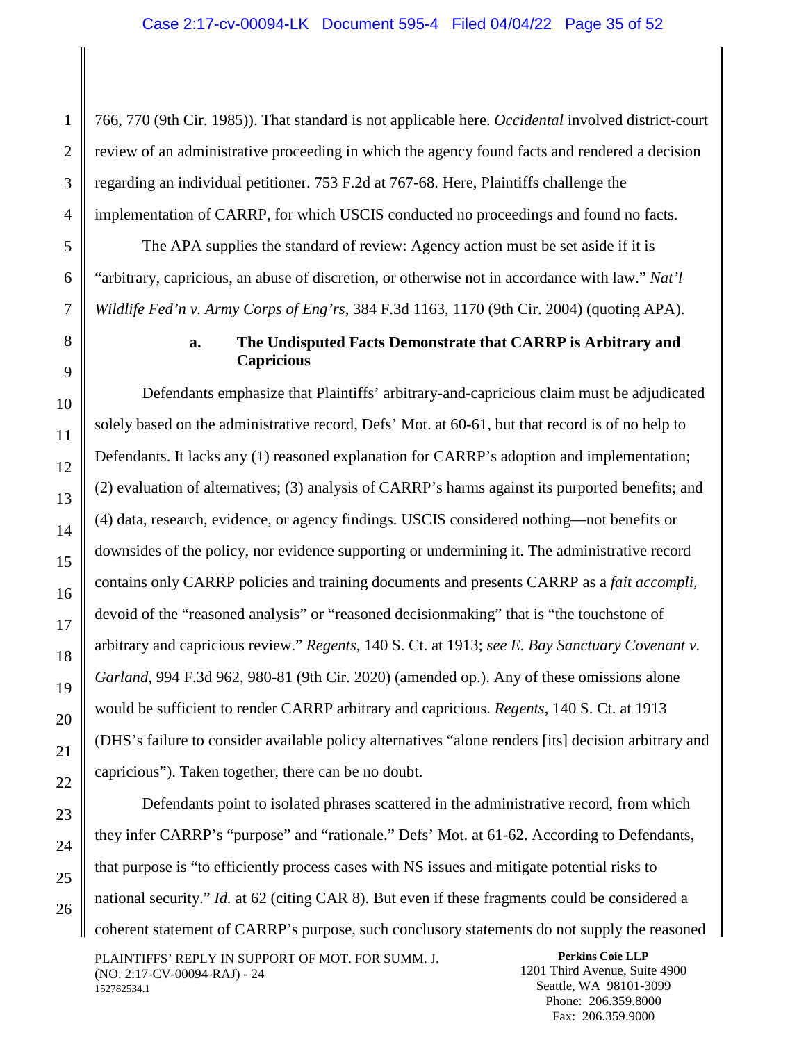766, 770 (9th Cir. 1985)). That standard is not applicable here. *Occidental* involved district-court review of an administrative proceeding in which the agency found facts and rendered a decision regarding an individual petitioner. 753 F.2d at 767-68. Here, Plaintiffs challenge the implementation of CARRP, for which USCIS conducted no proceedings and found no facts.

The APA supplies the standard of review: Agency action must be set aside if it is "arbitrary, capricious, an abuse of discretion, or otherwise not in accordance with law." *Nat'l Wildlife Fed'n v. Army Corps of Eng'rs*, 384 F.3d 1163, 1170 (9th Cir. 2004) (quoting APA).

**a. The Undisputed Facts Demonstrate that CARRP is Arbitrary and Capricious**

Defendants emphasize that Plaintiffs' arbitrary-and-capricious claim must be adjudicated solely based on the administrative record, Defs' Mot. at 60-61, but that record is of no help to Defendants. It lacks any (1) reasoned explanation for CARRP's adoption and implementation; (2) evaluation of alternatives; (3) analysis of CARRP's harms against its purported benefits; and (4) data, research, evidence, or agency findings. USCIS considered nothing—not benefits or downsides of the policy, nor evidence supporting or undermining it. The administrative record contains only CARRP policies and training documents and presents CARRP as a *fait accompli*, devoid of the "reasoned analysis" or "reasoned decisionmaking" that is "the touchstone of arbitrary and capricious review." *Regents*, 140 S. Ct. at 1913; *see E. Bay Sanctuary Covenant v. Garland*, 994 F.3d 962, 980-81 (9th Cir. 2020) (amended op.). Any of these omissions alone would be sufficient to render CARRP arbitrary and capricious. *Regents*, 140 S. Ct. at 1913 (DHS's failure to consider available policy alternatives "alone renders [its] decision arbitrary and capricious"). Taken together, there can be no doubt.

Defendants point to isolated phrases scattered in the administrative record, from which they infer CARRP's "purpose" and "rationale." Defs' Mot. at 61-62. According to Defendants, that purpose is "to efficiently process cases with NS issues and mitigate potential risks to national security." *Id.* at 62 (citing CAR 8). But even if these fragments could be considered a coherent statement of CARRP's purpose, such conclusory statements do not supply the reasoned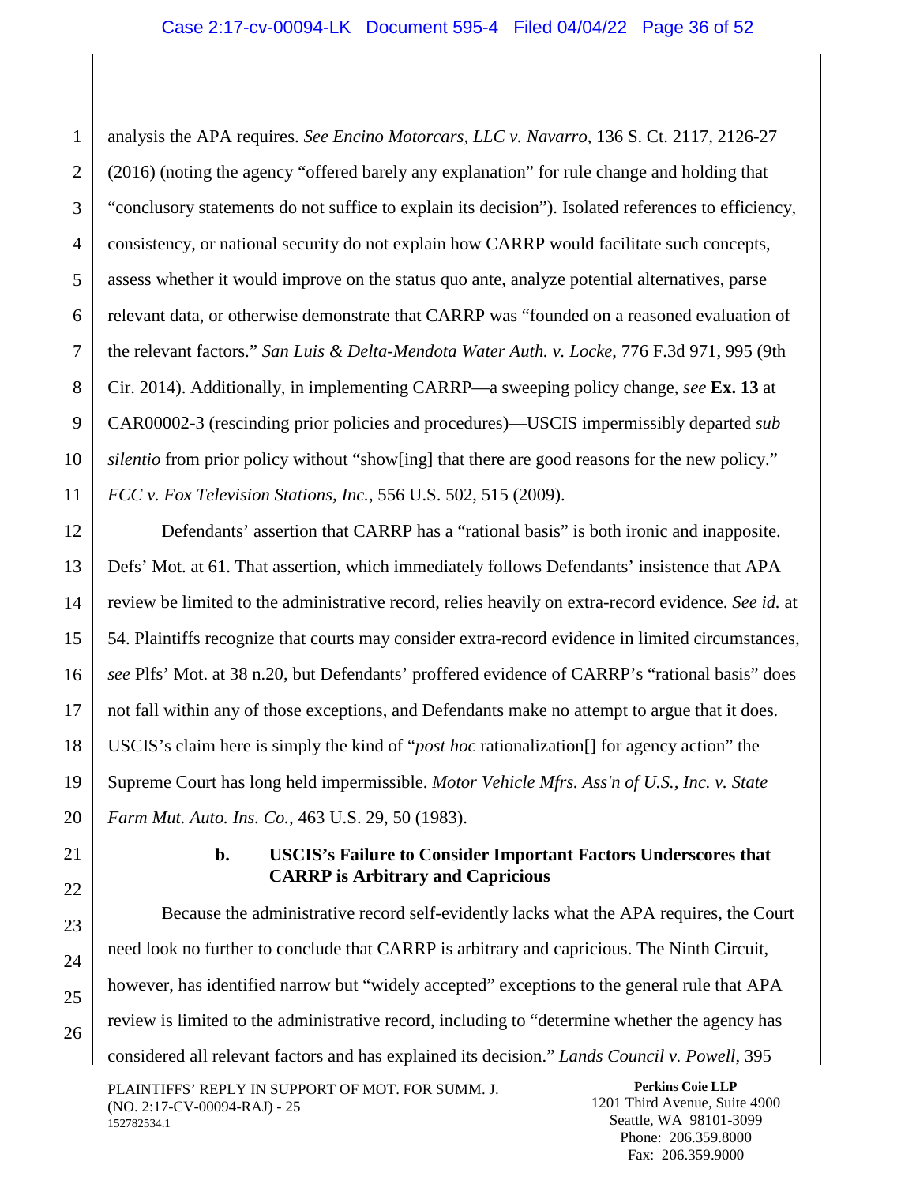analysis the APA requires. *See Encino Motorcars, LLC v. Navarro*, 136 S. Ct. 2117, 2126-27 (2016) (noting the agency "offered barely any explanation" for rule change and holding that "conclusory statements do not suffice to explain its decision"). Isolated references to efficiency, consistency, or national security do not explain how CARRP would facilitate such concepts, assess whether it would improve on the status quo ante, analyze potential alternatives, parse relevant data, or otherwise demonstrate that CARRP was "founded on a reasoned evaluation of the relevant factors." *San Luis & Delta-Mendota Water Auth. v. Locke*, 776 F.3d 971, 995 (9th Cir. 2014). Additionally, in implementing CARRP—a sweeping policy change, *see* **Ex. 13** at CAR00002-3 (rescinding prior policies and procedures)—USCIS impermissibly departed *sub silentio* from prior policy without "show[ing] that there are good reasons for the new policy." *FCC v. Fox Television Stations, Inc.*, 556 U.S. 502, 515 (2009).

Defendants' assertion that CARRP has a "rational basis" is both ironic and inapposite. Defs' Mot. at 61. That assertion, which immediately follows Defendants' insistence that APA review be limited to the administrative record, relies heavily on extra-record evidence. *See id.* at 54. Plaintiffs recognize that courts may consider extra-record evidence in limited circumstances, *see* Plfs' Mot. at 38 n.20, but Defendants' proffered evidence of CARRP's "rational basis" does not fall within any of those exceptions, and Defendants make no attempt to argue that it does. USCIS's claim here is simply the kind of "*post hoc* rationalization[] for agency action" the Supreme Court has long held impermissible. *Motor Vehicle Mfrs. Ass'n of U.S., Inc. v. State Farm Mut. Auto. Ins. Co.*, 463 U.S. 29, 50 (1983).

#### b. USCIS's Failure to Consider Important Factors Underscores that CARRP is Arbitrary and Capricious

Because the administrative record self-evidently lacks what the APA requires, the Court need look no further to conclude that CARRP is arbitrary and capricious. The Ninth Circuit, however, has identified narrow but "widely accepted" exceptions to the general rule that APA review is limited to the administrative record, including to "determine whether the agency has considered all relevant factors and has explained its decision." *Lands Council v. Powell*, 395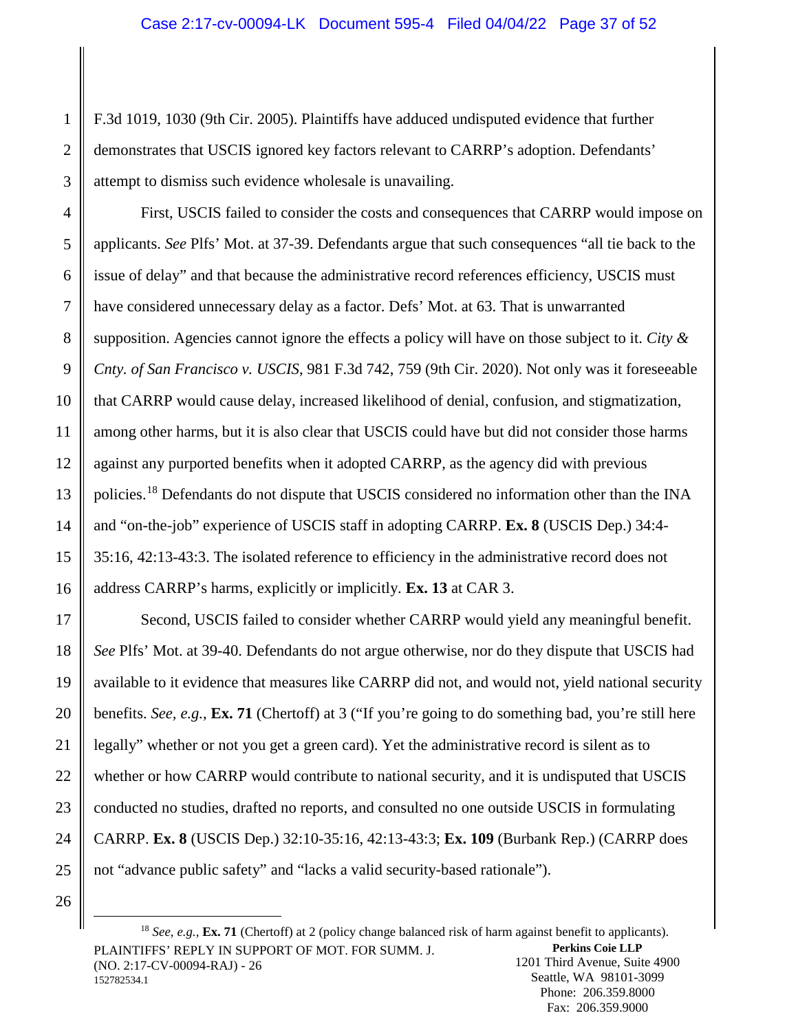F.3d 1019, 1030 (9th Cir. 2005). Plaintiffs have adduced undisputed evidence that further demonstrates that USCIS ignored key factors relevant to CARRP's adoption. Defendants' attempt to dismiss such evidence wholesale is unavailing.

First, USCIS failed to consider the costs and consequences that CARRP would impose on applicants. *See* Plfs' Mot. at 37-39. Defendants argue that such consequences "all tie back to the issue of delay" and that because the administrative record references efficiency, USCIS must have considered unnecessary delay as a factor. Defs' Mot. at 63. That is unwarranted supposition. Agencies cannot ignore the effects a policy will have on those subject to it. *City & Cnty. of San Francisco v. USCIS*, 981 F.3d 742, 759 (9th Cir. 2020). Not only was it foreseeable that CARRP would cause delay, increased likelihood of denial, confusion, and stigmatization, among other harms, but it is also clear that USCIS could have but did not consider those harms against any purported benefits when it adopted CARRP, as the agency did with previous policies.[18] Defendants do not dispute that USCIS considered no information other than the INA and "on-the-job" experience of USCIS staff in adopting CARRP. **Ex. 8** (USCIS Dep.) 34:4-35:16, 42:13-43:3. The isolated reference to efficiency in the administrative record does not address CARRP's harms, explicitly or implicitly. **Ex. 13** at CAR 3.

Second, USCIS failed to consider whether CARRP would yield any meaningful benefit. *See* Plfs' Mot. at 39-40. Defendants do not argue otherwise, nor do they dispute that USCIS had available to it evidence that measures like CARRP did not, and would not, yield national security benefits. *See, e.g.*, **Ex. 71** (Chertoff) at 3 ("If you're going to do something bad, you're still here legally" whether or not you get a green card). Yet the administrative record is silent as to whether or how CARRP would contribute to national security, and it is undisputed that USCIS conducted no studies, drafted no reports, and consulted no one outside USCIS in formulating CARRP. **Ex. 8** (USCIS Dep.) 32:10-35:16, 42:13-43:3; **Ex. 109** (Burbank Rep.) (CARRP does not "advance public safety" and "lacks a valid security-based rationale").

[18] *See, e.g.*, **Ex. 71** (Chertoff) at 2 (policy change balanced risk of harm against benefit to applicants).

PLAINTIFFS' REPLY IN SUPPORT OF MOT. FOR SUMM. J.
(NO. 2:17-CV-00094-RAJ) - 26
152782534.1

**Perkins Coie LLP**
1201 Third Avenue, Suite 4900
Seattle, WA 98101-3099
Phone: 206.359.8000
Fax: 206.359.9000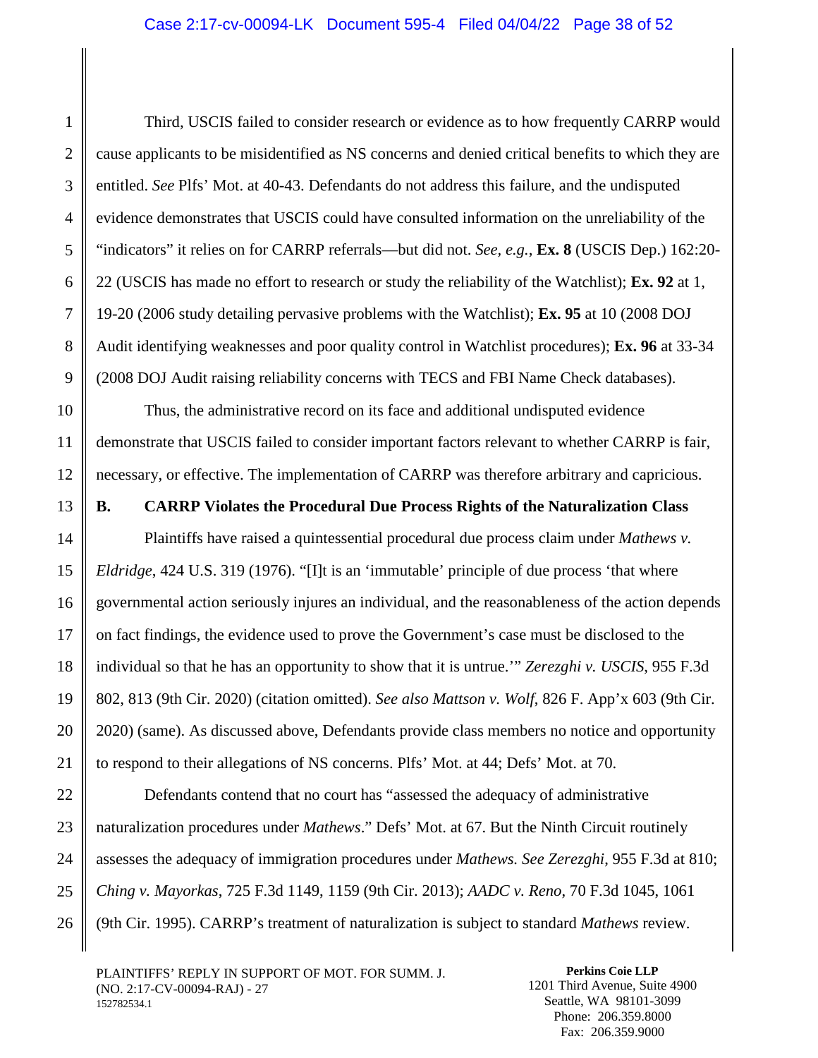Third, USCIS failed to consider research or evidence as to how frequently CARRP would cause applicants to be misidentified as NS concerns and denied critical benefits to which they are entitled. *See* Plfs' Mot. at 40-43. Defendants do not address this failure, and the undisputed evidence demonstrates that USCIS could have consulted information on the unreliability of the "indicators" it relies on for CARRP referrals—but did not. *See, e.g.*, **Ex. 8** (USCIS Dep.) 162:20-22 (USCIS has made no effort to research or study the reliability of the Watchlist); **Ex. 92** at 1, 19-20 (2006 study detailing pervasive problems with the Watchlist); **Ex. 95** at 10 (2008 DOJ Audit identifying weaknesses and poor quality control in Watchlist procedures); **Ex. 96** at 33-34 (2008 DOJ Audit raising reliability concerns with TECS and FBI Name Check databases).

Thus, the administrative record on its face and additional undisputed evidence demonstrate that USCIS failed to consider important factors relevant to whether CARRP is fair, necessary, or effective. The implementation of CARRP was therefore arbitrary and capricious.

### B. CARRP Violates the Procedural Due Process Rights of the Naturalization Class

Plaintiffs have raised a quintessential procedural due process claim under *Mathews v. Eldridge*, 424 U.S. 319 (1976). "[I]t is an 'immutable' principle of due process 'that where governmental action seriously injures an individual, and the reasonableness of the action depends on fact findings, the evidence used to prove the Government's case must be disclosed to the individual so that he has an opportunity to show that it is untrue.'" *Zerezghi v. USCIS*, 955 F.3d 802, 813 (9th Cir. 2020) (citation omitted). *See also Mattson v. Wolf*, 826 F. App'x 603 (9th Cir. 2020) (same). As discussed above, Defendants provide class members no notice and opportunity to respond to their allegations of NS concerns. Plfs' Mot. at 44; Defs' Mot. at 70.

Defendants contend that no court has "assessed the adequacy of administrative naturalization procedures under *Mathews*." Defs' Mot. at 67. But the Ninth Circuit routinely assesses the adequacy of immigration procedures under *Mathews*. *See Zerezghi*, 955 F.3d at 810; *Ching v. Mayorkas*, 725 F.3d 1149, 1159 (9th Cir. 2013); *AADC v. Reno*, 70 F.3d 1045, 1061 (9th Cir. 1995). CARRP's treatment of naturalization is subject to standard *Mathews* review.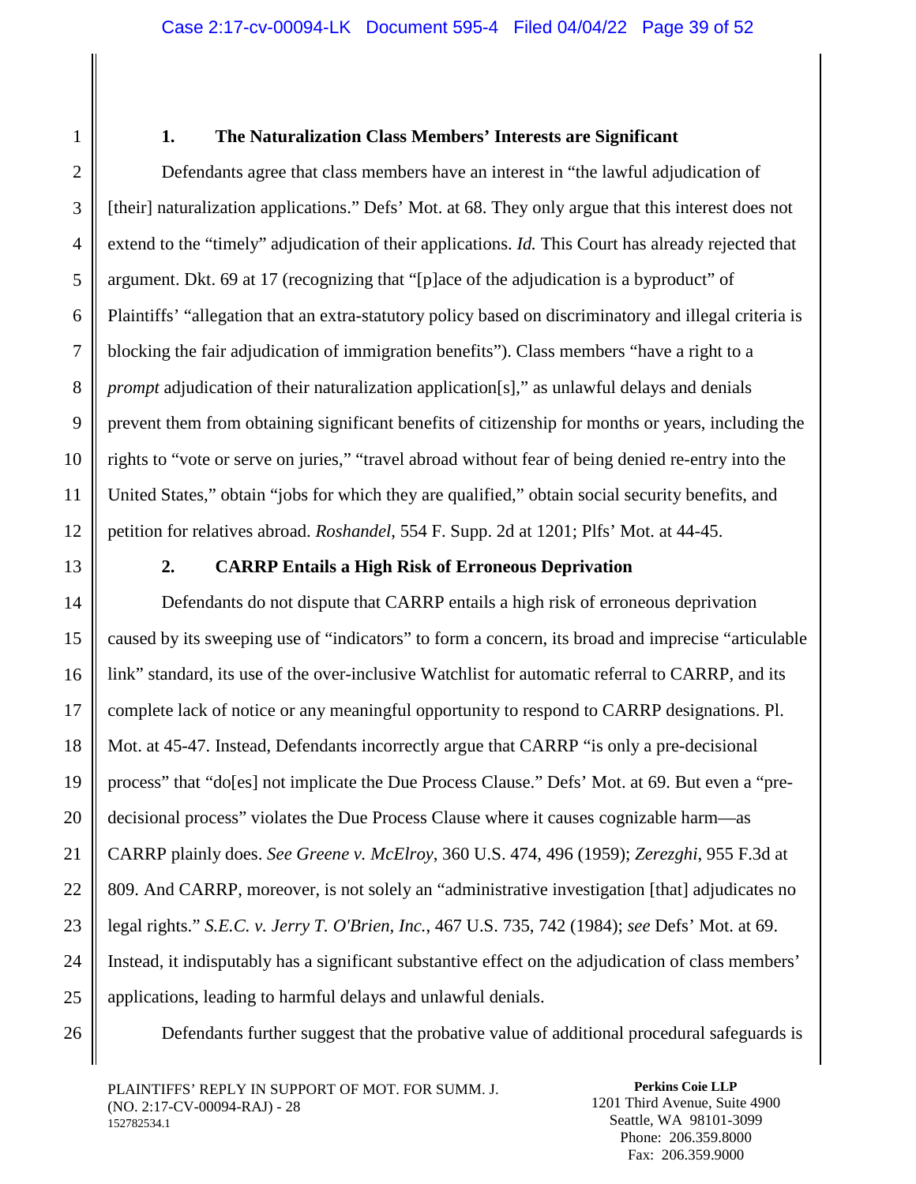### 1. The Naturalization Class Members' Interests are Significant

Defendants agree that class members have an interest in "the lawful adjudication of [their] naturalization applications." Defs' Mot. at 68. They only argue that this interest does not extend to the "timely" adjudication of their applications. *Id.* This Court has already rejected that argument. Dkt. 69 at 17 (recognizing that "[p]ace of the adjudication is a byproduct" of Plaintiffs' "allegation that an extra-statutory policy based on discriminatory and illegal criteria is blocking the fair adjudication of immigration benefits"). Class members "have a right to a *prompt* adjudication of their naturalization application[s]," as unlawful delays and denials prevent them from obtaining significant benefits of citizenship for months or years, including the rights to "vote or serve on juries," "travel abroad without fear of being denied re-entry into the United States," obtain "jobs for which they are qualified," obtain social security benefits, and petition for relatives abroad. *Roshandel*, 554 F. Supp. 2d at 1201; Plfs' Mot. at 44-45.

### 2. CARRP Entails a High Risk of Erroneous Deprivation

Defendants do not dispute that CARRP entails a high risk of erroneous deprivation caused by its sweeping use of "indicators" to form a concern, its broad and imprecise "articulable link" standard, its use of the over-inclusive Watchlist for automatic referral to CARRP, and its complete lack of notice or any meaningful opportunity to respond to CARRP designations. Pl. Mot. at 45-47. Instead, Defendants incorrectly argue that CARRP "is only a pre-decisional process" that "do[es] not implicate the Due Process Clause." Defs' Mot. at 69. But even a "pre-decisional process" violates the Due Process Clause where it causes cognizable harm—as CARRP plainly does. *See Greene v. McElroy*, 360 U.S. 474, 496 (1959); *Zerezghi*, 955 F.3d at 809. And CARRP, moreover, is not solely an "administrative investigation [that] adjudicates no legal rights." *S.E.C. v. Jerry T. O'Brien, Inc.*, 467 U.S. 735, 742 (1984); *see* Defs' Mot. at 69. Instead, it indisputably has a significant substantive effect on the adjudication of class members' applications, leading to harmful delays and unlawful denials.

Defendants further suggest that the probative value of additional procedural safeguards is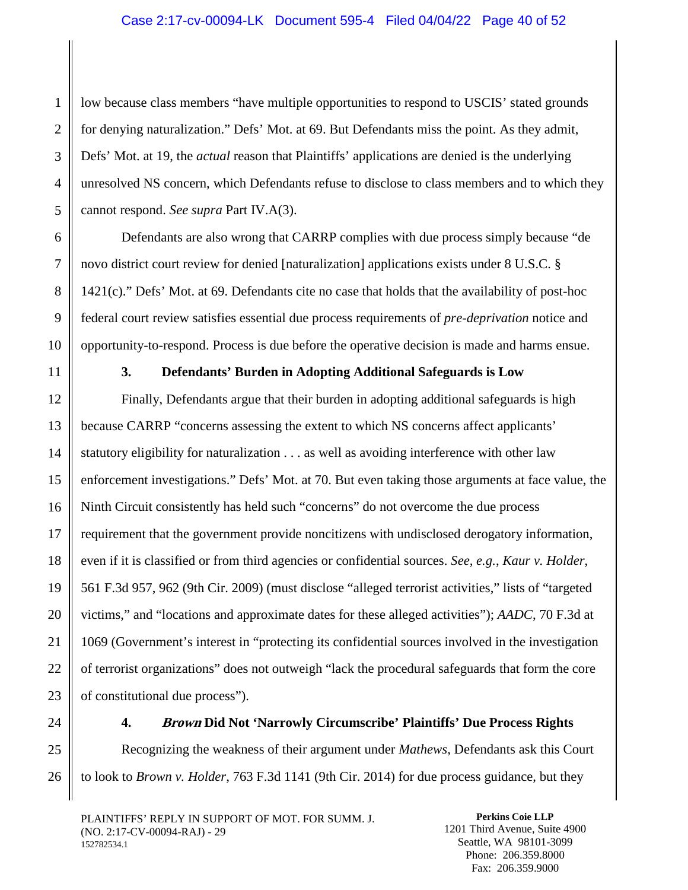low because class members "have multiple opportunities to respond to USCIS' stated grounds for denying naturalization." Defs' Mot. at 69. But Defendants miss the point. As they admit, Defs' Mot. at 19, the *actual* reason that Plaintiffs' applications are denied is the underlying unresolved NS concern, which Defendants refuse to disclose to class members and to which they cannot respond. *See supra* Part IV.A(3).

Defendants are also wrong that CARRP complies with due process simply because "de novo district court review for denied [naturalization] applications exists under 8 U.S.C. § 1421(c)." Defs' Mot. at 69. Defendants cite no case that holds that the availability of post-hoc federal court review satisfies essential due process requirements of *pre-deprivation* notice and opportunity-to-respond. Process is due before the operative decision is made and harms ensue.

### 3. Defendants' Burden in Adopting Additional Safeguards is Low

Finally, Defendants argue that their burden in adopting additional safeguards is high because CARRP "concerns assessing the extent to which NS concerns affect applicants' statutory eligibility for naturalization . . . as well as avoiding interference with other law enforcement investigations." Defs' Mot. at 70. But even taking those arguments at face value, the Ninth Circuit consistently has held such "concerns" do not overcome the due process requirement that the government provide noncitizens with undisclosed derogatory information, even if it is classified or from third agencies or confidential sources. *See, e.g.*, *Kaur v. Holder*, 561 F.3d 957, 962 (9th Cir. 2009) (must disclose "alleged terrorist activities," lists of "targeted victims," and "locations and approximate dates for these alleged activities"); *AADC*, 70 F.3d at 1069 (Government's interest in "protecting its confidential sources involved in the investigation of terrorist organizations" does not outweigh "lack the procedural safeguards that form the core of constitutional due process").

### 4. *Brown* Did Not 'Narrowly Circumscribe' Plaintiffs' Due Process Rights

Recognizing the weakness of their argument under *Mathews*, Defendants ask this Court to look to *Brown v. Holder*, 763 F.3d 1141 (9th Cir. 2014) for due process guidance, but they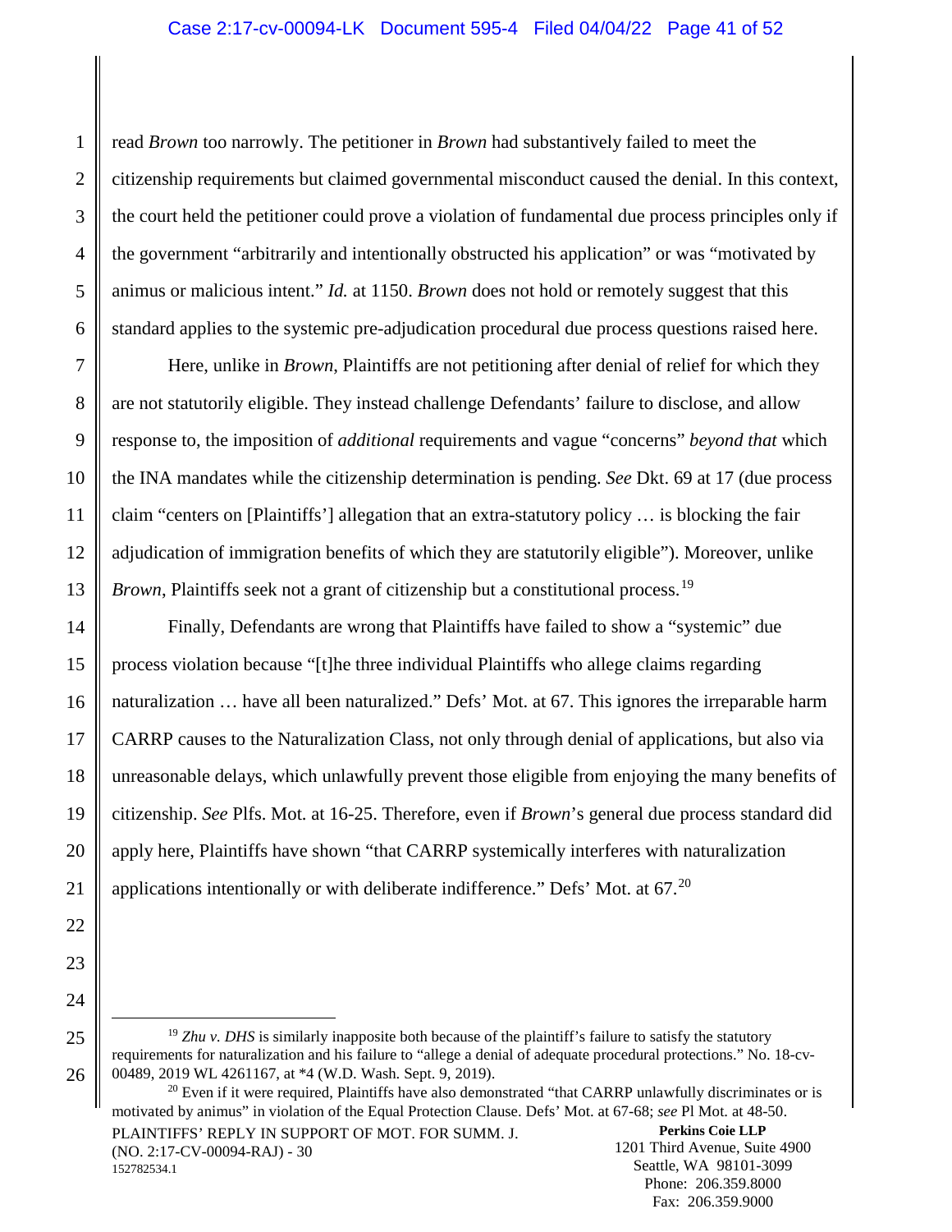read *Brown* too narrowly. The petitioner in *Brown* had substantively failed to meet the citizenship requirements but claimed governmental misconduct caused the denial. In this context, the court held the petitioner could prove a violation of fundamental due process principles only if the government "arbitrarily and intentionally obstructed his application" or was "motivated by animus or malicious intent." *Id.* at 1150. *Brown* does not hold or remotely suggest that this standard applies to the systemic pre-adjudication procedural due process questions raised here.

Here, unlike in *Brown*, Plaintiffs are not petitioning after denial of relief for which they are not statutorily eligible. They instead challenge Defendants' failure to disclose, and allow response to, the imposition of *additional* requirements and vague "concerns" *beyond that* which the INA mandates while the citizenship determination is pending. *See* Dkt. 69 at 17 (due process claim "centers on [Plaintiffs'] allegation that an extra-statutory policy … is blocking the fair adjudication of immigration benefits of which they are statutorily eligible"). Moreover, unlike *Brown*, Plaintiffs seek not a grant of citizenship but a constitutional process.[19]

Finally, Defendants are wrong that Plaintiffs have failed to show a "systemic" due process violation because "[t]he three individual Plaintiffs who allege claims regarding naturalization … have all been naturalized." Defs' Mot. at 67. This ignores the irreparable harm CARRP causes to the Naturalization Class, not only through denial of applications, but also via unreasonable delays, which unlawfully prevent those eligible from enjoying the many benefits of citizenship. *See* Plfs. Mot. at 16-25. Therefore, even if *Brown*'s general due process standard did apply here, Plaintiffs have shown "that CARRP systemically interferes with naturalization applications intentionally or with deliberate indifference." Defs' Mot. at 67.[20]

---

[19] *Zhu v. DHS* is similarly inapposite both because of the plaintiff's failure to satisfy the statutory requirements for naturalization and his failure to "allege a denial of adequate procedural protections." No. 18-cv-00489, 2019 WL 4261167, at *4 (W.D. Wash. Sept. 9, 2019).

[20] Even if it were required, Plaintiffs have also demonstrated "that CARRP unlawfully discriminates or is motivated by animus" in violation of the Equal Protection Clause. Defs' Mot. at 67-68; *see* Pl Mot. at 48-50.

PLAINTIFFS' REPLY IN SUPPORT OF MOT. FOR SUMM. J.
(NO. 2:17-CV-00094-RAJ) - 30
152782534.1

**Perkins Coie LLP**
1201 Third Avenue, Suite 4900
Seattle, WA 98101-3099
Phone: 206.359.8000
Fax: 206.359.9000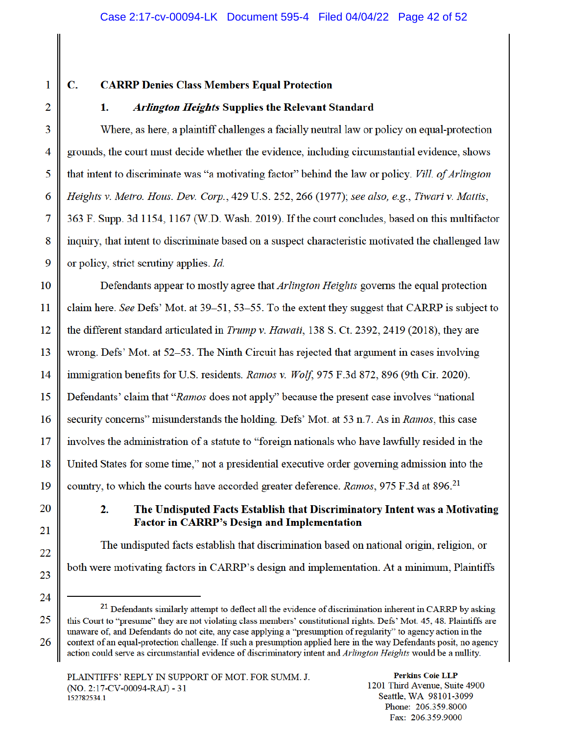### C. CARRP Denies Class Members Equal Protection

#### 1. *Arlington Heights* Supplies the Relevant Standard

Where, as here, a plaintiff challenges a facially neutral law or policy on equal-protection grounds, the court must decide whether the evidence, including circumstantial evidence, shows that intent to discriminate was "a motivating factor" behind the law or policy. *Vill. of Arlington Heights v. Metro. Hous. Dev. Corp.*, 429 U.S. 252, 266 (1977); *see also, e.g.*, *Tiwari v. Mattis*, 363 F. Supp. 3d 1154, 1167 (W.D. Wash. 2019). If the court concludes, based on this multifactor inquiry, that intent to discriminate based on a suspect characteristic motivated the challenged law or policy, strict scrutiny applies. *Id.*

Defendants appear to mostly agree that *Arlington Heights* governs the equal protection claim here. *See* Defs' Mot. at 39–51, 53–55. To the extent they suggest that CARRP is subject to the different standard articulated in *Trump v. Hawaii*, 138 S. Ct. 2392, 2419 (2018), they are wrong. Defs' Mot. at 52–53. The Ninth Circuit has rejected that argument in cases involving immigration benefits for U.S. residents. *Ramos v. Wolf*, 975 F.3d 872, 896 (9th Cir. 2020). Defendants' claim that "*Ramos* does not apply" because the present case involves "national security concerns" misunderstands the holding. Defs' Mot. at 53 n.7. As in *Ramos*, this case involves the administration of a statute to "foreign nationals who have lawfully resided in the United States for some time," not a presidential executive order governing admission into the country, to which the courts have accorded greater deference. *Ramos*, 975 F.3d at 896.[21]

#### 2. The Undisputed Facts Establish that Discriminatory Intent was a Motivating Factor in CARRP's Design and Implementation

The undisputed facts establish that discrimination based on national origin, religion, or both were motivating factors in CARRP's design and implementation. At a minimum, Plaintiffs

---

[21] Defendants similarly attempt to deflect all the evidence of discrimination inherent in CARRP by asking this Court to "presume" they are not violating class members' constitutional rights. Defs' Mot. 45, 48. Plaintiffs are unaware of, and Defendants do not cite, any case applying a "presumption of regularity" to agency action in the context of an equal-protection challenge. If such a presumption applied here in the way Defendants posit, no agency action could serve as circumstantial evidence of discriminatory intent and *Arlington Heights* would be a nullity.

PLAINTIFFS' REPLY IN SUPPORT OF MOT. FOR SUMM. J.
(NO. 2:17-CV-00094-RAJ) - 31
152782534.1

**Perkins Coie LLP**
1201 Third Avenue, Suite 4900
Seattle, WA 98101-3099
Phone: 206.359.8000
Fax: 206.359.9000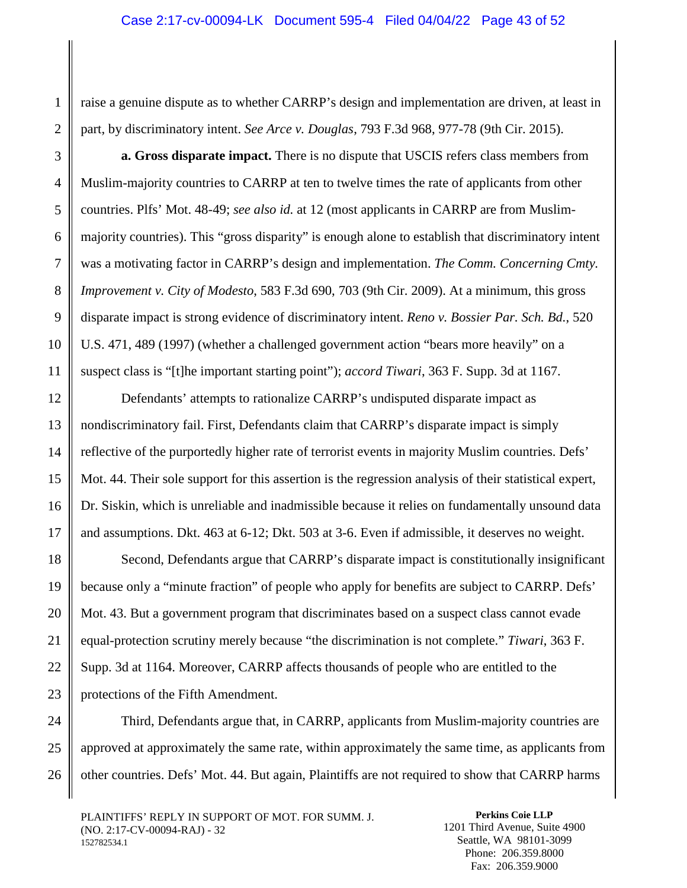raise a genuine dispute as to whether CARRP's design and implementation are driven, at least in part, by discriminatory intent. *See Arce v. Douglas*, 793 F.3d 968, 977-78 (9th Cir. 2015).

**a. Gross disparate impact.** There is no dispute that USCIS refers class members from Muslim-majority countries to CARRP at ten to twelve times the rate of applicants from other countries. Plfs' Mot. 48-49; *see also id.* at 12 (most applicants in CARRP are from Muslim-majority countries). This "gross disparity" is enough alone to establish that discriminatory intent was a motivating factor in CARRP's design and implementation. *The Comm. Concerning Cmty. Improvement v. City of Modesto*, 583 F.3d 690, 703 (9th Cir. 2009). At a minimum, this gross disparate impact is strong evidence of discriminatory intent. *Reno v. Bossier Par. Sch. Bd.*, 520 U.S. 471, 489 (1997) (whether a challenged government action "bears more heavily" on a suspect class is "[t]he important starting point"); *accord Tiwari*, 363 F. Supp. 3d at 1167.

Defendants' attempts to rationalize CARRP's undisputed disparate impact as nondiscriminatory fail. First, Defendants claim that CARRP's disparate impact is simply reflective of the purportedly higher rate of terrorist events in majority Muslim countries. Defs' Mot. 44. Their sole support for this assertion is the regression analysis of their statistical expert, Dr. Siskin, which is unreliable and inadmissible because it relies on fundamentally unsound data and assumptions. Dkt. 463 at 6-12; Dkt. 503 at 3-6. Even if admissible, it deserves no weight.

Second, Defendants argue that CARRP's disparate impact is constitutionally insignificant because only a "minute fraction" of people who apply for benefits are subject to CARRP. Defs' Mot. 43. But a government program that discriminates based on a suspect class cannot evade equal-protection scrutiny merely because "the discrimination is not complete." *Tiwari*, 363 F. Supp. 3d at 1164. Moreover, CARRP affects thousands of people who are entitled to the protections of the Fifth Amendment.

Third, Defendants argue that, in CARRP, applicants from Muslim-majority countries are approved at approximately the same rate, within approximately the same time, as applicants from other countries. Defs' Mot. 44. But again, Plaintiffs are not required to show that CARRP harms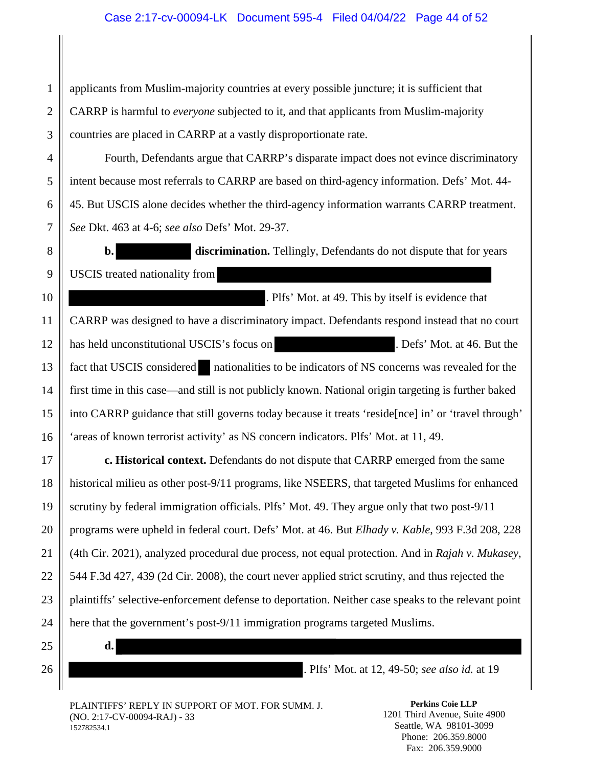applicants from Muslim-majority countries at every possible juncture; it is sufficient that CARRP is harmful to *everyone* subjected to it, and that applicants from Muslim-majority countries are placed in CARRP at a vastly disproportionate rate.

Fourth, Defendants argue that CARRP's disparate impact does not evince discriminatory intent because most referrals to CARRP are based on third-agency information. Defs' Mot. 44-45. But USCIS alone decides whether the third-agency information warrants CARRP treatment. *See* Dkt. 463 at 4-6; *see also* Defs' Mot. 29-37.

**b. [REDACTED] discrimination.** Tellingly, Defendants do not dispute that for years USCIS treated nationality from [REDACTED] [REDACTED]. Plfs' Mot. at 49. This by itself is evidence that CARRP was designed to have a discriminatory impact. Defendants respond instead that no court has held unconstitutional USCIS's focus on [REDACTED]. Defs' Mot. at 46. But the fact that USCIS considered [REDACTED] nationalities to be indicators of NS concerns was revealed for the first time in this case—and still is not publicly known. National origin targeting is further baked into CARRP guidance that still governs today because it treats 'reside[nce] in' or 'travel through' 'areas of known terrorist activity' as NS concern indicators. Plfs' Mot. at 11, 49.

**c. Historical context.** Defendants do not dispute that CARRP emerged from the same historical milieu as other post-9/11 programs, like NSEERS, that targeted Muslims for enhanced scrutiny by federal immigration officials. Plfs' Mot. 49. They argue only that two post-9/11 programs were upheld in federal court. Defs' Mot. at 46. But *Elhady v. Kable*, 993 F.3d 208, 228 (4th Cir. 2021), analyzed procedural due process, not equal protection. And in *Rajah v. Mukasey*, 544 F.3d 427, 439 (2d Cir. 2008), the court never applied strict scrutiny, and thus rejected the plaintiffs' selective-enforcement defense to deportation. Neither case speaks to the relevant point here that the government's post-9/11 immigration programs targeted Muslims.

**d.** [REDACTED] [REDACTED]. Plfs' Mot. at 12, 49-50; *see also id.* at 19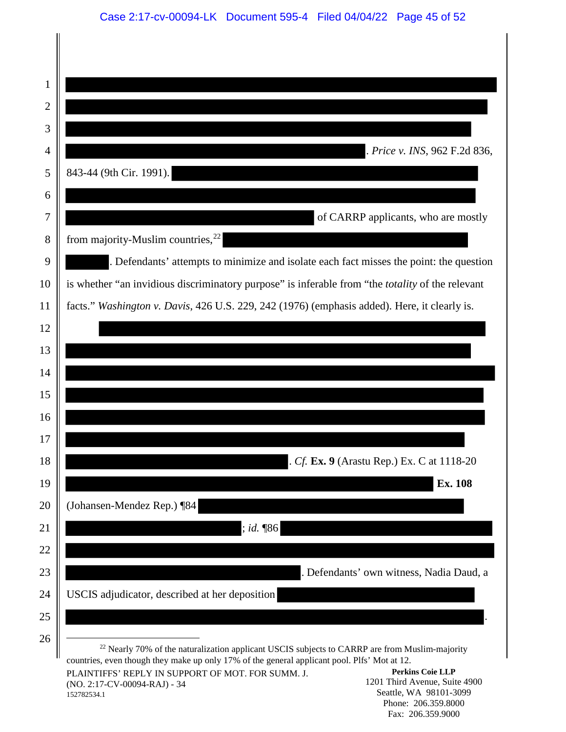[REDACTED]. *Price v. INS*, 962 F.2d 836, 843-44 (9th Cir. 1991). [REDACTED] of CARRP applicants, who are mostly from majority-Muslim countries,[22] [REDACTED]. Defendants' attempts to minimize and isolate each fact misses the point: the question is whether "an invidious discriminatory purpose" is inferable from "the *totality* of the relevant facts." *Washington v. Davis*, 426 U.S. 229, 242 (1976) (emphasis added). Here, it clearly is.

[REDACTED]. *Cf.* **Ex. 9** (Arastu Rep.) Ex. C at 1118-20 [REDACTED] **Ex. 108** (Johansen-Mendez Rep.) ¶84 [REDACTED]; *id.* ¶86 [REDACTED]. Defendants' own witness, Nadia Daud, a USCIS adjudicator, described at her deposition [REDACTED].

---

[22] Nearly 70% of the naturalization applicant USCIS subjects to CARRP are from Muslim-majority countries, even though they make up only 17% of the general applicant pool. Plfs' Mot at 12.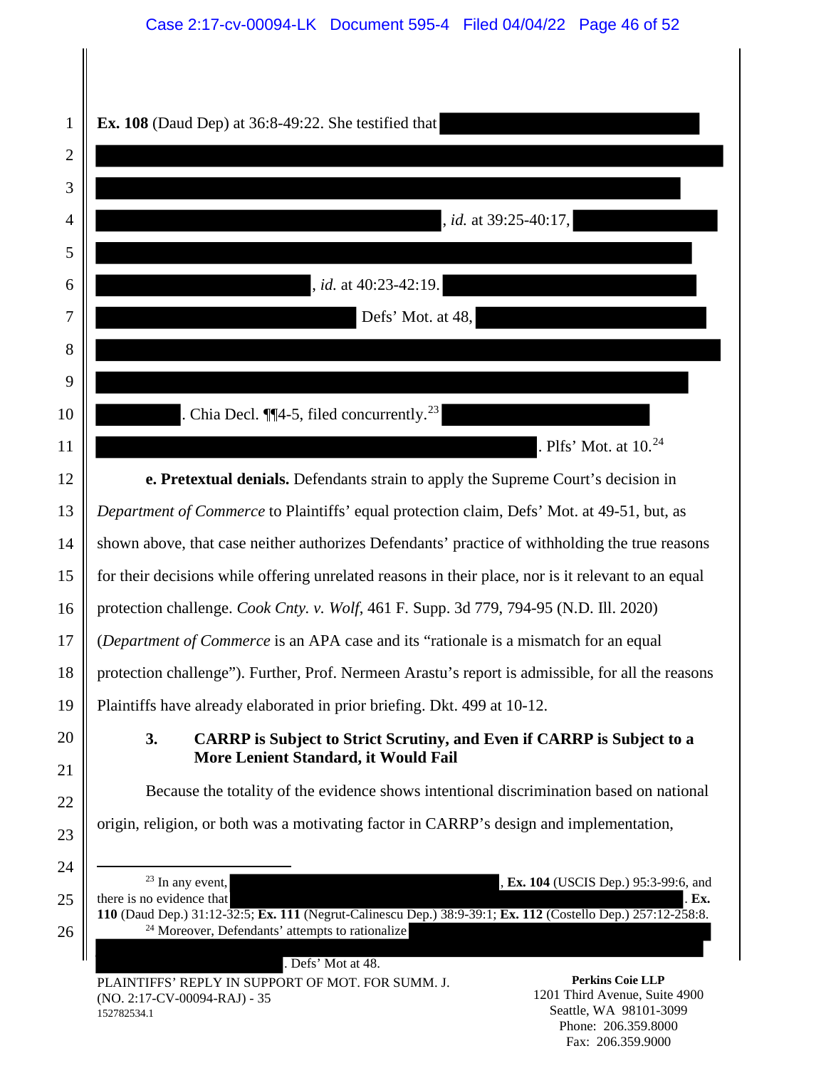**Ex. 108** (Daud Dep) at 36:8-49:22. She testified that [REDACTED], *id.* at 39:25-40:17, [REDACTED], *id.* at 40:23-42:19. [REDACTED] Defs' Mot. at 48, [REDACTED]. Chia Decl. ¶¶4-5, filed concurrently.[23] [REDACTED]. Plfs' Mot. at 10.[24]

**e. Pretextual denials.** Defendants strain to apply the Supreme Court's decision in *Department of Commerce* to Plaintiffs' equal protection claim, Defs' Mot. at 49-51, but, as shown above, that case neither authorizes Defendants' practice of withholding the true reasons for their decisions while offering unrelated reasons in their place, nor is it relevant to an equal protection challenge. *Cook Cnty. v. Wolf*, 461 F. Supp. 3d 779, 794-95 (N.D. Ill. 2020) (*Department of Commerce* is an APA case and its "rationale is a mismatch for an equal protection challenge"). Further, Prof. Nermeen Arastu's report is admissible, for all the reasons Plaintiffs have already elaborated in prior briefing. Dkt. 499 at 10-12.

### 3. CARRP is Subject to Strict Scrutiny, and Even if CARRP is Subject to a More Lenient Standard, it Would Fail

Because the totality of the evidence shows intentional discrimination based on national origin, religion, or both was a motivating factor in CARRP's design and implementation,

---

[23] In any event, [REDACTED], **Ex. 104** (USCIS Dep.) 95:3-99:6, and there is no evidence that [REDACTED]. **Ex. 110** (Daud Dep.) 31:12-32:5; **Ex. 111** (Negrut-Calinescu Dep.) 38:9-39:1; **Ex. 112** (Costello Dep.) 257:12-258:8.

[24] Moreover, Defendants' attempts to rationalize [REDACTED]. Defs' Mot at 48.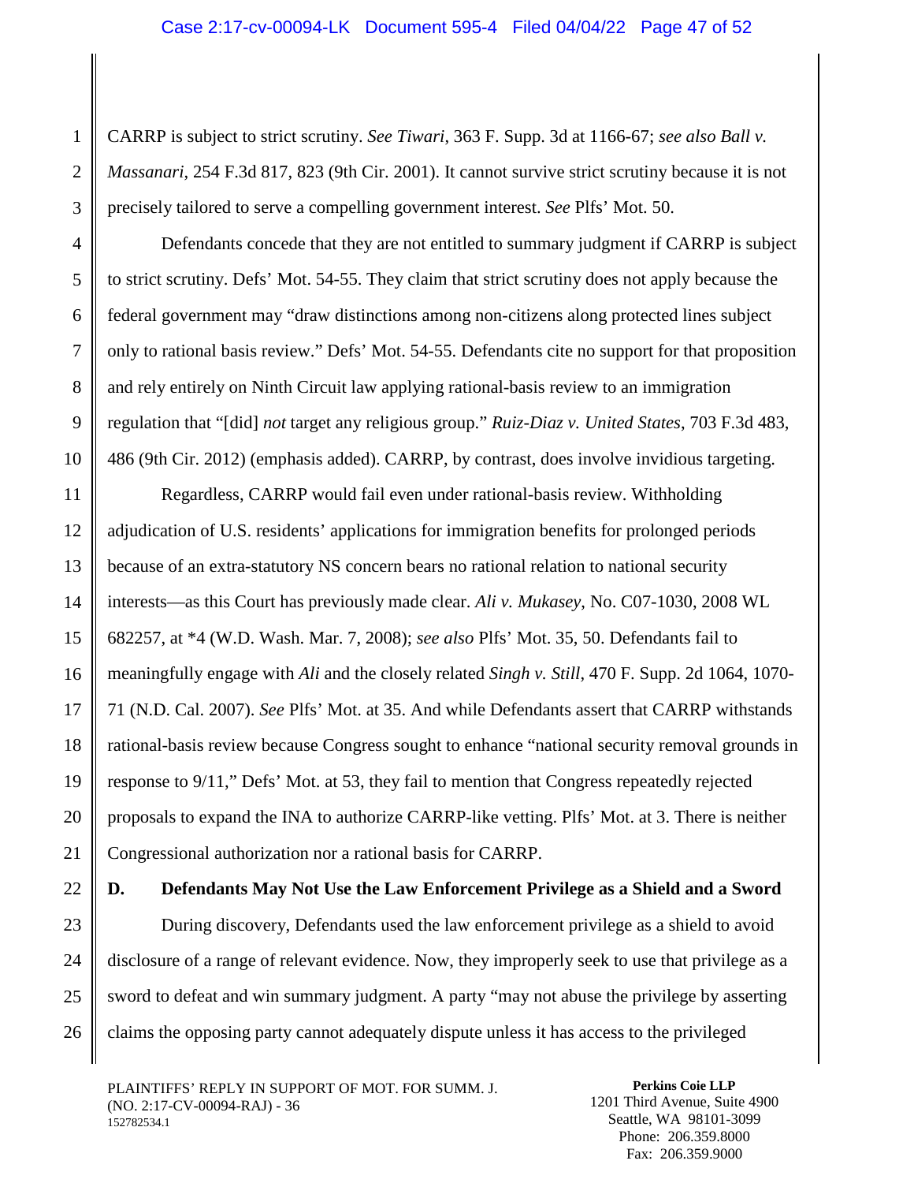CARRP is subject to strict scrutiny. *See Tiwari*, 363 F. Supp. 3d at 1166-67; *see also Ball v. Massanari*, 254 F.3d 817, 823 (9th Cir. 2001). It cannot survive strict scrutiny because it is not precisely tailored to serve a compelling government interest. *See* Plfs' Mot. 50.

Defendants concede that they are not entitled to summary judgment if CARRP is subject to strict scrutiny. Defs' Mot. 54-55. They claim that strict scrutiny does not apply because the federal government may "draw distinctions among non-citizens along protected lines subject only to rational basis review." Defs' Mot. 54-55. Defendants cite no support for that proposition and rely entirely on Ninth Circuit law applying rational-basis review to an immigration regulation that "[did] *not* target any religious group." *Ruiz-Diaz v. United States*, 703 F.3d 483, 486 (9th Cir. 2012) (emphasis added). CARRP, by contrast, does involve invidious targeting.

Regardless, CARRP would fail even under rational-basis review. Withholding adjudication of U.S. residents' applications for immigration benefits for prolonged periods because of an extra-statutory NS concern bears no rational relation to national security interests—as this Court has previously made clear. *Ali v. Mukasey*, No. C07-1030, 2008 WL 682257, at *4 (W.D. Wash. Mar. 7, 2008); *see also* Plfs' Mot. 35, 50. Defendants fail to meaningfully engage with *Ali* and the closely related *Singh v. Still*, 470 F. Supp. 2d 1064, 1070-71 (N.D. Cal. 2007). *See* Plfs' Mot. at 35. And while Defendants assert that CARRP withstands rational-basis review because Congress sought to enhance "national security removal grounds in response to 9/11," Defs' Mot. at 53, they fail to mention that Congress repeatedly rejected proposals to expand the INA to authorize CARRP-like vetting. Plfs' Mot. at 3. There is neither Congressional authorization nor a rational basis for CARRP.

### D. Defendants May Not Use the Law Enforcement Privilege as a Shield and a Sword

During discovery, Defendants used the law enforcement privilege as a shield to avoid disclosure of a range of relevant evidence. Now, they improperly seek to use that privilege as a sword to defeat and win summary judgment. A party "may not abuse the privilege by asserting claims the opposing party cannot adequately dispute unless it has access to the privileged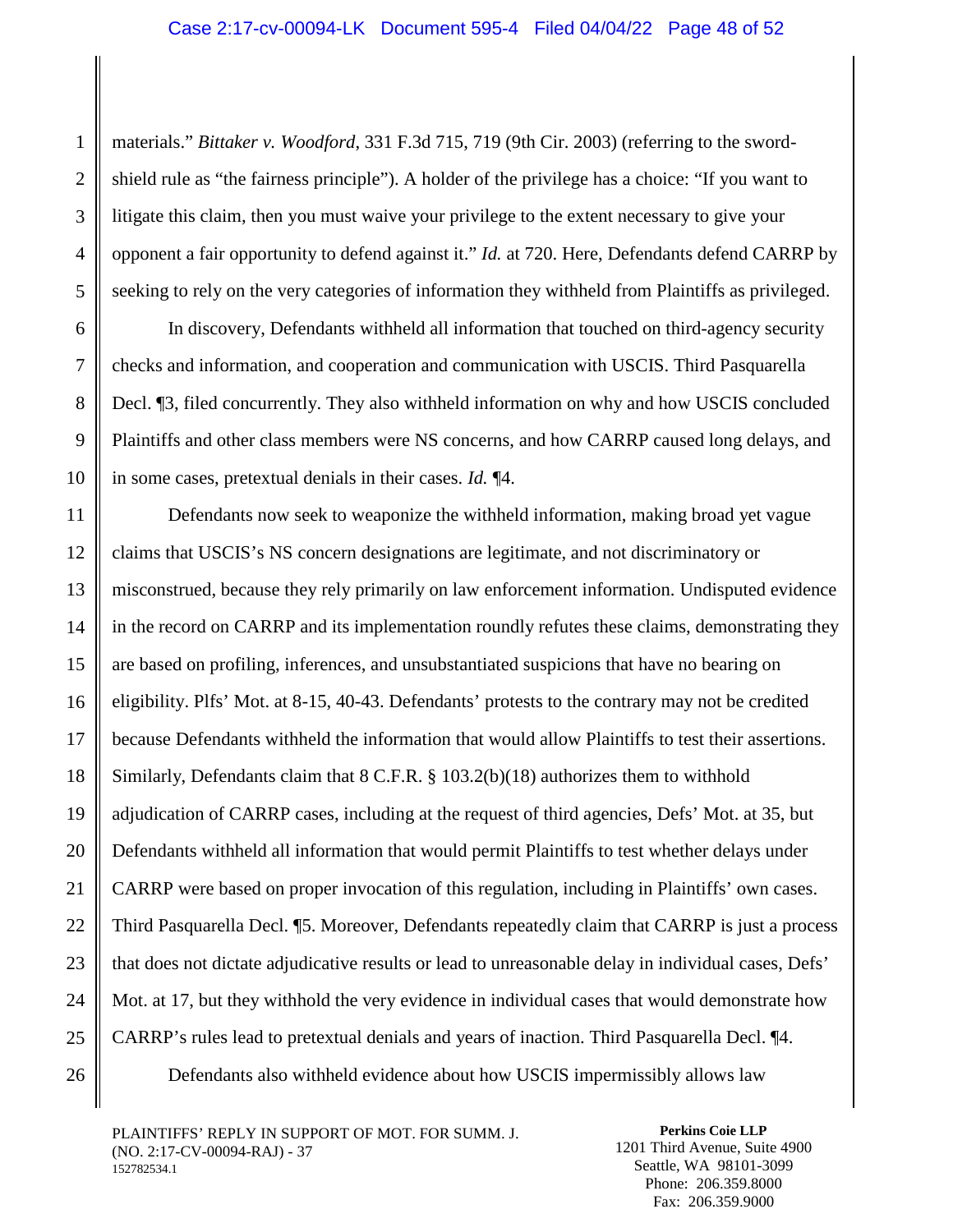materials." *Bittaker v. Woodford*, 331 F.3d 715, 719 (9th Cir. 2003) (referring to the sword-shield rule as "the fairness principle"). A holder of the privilege has a choice: "If you want to litigate this claim, then you must waive your privilege to the extent necessary to give your opponent a fair opportunity to defend against it." *Id.* at 720. Here, Defendants defend CARRP by seeking to rely on the very categories of information they withheld from Plaintiffs as privileged.

In discovery, Defendants withheld all information that touched on third-agency security checks and information, and cooperation and communication with USCIS. Third Pasquarella Decl. ¶3, filed concurrently. They also withheld information on why and how USCIS concluded Plaintiffs and other class members were NS concerns, and how CARRP caused long delays, and in some cases, pretextual denials in their cases. *Id.* ¶4.

Defendants now seek to weaponize the withheld information, making broad yet vague claims that USCIS's NS concern designations are legitimate, and not discriminatory or misconstrued, because they rely primarily on law enforcement information. Undisputed evidence in the record on CARRP and its implementation roundly refutes these claims, demonstrating they are based on profiling, inferences, and unsubstantiated suspicions that have no bearing on eligibility. Plfs' Mot. at 8-15, 40-43. Defendants' protests to the contrary may not be credited because Defendants withheld the information that would allow Plaintiffs to test their assertions. Similarly, Defendants claim that 8 C.F.R. § 103.2(b)(18) authorizes them to withhold adjudication of CARRP cases, including at the request of third agencies, Defs' Mot. at 35, but Defendants withheld all information that would permit Plaintiffs to test whether delays under CARRP were based on proper invocation of this regulation, including in Plaintiffs' own cases. Third Pasquarella Decl. ¶5. Moreover, Defendants repeatedly claim that CARRP is just a process that does not dictate adjudicative results or lead to unreasonable delay in individual cases, Defs' Mot. at 17, but they withhold the very evidence in individual cases that would demonstrate how CARRP's rules lead to pretextual denials and years of inaction. Third Pasquarella Decl. ¶4.

Defendants also withheld evidence about how USCIS impermissibly allows law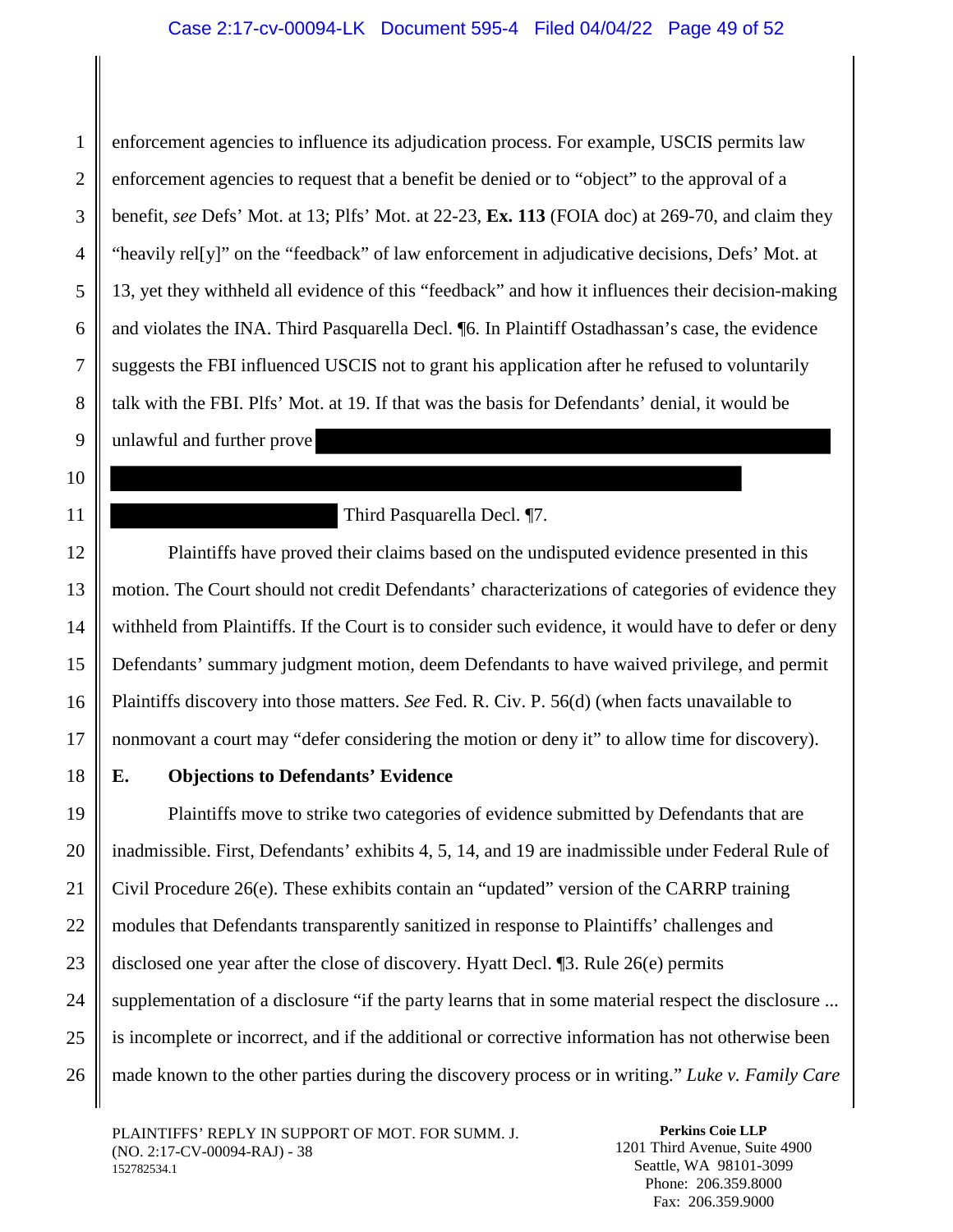enforcement agencies to influence its adjudication process. For example, USCIS permits law enforcement agencies to request that a benefit be denied or to "object" to the approval of a benefit, *see* Defs' Mot. at 13; Plfs' Mot. at 22-23, **Ex. 113** (FOIA doc) at 269-70, and claim they "heavily rel[y]" on the "feedback" of law enforcement in adjudicative decisions, Defs' Mot. at 13, yet they withheld all evidence of this "feedback" and how it influences their decision-making and violates the INA. Third Pasquarella Decl. ¶6. In Plaintiff Ostadhassan's case, the evidence suggests the FBI influenced USCIS not to grant his application after he refused to voluntarily talk with the FBI. Plfs' Mot. at 19. If that was the basis for Defendants' denial, it would be unlawful and further prove [REDACTED] Third Pasquarella Decl. ¶7.

Plaintiffs have proved their claims based on the undisputed evidence presented in this motion. The Court should not credit Defendants' characterizations of categories of evidence they withheld from Plaintiffs. If the Court is to consider such evidence, it would have to defer or deny Defendants' summary judgment motion, deem Defendants to have waived privilege, and permit Plaintiffs discovery into those matters. *See* Fed. R. Civ. P. 56(d) (when facts unavailable to nonmovant a court may "defer considering the motion or deny it" to allow time for discovery).

### E. Objections to Defendants' Evidence

Plaintiffs move to strike two categories of evidence submitted by Defendants that are inadmissible. First, Defendants' exhibits 4, 5, 14, and 19 are inadmissible under Federal Rule of Civil Procedure 26(e). These exhibits contain an "updated" version of the CARRP training modules that Defendants transparently sanitized in response to Plaintiffs' challenges and disclosed one year after the close of discovery. Hyatt Decl. ¶3. Rule 26(e) permits supplementation of a disclosure "if the party learns that in some material respect the disclosure ... is incomplete or incorrect, and if the additional or corrective information has not otherwise been made known to the other parties during the discovery process or in writing." *Luke v. Family Care*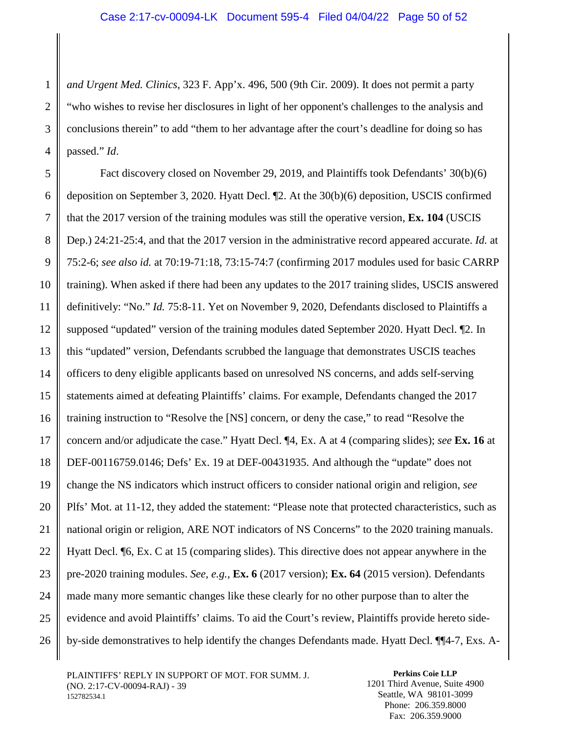*and Urgent Med. Clinics*, 323 F. App'x. 496, 500 (9th Cir. 2009). It does not permit a party "who wishes to revise her disclosures in light of her opponent's challenges to the analysis and conclusions therein" to add "them to her advantage after the court's deadline for doing so has passed." *Id*.

Fact discovery closed on November 29, 2019, and Plaintiffs took Defendants' 30(b)(6) deposition on September 3, 2020. Hyatt Decl. ¶2. At the 30(b)(6) deposition, USCIS confirmed that the 2017 version of the training modules was still the operative version, **Ex. 104** (USCIS Dep.) 24:21-25:4, and that the 2017 version in the administrative record appeared accurate. *Id.* at 75:2-6; *see also id.* at 70:19-71:18, 73:15-74:7 (confirming 2017 modules used for basic CARRP training). When asked if there had been any updates to the 2017 training slides, USCIS answered definitively: "No." *Id.* 75:8-11. Yet on November 9, 2020, Defendants disclosed to Plaintiffs a supposed "updated" version of the training modules dated September 2020. Hyatt Decl. ¶2. In this "updated" version, Defendants scrubbed the language that demonstrates USCIS teaches officers to deny eligible applicants based on unresolved NS concerns, and adds self-serving statements aimed at defeating Plaintiffs' claims. For example, Defendants changed the 2017 training instruction to "Resolve the [NS] concern, or deny the case," to read "Resolve the concern and/or adjudicate the case." Hyatt Decl. ¶4, Ex. A at 4 (comparing slides); *see* **Ex. 16** at DEF-00116759.0146; Defs' Ex. 19 at DEF-00431935. And although the "update" does not change the NS indicators which instruct officers to consider national origin and religion, *see* Plfs' Mot. at 11-12, they added the statement: "Please note that protected characteristics, such as national origin or religion, ARE NOT indicators of NS Concerns" to the 2020 training manuals. Hyatt Decl. ¶6, Ex. C at 15 (comparing slides). This directive does not appear anywhere in the pre-2020 training modules. *See, e.g.,* **Ex. 6** (2017 version); **Ex. 64** (2015 version). Defendants made many more semantic changes like these clearly for no other purpose than to alter the evidence and avoid Plaintiffs' claims. To aid the Court's review, Plaintiffs provide hereto side-by-side demonstratives to help identify the changes Defendants made. Hyatt Decl. ¶¶4-7, Exs. A-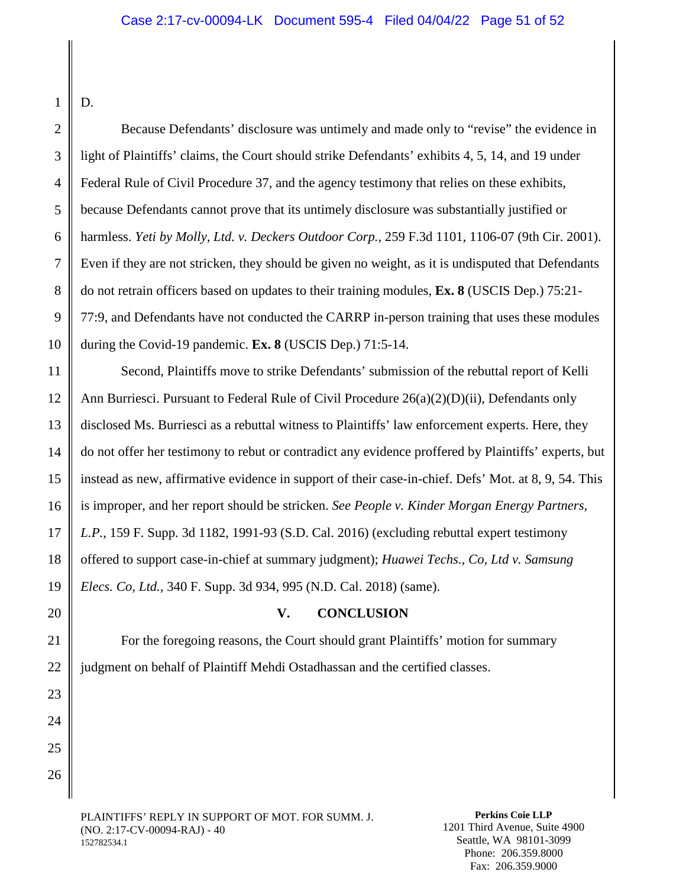D.

Because Defendants' disclosure was untimely and made only to "revise" the evidence in light of Plaintiffs' claims, the Court should strike Defendants' exhibits 4, 5, 14, and 19 under Federal Rule of Civil Procedure 37, and the agency testimony that relies on these exhibits, because Defendants cannot prove that its untimely disclosure was substantially justified or harmless. *Yeti by Molly, Ltd. v. Deckers Outdoor Corp.*, 259 F.3d 1101, 1106-07 (9th Cir. 2001). Even if they are not stricken, they should be given no weight, as it is undisputed that Defendants do not retrain officers based on updates to their training modules, **Ex. 8** (USCIS Dep.) 75:21-77:9, and Defendants have not conducted the CARRP in-person training that uses these modules during the Covid-19 pandemic. **Ex. 8** (USCIS Dep.) 71:5-14.

Second, Plaintiffs move to strike Defendants' submission of the rebuttal report of Kelli Ann Burriesci. Pursuant to Federal Rule of Civil Procedure 26(a)(2)(D)(ii), Defendants only disclosed Ms. Burriesci as a rebuttal witness to Plaintiffs' law enforcement experts. Here, they do not offer her testimony to rebut or contradict any evidence proffered by Plaintiffs' experts, but instead as new, affirmative evidence in support of their case-in-chief. Defs' Mot. at 8, 9, 54. This is improper, and her report should be stricken. *See People v. Kinder Morgan Energy Partners, L.P.*, 159 F. Supp. 3d 1182, 1991-93 (S.D. Cal. 2016) (excluding rebuttal expert testimony offered to support case-in-chief at summary judgment); *Huawei Techs., Co, Ltd v. Samsung Elecs. Co, Ltd.*, 340 F. Supp. 3d 934, 995 (N.D. Cal. 2018) (same).

## V. CONCLUSION

For the foregoing reasons, the Court should grant Plaintiffs' motion for summary judgment on behalf of Plaintiff Mehdi Ostadhassan and the certified classes.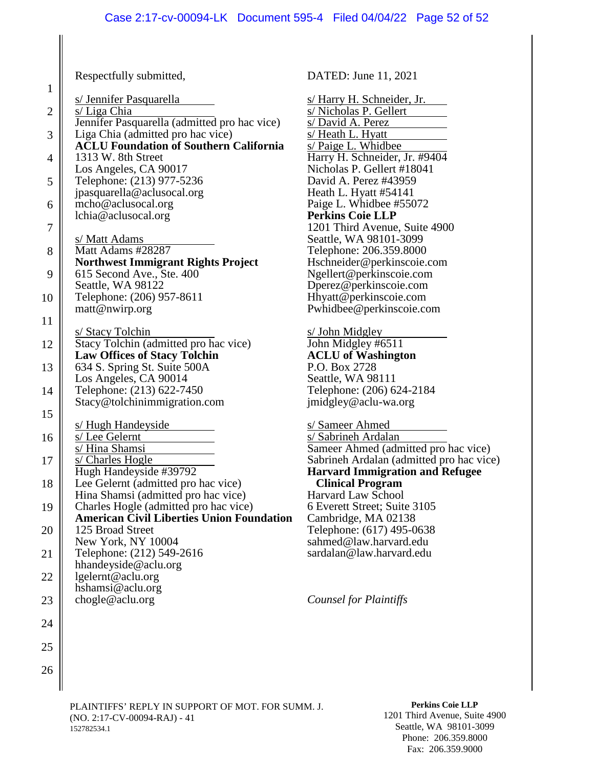Respectfully submitted,

DATED: June 11, 2021

s/ Jennifer Pasquarella
s/ Liga Chia
Jennifer Pasquarella (admitted pro hac vice)
Liga Chia (admitted pro hac vice)
**ACLU Foundation of Southern California**
1313 W. 8th Street
Los Angeles, CA 90017
Telephone: (213) 977-5236
jpasquarella@aclusocal.org
mcho@aclusocal.org
lchia@aclusocal.org

s/ Matt Adams
Matt Adams #28287
**Northwest Immigrant Rights Project**
615 Second Ave., Ste. 400
Seattle, WA 98122
Telephone: (206) 957-8611
matt@nwirp.org

s/ Stacy Tolchin
Stacy Tolchin (admitted pro hac vice)
**Law Offices of Stacy Tolchin**
634 S. Spring St. Suite 500A
Los Angeles, CA 90014
Telephone: (213) 622-7450
Stacy@tolchinimmigration.com

s/ Hugh Handeyside
s/ Lee Gelernt
s/ Hina Shamsi
s/ Charles Hogle
Hugh Handeyside #39792
Lee Gelernt (admitted pro hac vice)
Hina Shamsi (admitted pro hac vice)
Charles Hogle (admitted pro hac vice)
**American Civil Liberties Union Foundation**
125 Broad Street
New York, NY 10004
Telephone: (212) 549-2616
hhandeyside@aclu.org
lgelernt@aclu.org
hshamsi@aclu.org
chogle@aclu.org

s/ Harry H. Schneider, Jr.
s/ Nicholas P. Gellert
s/ David A. Perez
s/ Heath L. Hyatt
s/ Paige L. Whidbee
Harry H. Schneider, Jr. #9404
Nicholas P. Gellert #18041
David A. Perez #43959
Heath L. Hyatt #54141
Paige L. Whidbee #55072
**Perkins Coie LLP**
1201 Third Avenue, Suite 4900
Seattle, WA 98101-3099
Telephone: 206.359.8000
Hschneider@perkinscoie.com
Ngellert@perkinscoie.com
Dperez@perkinscoie.com
Hhyatt@perkinscoie.com
Pwhidbee@perkinscoie.com

s/ John Midgley
John Midgley #6511
**ACLU of Washington**
P.O. Box 2728
Seattle, WA 98111
Telephone: (206) 624-2184
jmidgley@aclu-wa.org

s/ Sameer Ahmed
s/ Sabrineh Ardalan
Sameer Ahmed (admitted pro hac vice)
Sabrineh Ardalan (admitted pro hac vice)
**Harvard Immigration and Refugee Clinical Program**
Harvard Law School
6 Everett Street; Suite 3105
Cambridge, MA 02138
Telephone: (617) 495-0638
sahmed@law.harvard.edu
sardalan@law.harvard.edu

*Counsel for Plaintiffs*